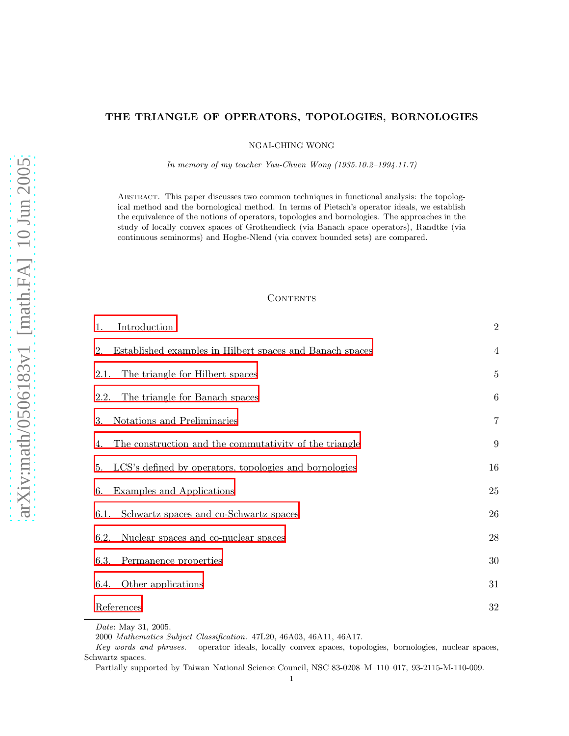# THE TRIANGLE OF OPERATORS, TOPOLOGIES, BORNOLOGIES

NGAI-CHING WONG

*In memory of my teacher Yau-Chuen Wong (1935.10.2–1994.11.7)*

Abstract. This paper discusses two common techniques in functional analysis: the topological method and the bornological method. In terms of Pietsch's operator ideals, we establish the equivalence of the notions of operators, topologies and bornologies. The approaches in the study of locally convex spaces of Grothendieck (via Banach space operators), Randtke (via continuous seminorms) and Hogbe-Nlend (via convex bounded sets) are compared.

## Contents

| | |
|---|---|
| 1. Introduction | 2 |
| 2. Established examples in Hilbert spaces and Banach spaces | 4 |
| 2.1. The triangle for Hilbert spaces | 5 |
| 2.2. The triangle for Banach spaces | 6 |
| 3. Notations and Preliminaries | 7 |
| 4. The construction and the commutativity of the triangle | 9 |
| 5. LCS's defined by operators, topologies and bornologies | 16 |
| 6. Examples and Applications | 25 |
| 6.1. Schwartz spaces and co-Schwartz spaces | 26 |
| 6.2. Nuclear spaces and co-nuclear spaces | 28 |
| 6.3. Permanence properties | 30 |
| 6.4. Other applications | 31 |
| References | 32 |

*Date*: May 31, 2005.

2000 *Mathematics Subject Classification.* 47L20, 46A03, 46A11, 46A17.

*Key words and phrases.* operator ideals, locally convex spaces, topologies, bornologies, nuclear spaces, Schwartz spaces.

Partially supported by Taiwan National Science Council, NSC 83-0208–M–110–017, 93-2115-M-110-009.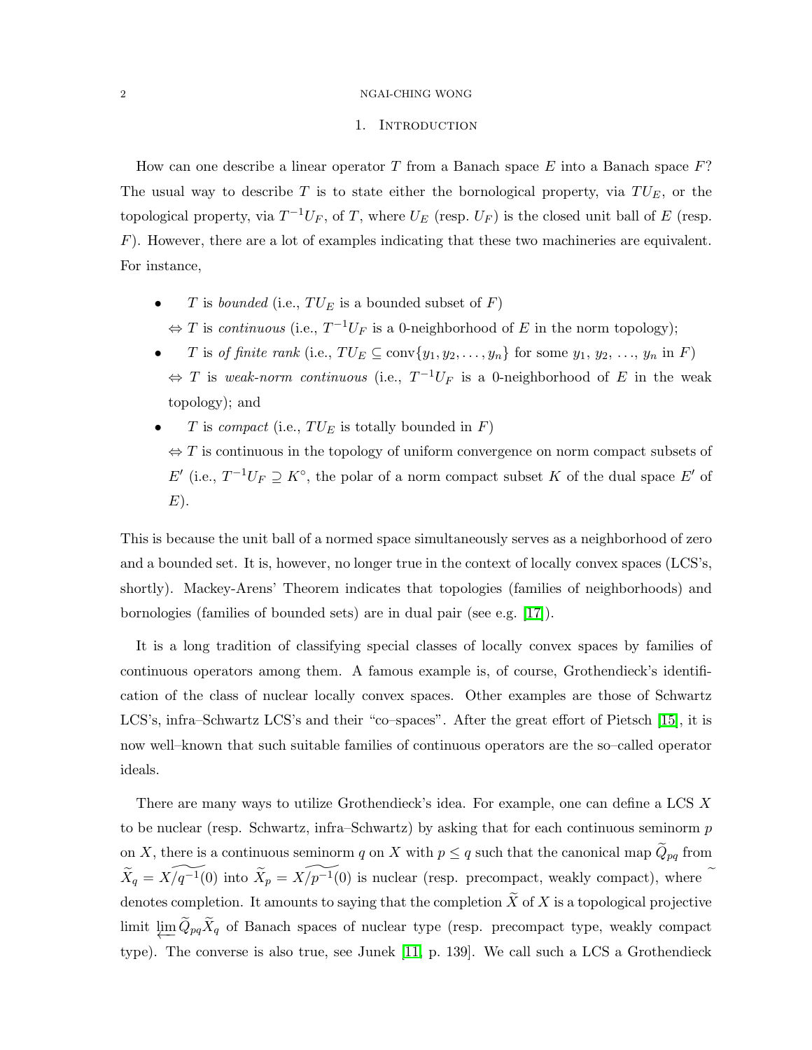## 1. Introduction

How can one describe a linear operator $T$ from a Banach space $E$ into a Banach space $F$? The usual way to describe $T$ is to state either the bornological property, via $TU_E$, or the topological property, via $T^{-1}U_F$, of $T$, where $U_E$ (resp. $U_F$) is the closed unit ball of $E$ (resp. $F$). However, there are a lot of examples indicating that these two machineries are equivalent. For instance,

- $T$ is *bounded* (i.e., $TU_E$ is a bounded subset of $F$)
  $\Leftrightarrow$ $T$ is *continuous* (i.e., $T^{-1}U_F$ is a 0-neighborhood of $E$ in the norm topology);
- $T$ is *of finite rank* (i.e., $TU_E \subseteq \operatorname{conv}\{y_1, y_2, \ldots, y_n\}$ for some $y_1, y_2, \ldots, y_n$ in $F$)
  $\Leftrightarrow$ $T$ is *weak-norm continuous* (i.e., $T^{-1}U_F$ is a 0-neighborhood of $E$ in the weak topology); and
- $T$ is *compact* (i.e., $TU_E$ is totally bounded in $F$)
  $\Leftrightarrow$ $T$ is continuous in the topology of uniform convergence on norm compact subsets of $E'$ (i.e., $T^{-1}U_F \supseteq K^\circ$, the polar of a norm compact subset $K$ of the dual space $E'$ of $E$).

This is because the unit ball of a normed space simultaneously serves as a neighborhood of zero and a bounded set. It is, however, no longer true in the context of locally convex spaces (LCS's, shortly). Mackey-Arens' Theorem indicates that topologies (families of neighborhoods) and bornologies (families of bounded sets) are in dual pair (see e.g. [17]).

It is a long tradition of classifying special classes of locally convex spaces by families of continuous operators among them. A famous example is, of course, Grothendieck's identification of the class of nuclear locally convex spaces. Other examples are those of Schwartz LCS's, infra–Schwartz LCS's and their "co–spaces". After the great effort of Pietsch [15], it is now well–known that such suitable families of continuous operators are the so–called operator ideals.

There are many ways to utilize Grothendieck's idea. For example, one can define a LCS $X$ to be nuclear (resp. Schwartz, infra–Schwartz) by asking that for each continuous seminorm $p$ on $X$, there is a continuous seminorm $q$ on $X$ with $p \leq q$ such that the canonical map $\widetilde{Q}_{pq}$ from $\widetilde{X}_q = \widetilde{X/q^{-1}(0)}$ into $\widetilde{X}_p = \widetilde{X/p^{-1}(0)}$ is nuclear (resp. precompact, weakly compact), where $\widetilde{\ }$ denotes completion. It amounts to saying that the completion $\widetilde{X}$ of $X$ is a topological projective limit $\varprojlim \widetilde{Q}_{pq}\widetilde{X}_q$ of Banach spaces of nuclear type (resp. precompact type, weakly compact type). The converse is also true, see Junek [11, p. 139]. We call such a LCS a Grothendieck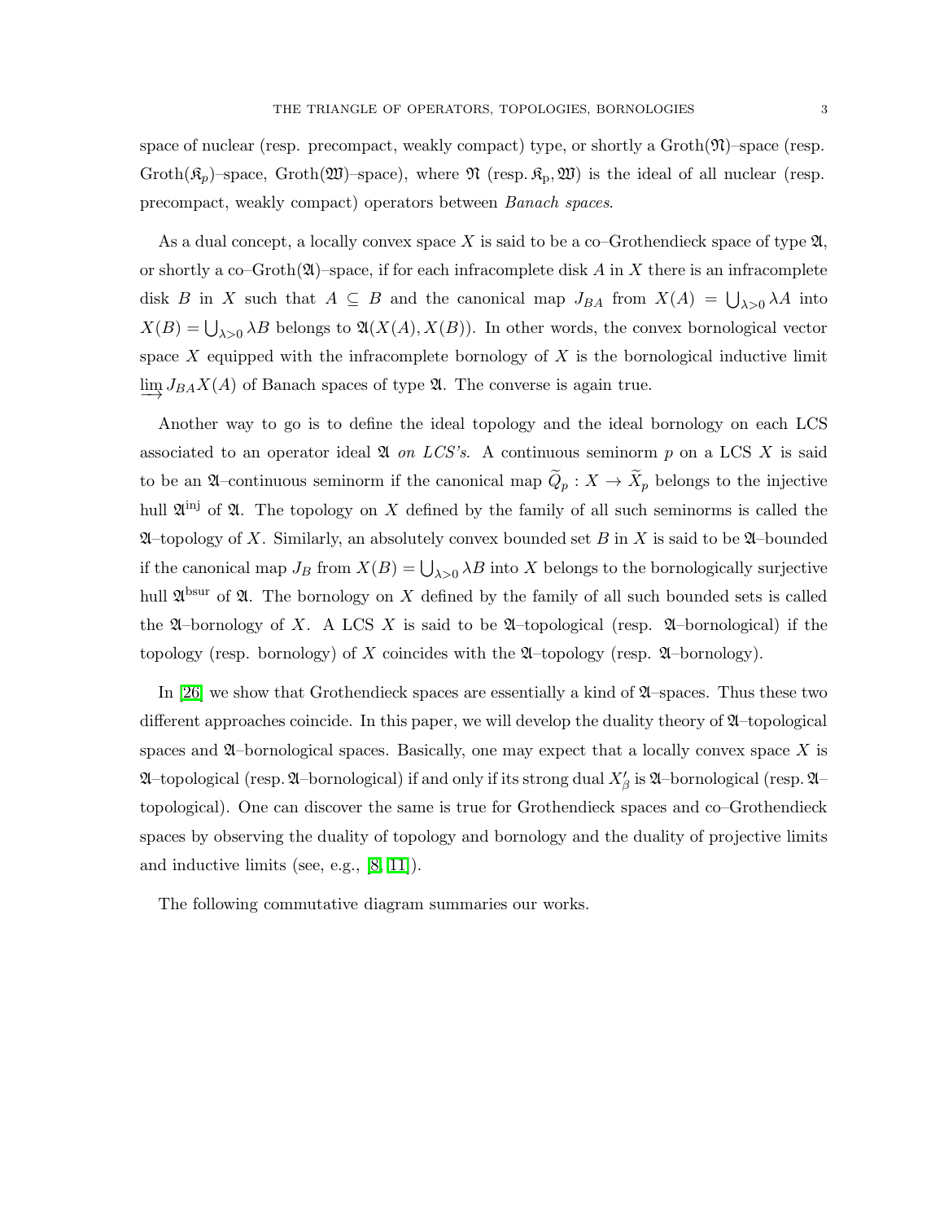space of nuclear (resp. precompact, weakly compact) type, or shortly a Groth($\mathfrak{N}$)–space (resp. Groth($\mathfrak{K}_p$)–space, Groth($\mathfrak{W}$)–space), where $\mathfrak{N}$ (resp. $\mathfrak{K}_{\mathrm{p}}, \mathfrak{W}$) is the ideal of all nuclear (resp. precompact, weakly compact) operators between *Banach spaces*.

As a dual concept, a locally convex space $X$ is said to be a co–Grothendieck space of type $\mathfrak{A}$, or shortly a co–Groth($\mathfrak{A}$)–space, if for each infracomplete disk $A$ in $X$ there is an infracomplete disk $B$ in $X$ such that $A \subseteq B$ and the canonical map $J_{BA}$ from $X(A) = \bigcup_{\lambda>0} \lambda A$ into $X(B) = \bigcup_{\lambda>0} \lambda B$ belongs to $\mathfrak{A}(X(A), X(B))$. In other words, the convex bornological vector space $X$ equipped with the infracomplete bornology of $X$ is the bornological inductive limit $\varinjlim J_{BA} X(A)$ of Banach spaces of type $\mathfrak{A}$. The converse is again true.

Another way to go is to define the ideal topology and the ideal bornology on each LCS associated to an operator ideal $\mathfrak{A}$ *on LCS's*. A continuous seminorm $p$ on a LCS $X$ is said to be an $\mathfrak{A}$–continuous seminorm if the canonical map $\widetilde{Q}_p : X \to \widetilde{X}_p$ belongs to the injective hull $\mathfrak{A}^{\mathrm{inj}}$ of $\mathfrak{A}$. The topology on $X$ defined by the family of all such seminorms is called the $\mathfrak{A}$–topology of $X$. Similarly, an absolutely convex bounded set $B$ in $X$ is said to be $\mathfrak{A}$–bounded if the canonical map $J_B$ from $X(B) = \bigcup_{\lambda>0} \lambda B$ into $X$ belongs to the bornologically surjective hull $\mathfrak{A}^{\mathrm{bsur}}$ of $\mathfrak{A}$. The bornology on $X$ defined by the family of all such bounded sets is called the $\mathfrak{A}$–bornology of $X$. A LCS $X$ is said to be $\mathfrak{A}$–topological (resp. $\mathfrak{A}$–bornological) if the topology (resp. bornology) of $X$ coincides with the $\mathfrak{A}$–topology (resp. $\mathfrak{A}$–bornology).

In [26] we show that Grothendieck spaces are essentially a kind of $\mathfrak{A}$–spaces. Thus these two different approaches coincide. In this paper, we will develop the duality theory of $\mathfrak{A}$–topological spaces and $\mathfrak{A}$–bornological spaces. Basically, one may expect that a locally convex space $X$ is $\mathfrak{A}$–topological (resp. $\mathfrak{A}$–bornological) if and only if its strong dual $X'_\beta$ is $\mathfrak{A}$–bornological (resp. $\mathfrak{A}$–topological). One can discover the same is true for Grothendieck spaces and co–Grothendieck spaces by observing the duality of topology and bornology and the duality of projective limits and inductive limits (see, e.g., [8, 11]).

The following commutative diagram summaries our works.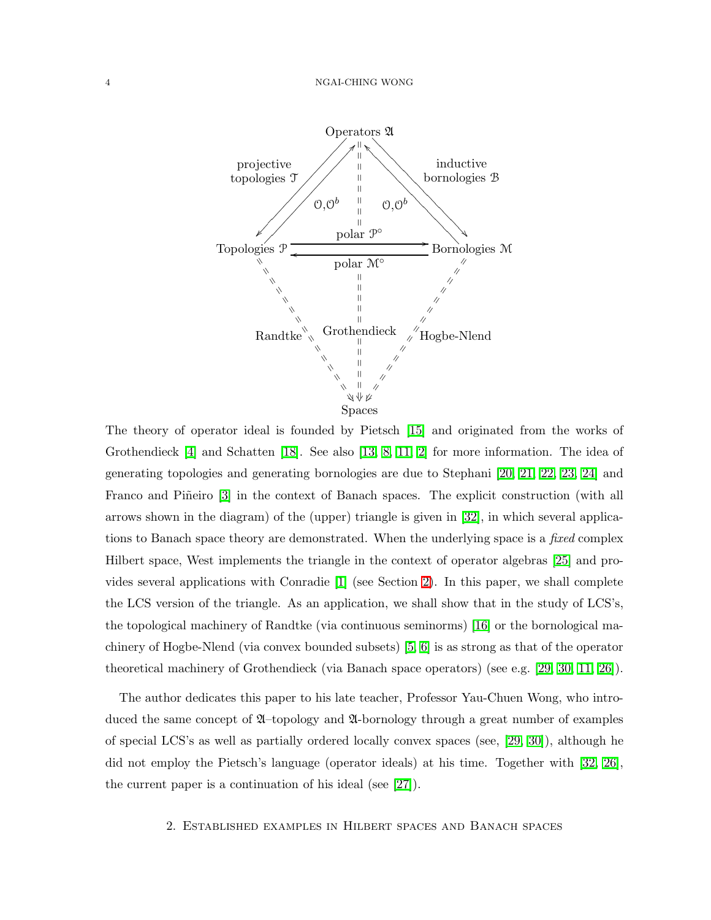Operators $\mathfrak{A}$

projective topologies $\mathcal{T}$ | inductive bornologies $\mathcal{B}$

$\mathcal{O},\mathcal{O}^b$ | $\mathcal{O},\mathcal{O}^b$

Topologies $\mathcal{P}$ — polar $\mathcal{P}^\circ$ → Bornologies $\mathcal{M}$

Bornologies $\mathcal{M}$ — polar $\mathcal{M}^\circ$ → Topologies $\mathcal{P}$

Randtke | Grothendieck | Hogbe-Nlend

Spaces

The theory of operator ideal is founded by Pietsch [15] and originated from the works of Grothendieck [4] and Schatten [18]. See also [13, 8, 11, 2] for more information. The idea of generating topologies and generating bornologies are due to Stephani [20, 21, 22, 23, 24] and Franco and Piñeiro [3] in the context of Banach spaces. The explicit construction (with all arrows shown in the diagram) of the (upper) triangle is given in [32], in which several applications to Banach space theory are demonstrated. When the underlying space is a *fixed* complex Hilbert space, West implements the triangle in the context of operator algebras [25] and provides several applications with Conradie [1] (see Section 2). In this paper, we shall complete the LCS version of the triangle. As an application, we shall show that in the study of LCS's, the topological machinery of Randtke (via continuous seminorms) [16] or the bornological machinery of Hogbe-Nlend (via convex bounded subsets) [5, 6] is as strong as that of the operator theoretical machinery of Grothendieck (via Banach space operators) (see e.g. [29, 30, 11, 26]).

The author dedicates this paper to his late teacher, Professor Yau-Chuen Wong, who introduced the same concept of $\mathfrak{A}$–topology and $\mathfrak{A}$-bornology through a great number of examples of special LCS's as well as partially ordered locally convex spaces (see, [29, 30]), although he did not employ the Pietsch's language (operator ideals) at his time. Together with [32, 26], the current paper is a continuation of his ideal (see [27]).

## 2. Established examples in Hilbert spaces and Banach spaces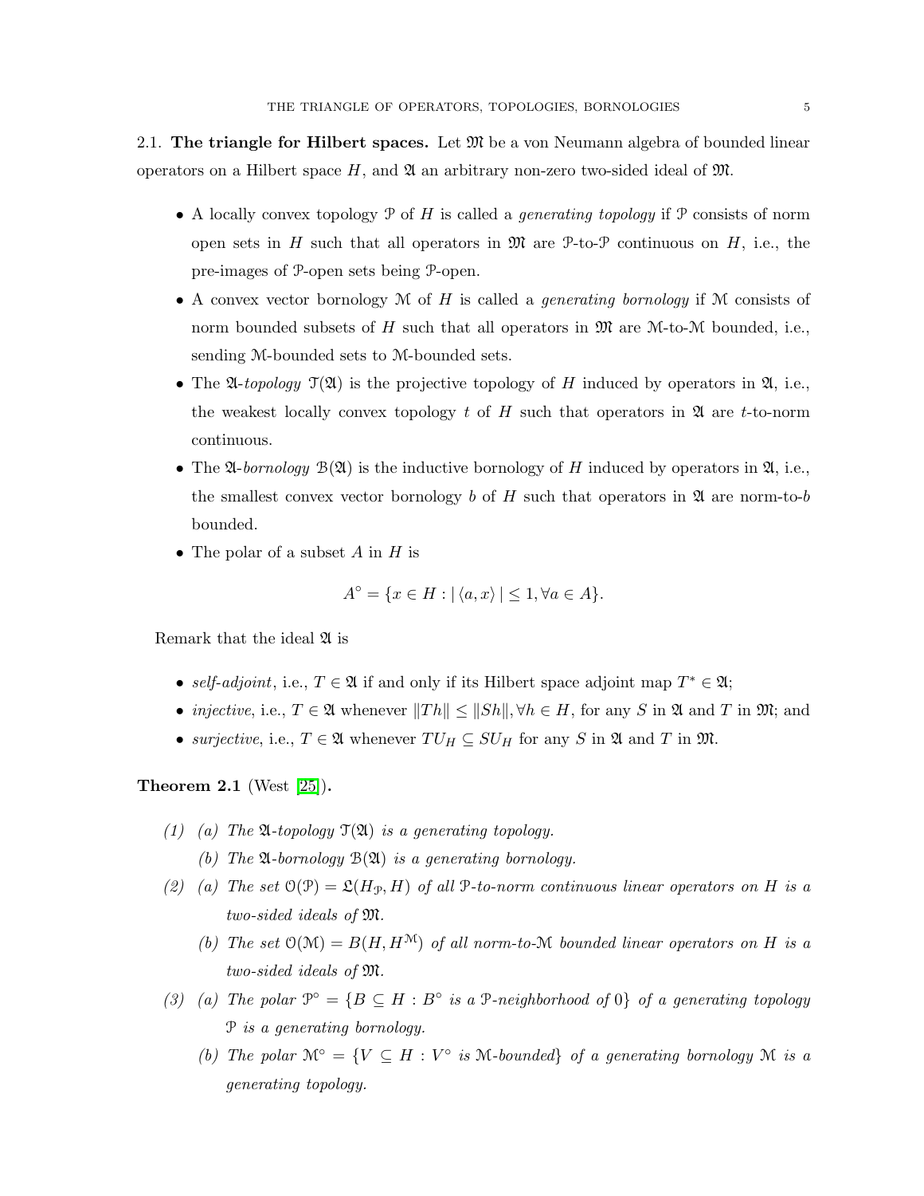### 2.1. The triangle for Hilbert spaces.

Let $\mathfrak{M}$ be a von Neumann algebra of bounded linear operators on a Hilbert space $H$, and $\mathfrak{A}$ an arbitrary non-zero two-sided ideal of $\mathfrak{M}$.

- A locally convex topology $\mathcal{P}$ of $H$ is called a *generating topology* if $\mathcal{P}$ consists of norm open sets in $H$ such that all operators in $\mathfrak{M}$ are $\mathcal{P}$-to-$\mathcal{P}$ continuous on $H$, i.e., the pre-images of $\mathcal{P}$-open sets being $\mathcal{P}$-open.
- A convex vector bornology $\mathcal{M}$ of $H$ is called a *generating bornology* if $\mathcal{M}$ consists of norm bounded subsets of $H$ such that all operators in $\mathfrak{M}$ are $\mathcal{M}$-to-$\mathcal{M}$ bounded, i.e., sending $\mathcal{M}$-bounded sets to $\mathcal{M}$-bounded sets.
- The $\mathfrak{A}$-*topology* $\mathcal{T}(\mathfrak{A})$ is the projective topology of $H$ induced by operators in $\mathfrak{A}$, i.e., the weakest locally convex topology $t$ of $H$ such that operators in $\mathfrak{A}$ are $t$-to-norm continuous.
- The $\mathfrak{A}$-*bornology* $\mathcal{B}(\mathfrak{A})$ is the inductive bornology of $H$ induced by operators in $\mathfrak{A}$, i.e., the smallest convex vector bornology $b$ of $H$ such that operators in $\mathfrak{A}$ are norm-to-$b$ bounded.
- The polar of a subset $A$ in $H$ is

$$A^\circ = \{x \in H : |\langle a, x\rangle| \leq 1, \forall a \in A\}.$$

Remark that the ideal $\mathfrak{A}$ is

- *self-adjoint*, i.e., $T \in \mathfrak{A}$ if and only if its Hilbert space adjoint map $T^* \in \mathfrak{A}$;
- *injective*, i.e., $T \in \mathfrak{A}$ whenever $\|Th\| \leq \|Sh\|, \forall h \in H$, for any $S$ in $\mathfrak{A}$ and $T$ in $\mathfrak{M}$; and
- *surjective*, i.e., $T \in \mathfrak{A}$ whenever $TU_H \subseteq SU_H$ for any $S$ in $\mathfrak{A}$ and $T$ in $\mathfrak{M}$.

**Theorem 2.1** (West [25])**.**

*(1) (a) The $\mathfrak{A}$-topology $\mathcal{T}(\mathfrak{A})$ is a generating topology.*

*(b) The $\mathfrak{A}$-bornology $\mathcal{B}(\mathfrak{A})$ is a generating bornology.*

*(2) (a) The set $\mathcal{O}(\mathcal{P}) = \mathfrak{L}(H_{\mathcal{P}}, H)$ of all $\mathcal{P}$-to-norm continuous linear operators on $H$ is a two-sided ideals of $\mathfrak{M}$.*

*(b) The set $\mathcal{O}(\mathcal{M}) = B(H, H^{\mathcal{M}})$ of all norm-to-$\mathcal{M}$ bounded linear operators on $H$ is a two-sided ideals of $\mathfrak{M}$.*

*(3) (a) The polar $\mathcal{P}^\circ = \{B \subseteq H : B^\circ \text{ is a } \mathcal{P}\text{-neighborhood of } 0\}$ of a generating topology $\mathcal{P}$ is a generating bornology.*

*(b) The polar $\mathcal{M}^\circ = \{V \subseteq H : V^\circ \text{ is } \mathcal{M}\text{-bounded}\}$ of a generating bornology $\mathcal{M}$ is a generating topology.*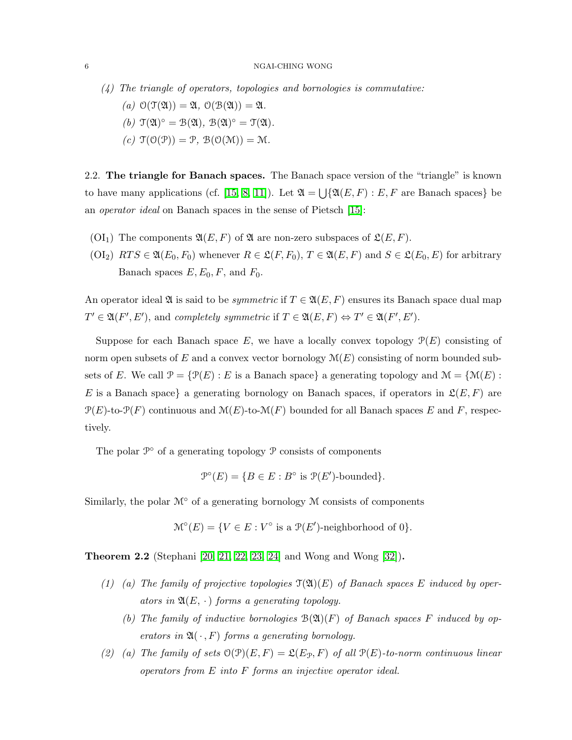*(4) The triangle of operators, topologies and bornologies is commutative:*

*(a)* $\mathcal{O}(\mathcal{T}(\mathfrak{A})) = \mathfrak{A}$, $\mathcal{O}(\mathcal{B}(\mathfrak{A})) = \mathfrak{A}$.

*(b)* $\mathcal{T}(\mathfrak{A})^\circ = \mathcal{B}(\mathfrak{A})$, $\mathcal{B}(\mathfrak{A})^\circ = \mathcal{T}(\mathfrak{A})$.

*(c)* $\mathcal{T}(\mathcal{O}(\mathcal{P})) = \mathcal{P}$, $\mathcal{B}(\mathcal{O}(\mathcal{M})) = \mathcal{M}$.

2.2. **The triangle for Banach spaces.** The Banach space version of the "triangle" is known to have many applications (cf. [15, 8, 11]). Let $\mathfrak{A} = \bigcup\{\mathfrak{A}(E,F) : E, F \text{ are Banach spaces}\}$ be an *operator ideal* on Banach spaces in the sense of Pietsch [15]:

- ($\mathrm{OI}_1$) The components $\mathfrak{A}(E,F)$ of $\mathfrak{A}$ are non-zero subspaces of $\mathfrak{L}(E,F)$.
- ($\mathrm{OI}_2$) $RTS \in \mathfrak{A}(E_0,F_0)$ whenever $R \in \mathfrak{L}(F,F_0)$, $T \in \mathfrak{A}(E,F)$ and $S \in \mathfrak{L}(E_0,E)$ for arbitrary Banach spaces $E, E_0, F$, and $F_0$.

An operator ideal $\mathfrak{A}$ is said to be *symmetric* if $T \in \mathfrak{A}(E,F)$ ensures its Banach space dual map $T' \in \mathfrak{A}(F',E')$, and *completely symmetric* if $T \in \mathfrak{A}(E,F) \Leftrightarrow T' \in \mathfrak{A}(F',E')$.

Suppose for each Banach space $E$, we have a locally convex topology $\mathcal{P}(E)$ consisting of norm open subsets of $E$ and a convex vector bornology $\mathcal{M}(E)$ consisting of norm bounded subsets of $E$. We call $\mathcal{P} = \{\mathcal{P}(E) : E \text{ is a Banach space}\}$ a generating topology and $\mathcal{M} = \{\mathcal{M}(E) : E \text{ is a Banach space}\}$ a generating bornology on Banach spaces, if operators in $\mathfrak{L}(E,F)$ are $\mathcal{P}(E)$-to-$\mathcal{P}(F)$ continuous and $\mathcal{M}(E)$-to-$\mathcal{M}(F)$ bounded for all Banach spaces $E$ and $F$, respectively.

The polar $\mathcal{P}^\circ$ of a generating topology $\mathcal{P}$ consists of components

$$\mathcal{P}^\circ(E) = \{B \in E : B^\circ \text{ is } \mathcal{P}(E')\text{-bounded}\}.$$

Similarly, the polar $\mathcal{M}^\circ$ of a generating bornology $\mathcal{M}$ consists of components

$$\mathcal{M}^\circ(E) = \{V \in E : V^\circ \text{ is a } \mathcal{P}(E')\text{-neighborhood of } 0\}.$$

**Theorem 2.2** (Stephani [20, 21, 22, 23, 24] and Wong and Wong [32])**.**

*(1) (a) The family of projective topologies $\mathcal{T}(\mathfrak{A})(E)$ of Banach spaces $E$ induced by operators in $\mathfrak{A}(E,\cdot)$ forms a generating topology.*

*(b) The family of inductive bornologies $\mathcal{B}(\mathfrak{A})(F)$ of Banach spaces $F$ induced by operators in $\mathfrak{A}(\cdot,F)$ forms a generating bornology.*

*(2) (a) The family of sets $\mathcal{O}(\mathcal{P})(E,F) = \mathfrak{L}(E_{\mathcal{P}},F)$ of all $\mathcal{P}(E)$-to-norm continuous linear operators from $E$ into $F$ forms an injective operator ideal.*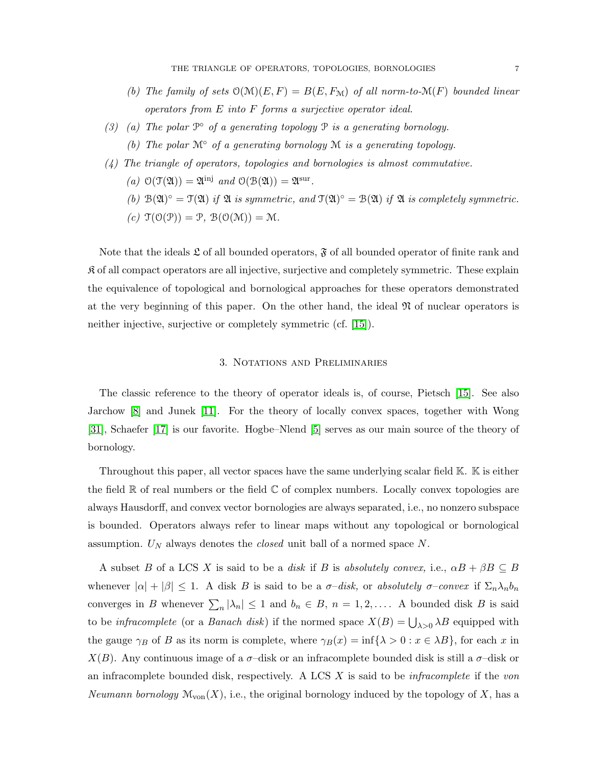- (b) *The family of sets $\mathcal{O}(\mathcal{M})(E,F) = B(E, F_{\mathcal{M}})$ of all norm-to-$\mathcal{M}(F)$ bounded linear operators from $E$ into $F$ forms a surjective operator ideal.*

(3) (a) *The polar $\mathcal{P}^\circ$ of a generating topology $\mathcal{P}$ is a generating bornology.*
   (b) *The polar $\mathcal{M}^\circ$ of a generating bornology $\mathcal{M}$ is a generating topology.*

(4) *The triangle of operators, topologies and bornologies is almost commutative.*
   (a) $\mathcal{O}(\mathcal{T}(\mathfrak{A})) = \mathfrak{A}^{\mathrm{inj}}$ *and* $\mathcal{O}(\mathcal{B}(\mathfrak{A})) = \mathfrak{A}^{\mathrm{sur}}$.
   (b) $\mathcal{B}(\mathfrak{A})^\circ = \mathcal{T}(\mathfrak{A})$ *if $\mathfrak{A}$ is symmetric, and* $\mathcal{T}(\mathfrak{A})^\circ = \mathcal{B}(\mathfrak{A})$ *if $\mathfrak{A}$ is completely symmetric.*
   (c) $\mathcal{T}(\mathcal{O}(\mathcal{P})) = \mathcal{P}$, $\mathcal{B}(\mathcal{O}(\mathcal{M})) = \mathcal{M}$.

Note that the ideals $\mathfrak{L}$ of all bounded operators, $\mathfrak{F}$ of all bounded operator of finite rank and $\mathfrak{K}$ of all compact operators are all injective, surjective and completely symmetric. These explain the equivalence of topological and bornological approaches for these operators demonstrated at the very beginning of this paper. On the other hand, the ideal $\mathfrak{N}$ of nuclear operators is neither injective, surjective or completely symmetric (cf. [15]).

## 3. Notations and Preliminaries

The classic reference to the theory of operator ideals is, of course, Pietsch [15]. See also Jarchow [8] and Junek [11]. For the theory of locally convex spaces, together with Wong [31], Schaefer [17] is our favorite. Hogbe–Nlend [5] serves as our main source of the theory of bornology.

Throughout this paper, all vector spaces have the same underlying scalar field $\mathbb{K}$. $\mathbb{K}$ is either the field $\mathbb{R}$ of real numbers or the field $\mathbb{C}$ of complex numbers. Locally convex topologies are always Hausdorff, and convex vector bornologies are always separated, i.e., no nonzero subspace is bounded. Operators always refer to linear maps without any topological or bornological assumption. $U_N$ always denotes the *closed* unit ball of a normed space $N$.

A subset $B$ of a LCS $X$ is said to be a *disk* if $B$ is *absolutely convex,* i.e., $\alpha B + \beta B \subseteq B$ whenever $|\alpha| + |\beta| \leq 1$. A disk $B$ is said to be a *$\sigma$–disk,* or *absolutely $\sigma$–convex* if $\Sigma_n \lambda_n b_n$ converges in $B$ whenever $\sum_n |\lambda_n| \leq 1$ and $b_n \in B$, $n = 1, 2, \ldots$. A bounded disk $B$ is said to be *infracomplete* (or a *Banach disk*) if the normed space $X(B) = \bigcup_{\lambda > 0} \lambda B$ equipped with the gauge $\gamma_B$ of $B$ as its norm is complete, where $\gamma_B(x) = \inf\{\lambda > 0 : x \in \lambda B\}$, for each $x$ in $X(B)$. Any continuous image of a $\sigma$–disk or an infracomplete bounded disk is still a $\sigma$–disk or an infracomplete bounded disk, respectively. A LCS $X$ is said to be *infracomplete* if the *von Neumann bornology* $\mathcal{M}_{\mathrm{von}}(X)$, i.e., the original bornology induced by the topology of $X$, has a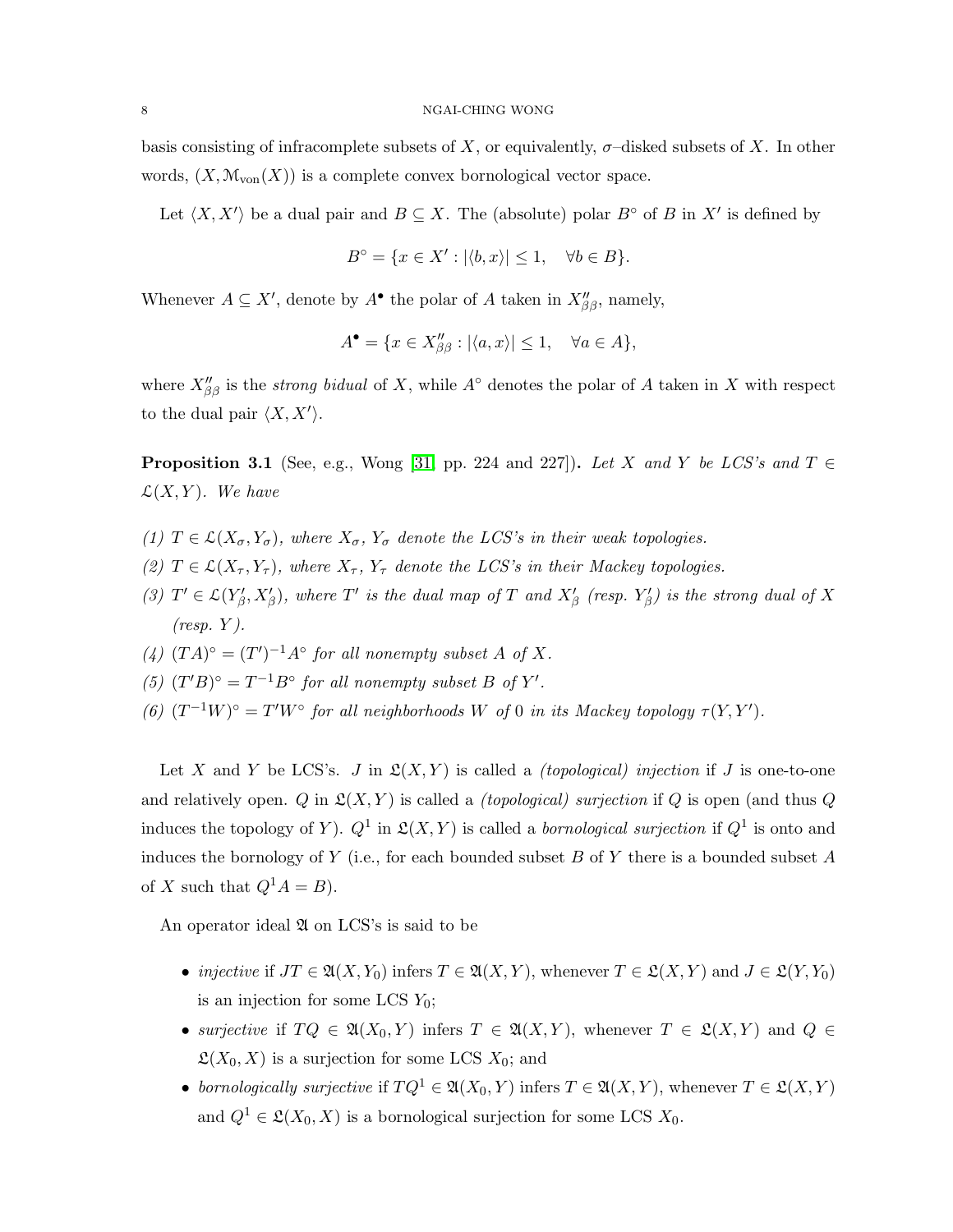basis consisting of infracomplete subsets of $X$, or equivalently, $\sigma$–disked subsets of $X$. In other words, $(X, \mathcal{M}_{\text{von}}(X))$ is a complete convex bornological vector space.

Let $\langle X, X' \rangle$ be a dual pair and $B \subseteq X$. The (absolute) polar $B^\circ$ of $B$ in $X'$ is defined by

$$B^\circ = \{x \in X' : |\langle b, x \rangle| \leq 1, \quad \forall b \in B\}.$$

Whenever $A \subseteq X'$, denote by $A^\bullet$ the polar of $A$ taken in $X''_{\beta\beta}$, namely,

$$A^\bullet = \{x \in X''_{\beta\beta} : |\langle a, x \rangle| \leq 1, \quad \forall a \in A\},$$

where $X''_{\beta\beta}$ is the *strong bidual* of $X$, while $A^\circ$ denotes the polar of $A$ taken in $X$ with respect to the dual pair $\langle X, X' \rangle$.

**Proposition 3.1** (See, e.g., Wong [31, pp. 224 and 227])**.** *Let $X$ and $Y$ be LCS's and $T \in \mathcal{L}(X, Y)$. We have*

*(1) $T \in \mathcal{L}(X_\sigma, Y_\sigma)$, where $X_\sigma$, $Y_\sigma$ denote the LCS's in their weak topologies.*

*(2) $T \in \mathcal{L}(X_\tau, Y_\tau)$, where $X_\tau$, $Y_\tau$ denote the LCS's in their Mackey topologies.*

*(3) $T' \in \mathcal{L}(Y'_\beta, X'_\beta)$, where $T'$ is the dual map of $T$ and $X'_\beta$ (resp. $Y'_\beta$) is the strong dual of $X$ (resp. $Y$).*

*(4) $(TA)^\circ = (T')^{-1}A^\circ$ for all nonempty subset $A$ of $X$.*

*(5) $(T'B)^\circ = T^{-1}B^\circ$ for all nonempty subset $B$ of $Y'$.*

*(6) $(T^{-1}W)^\circ = T'W^\circ$ for all neighborhoods $W$ of $0$ in its Mackey topology $\tau(Y, Y')$.*

Let $X$ and $Y$ be LCS's. $J$ in $\mathfrak{L}(X, Y)$ is called a *(topological) injection* if $J$ is one-to-one and relatively open. $Q$ in $\mathfrak{L}(X, Y)$ is called a *(topological) surjection* if $Q$ is open (and thus $Q$ induces the topology of $Y$). $Q^1$ in $\mathfrak{L}(X, Y)$ is called a *bornological surjection* if $Q^1$ is onto and induces the bornology of $Y$ (i.e., for each bounded subset $B$ of $Y$ there is a bounded subset $A$ of $X$ such that $Q^1A = B$).

An operator ideal $\mathfrak{A}$ on LCS's is said to be

- *injective* if $JT \in \mathfrak{A}(X, Y_0)$ infers $T \in \mathfrak{A}(X, Y)$, whenever $T \in \mathfrak{L}(X, Y)$ and $J \in \mathfrak{L}(Y, Y_0)$ is an injection for some LCS $Y_0$;
- *surjective* if $TQ \in \mathfrak{A}(X_0, Y)$ infers $T \in \mathfrak{A}(X, Y)$, whenever $T \in \mathfrak{L}(X, Y)$ and $Q \in \mathfrak{L}(X_0, X)$ is a surjection for some LCS $X_0$; and
- *bornologically surjective* if $TQ^1 \in \mathfrak{A}(X_0, Y)$ infers $T \in \mathfrak{A}(X, Y)$, whenever $T \in \mathfrak{L}(X, Y)$ and $Q^1 \in \mathfrak{L}(X_0, X)$ is a bornological surjection for some LCS $X_0$.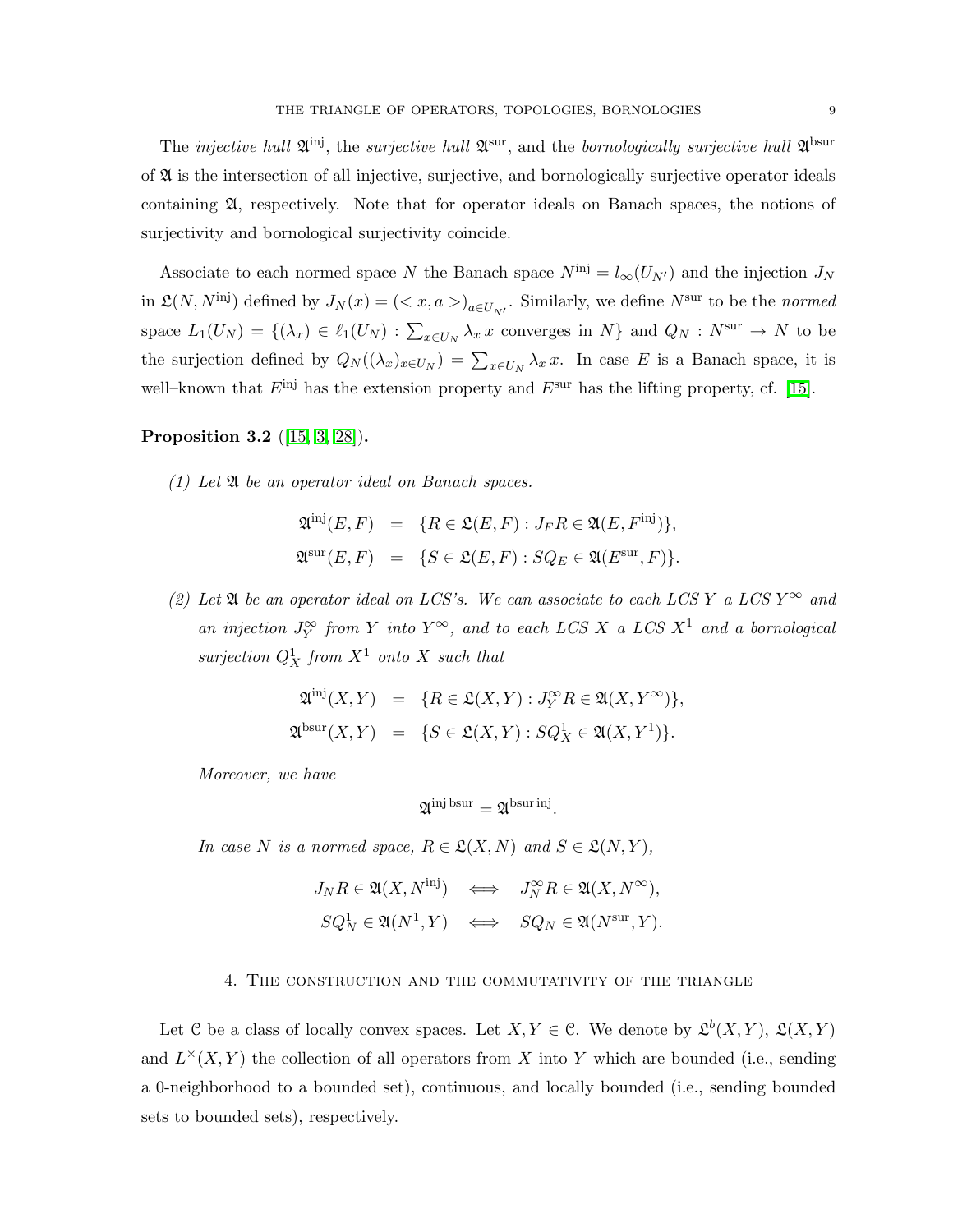The *injective hull* $\mathfrak{A}^{\text{inj}}$, the *surjective hull* $\mathfrak{A}^{\text{sur}}$, and the *bornologically surjective hull* $\mathfrak{A}^{\text{bsur}}$ of $\mathfrak{A}$ is the intersection of all injective, surjective, and bornologically surjective operator ideals containing $\mathfrak{A}$, respectively. Note that for operator ideals on Banach spaces, the notions of surjectivity and bornological surjectivity coincide.

Associate to each normed space $N$ the Banach space $N^{\text{inj}} = l_\infty(U_{N'})$ and the injection $J_N$ in $\mathfrak{L}(N, N^{\text{inj}})$ defined by $J_N(x) = (< x, a >)_{a \in U_{N'}}$. Similarly, we define $N^{\text{sur}}$ to be the *normed* space $L_1(U_N) = \{(\lambda_x) \in \ell_1(U_N) : \sum_{x \in U_N} \lambda_x\, x \text{ converges in } N\}$ and $Q_N : N^{\text{sur}} \to N$ to be the surjection defined by $Q_N((\lambda_x)_{x \in U_N}) = \sum_{x \in U_N} \lambda_x\, x$. In case $E$ is a Banach space, it is well–known that $E^{\text{inj}}$ has the extension property and $E^{\text{sur}}$ has the lifting property, cf. [15].

**Proposition 3.2** ([15, 3, 28])**.**

*(1) Let $\mathfrak{A}$ be an operator ideal on Banach spaces.*

$$\begin{aligned}
\mathfrak{A}^{\text{inj}}(E,F) &= \{R \in \mathfrak{L}(E,F) : J_F R \in \mathfrak{A}(E, F^{\text{inj}})\}, \\
\mathfrak{A}^{\text{sur}}(E,F) &= \{S \in \mathfrak{L}(E,F) : S Q_E \in \mathfrak{A}(E^{\text{sur}}, F)\}.
\end{aligned}$$

*(2) Let $\mathfrak{A}$ be an operator ideal on LCS's. We can associate to each LCS $Y$ a LCS $Y^\infty$ and an injection $J_Y^\infty$ from $Y$ into $Y^\infty$, and to each LCS $X$ a LCS $X^1$ and a bornological surjection $Q_X^1$ from $X^1$ onto $X$ such that*

$$\begin{aligned}
\mathfrak{A}^{\text{inj}}(X,Y) &= \{R \in \mathfrak{L}(X,Y) : J_Y^\infty R \in \mathfrak{A}(X, Y^\infty)\}, \\
\mathfrak{A}^{\text{bsur}}(X,Y) &= \{S \in \mathfrak{L}(X,Y) : S Q_X^1 \in \mathfrak{A}(X, Y^1)\}.
\end{aligned}$$

*Moreover, we have*

$$\mathfrak{A}^{\text{inj}\,\text{bsur}} = \mathfrak{A}^{\text{bsur}\,\text{inj}}.$$

*In case $N$ is a normed space, $R \in \mathfrak{L}(X, N)$ and $S \in \mathfrak{L}(N, Y)$,*

$$\begin{aligned}
J_N R \in \mathfrak{A}(X, N^{\text{inj}}) &\iff J_N^\infty R \in \mathfrak{A}(X, N^\infty), \\
S Q_N^1 \in \mathfrak{A}(N^1, Y) &\iff S Q_N \in \mathfrak{A}(N^{\text{sur}}, Y).
\end{aligned}$$

## 4. The construction and the commutativity of the triangle

Let $\mathfrak{C}$ be a class of locally convex spaces. Let $X, Y \in \mathfrak{C}$. We denote by $\mathfrak{L}^b(X,Y)$, $\mathfrak{L}(X,Y)$ and $L^\times(X,Y)$ the collection of all operators from $X$ into $Y$ which are bounded (i.e., sending a 0-neighborhood to a bounded set), continuous, and locally bounded (i.e., sending bounded sets to bounded sets), respectively.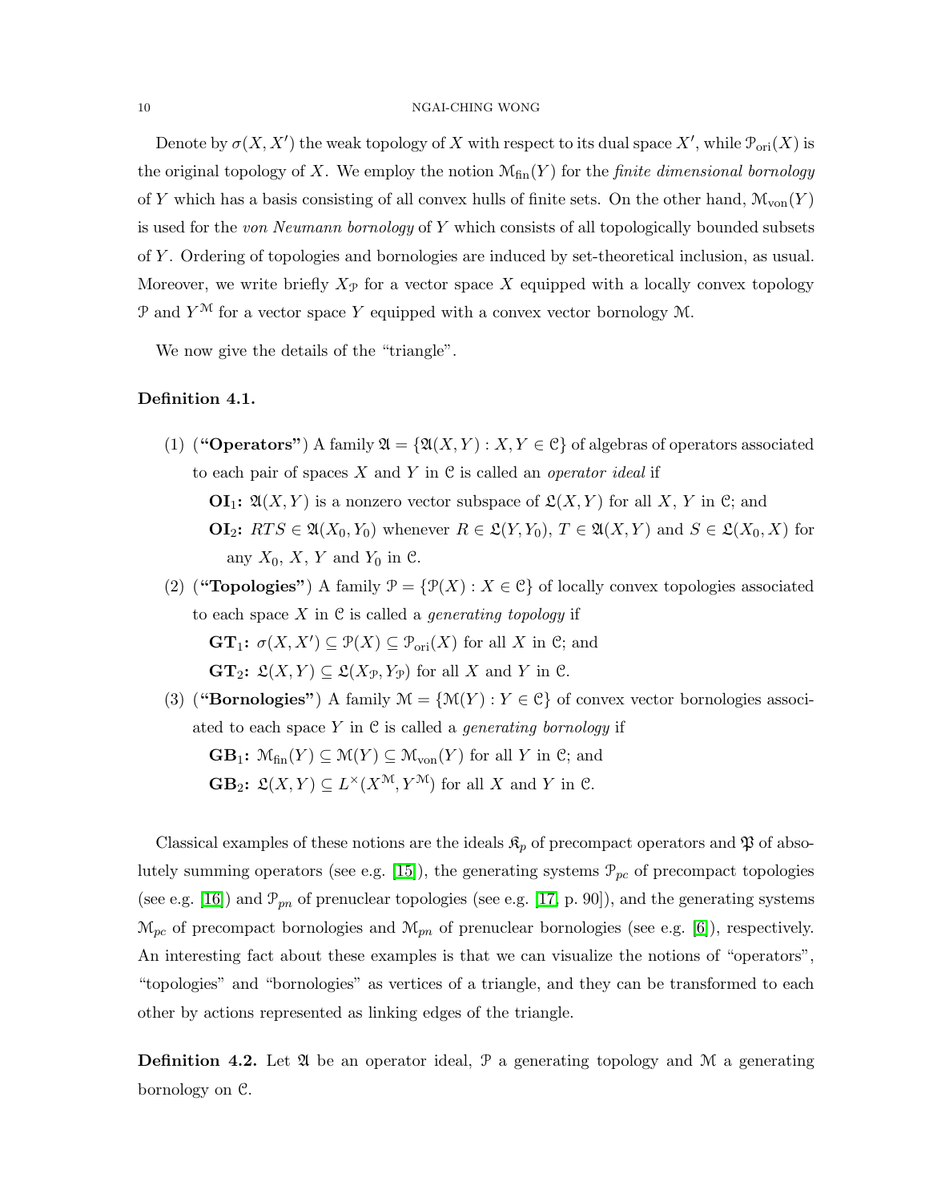Denote by $\sigma(X, X')$ the weak topology of $X$ with respect to its dual space $X'$, while $\mathcal{P}_{\mathrm{ori}}(X)$ is the original topology of $X$. We employ the notion $\mathcal{M}_{\mathrm{fin}}(Y)$ for the *finite dimensional bornology* of $Y$ which has a basis consisting of all convex hulls of finite sets. On the other hand, $\mathcal{M}_{\mathrm{von}}(Y)$ is used for the *von Neumann bornology* of $Y$ which consists of all topologically bounded subsets of $Y$. Ordering of topologies and bornologies are induced by set-theoretical inclusion, as usual. Moreover, we write briefly $X_{\mathcal{P}}$ for a vector space $X$ equipped with a locally convex topology $\mathcal{P}$ and $Y^{\mathcal{M}}$ for a vector space $Y$ equipped with a convex vector bornology $\mathcal{M}$.

We now give the details of the "triangle".

**Definition 4.1.**

(1) (**"Operators"**) A family $\mathfrak{A} = \{\mathfrak{A}(X, Y) : X, Y \in \mathcal{C}\}$ of algebras of operators associated to each pair of spaces $X$ and $Y$ in $\mathcal{C}$ is called an *operator ideal* if

**OI**$_1$**:** $\mathfrak{A}(X, Y)$ is a nonzero vector subspace of $\mathfrak{L}(X, Y)$ for all $X$, $Y$ in $\mathcal{C}$; and

**OI**$_2$**:** $RTS \in \mathfrak{A}(X_0, Y_0)$ whenever $R \in \mathfrak{L}(Y, Y_0)$, $T \in \mathfrak{A}(X, Y)$ and $S \in \mathfrak{L}(X_0, X)$ for any $X_0$, $X$, $Y$ and $Y_0$ in $\mathcal{C}$.

(2) (**"Topologies"**) A family $\mathcal{P} = \{\mathcal{P}(X) : X \in \mathcal{C}\}$ of locally convex topologies associated to each space $X$ in $\mathcal{C}$ is called a *generating topology* if

**GT**$_1$**:** $\sigma(X, X') \subseteq \mathcal{P}(X) \subseteq \mathcal{P}_{\mathrm{ori}}(X)$ for all $X$ in $\mathcal{C}$; and

**GT**$_2$**:** $\mathfrak{L}(X, Y) \subseteq \mathfrak{L}(X_{\mathcal{P}}, Y_{\mathcal{P}})$ for all $X$ and $Y$ in $\mathcal{C}$.

(3) (**"Bornologies"**) A family $\mathcal{M} = \{\mathcal{M}(Y) : Y \in \mathcal{C}\}$ of convex vector bornologies associated to each space $Y$ in $\mathcal{C}$ is called a *generating bornology* if

**GB**$_1$**:** $\mathcal{M}_{\mathrm{fin}}(Y) \subseteq \mathcal{M}(Y) \subseteq \mathcal{M}_{\mathrm{von}}(Y)$ for all $Y$ in $\mathcal{C}$; and

**GB**$_2$**:** $\mathfrak{L}(X, Y) \subseteq L^{\times}(X^{\mathcal{M}}, Y^{\mathcal{M}})$ for all $X$ and $Y$ in $\mathcal{C}$.

Classical examples of these notions are the ideals $\mathfrak{K}_p$ of precompact operators and $\mathfrak{P}$ of absolutely summing operators (see e.g. [15]), the generating systems $\mathcal{P}_{pc}$ of precompact topologies (see e.g. [16]) and $\mathcal{P}_{pn}$ of prenuclear topologies (see e.g. [17, p. 90]), and the generating systems $\mathcal{M}_{pc}$ of precompact bornologies and $\mathcal{M}_{pn}$ of prenuclear bornologies (see e.g. [6]), respectively. An interesting fact about these examples is that we can visualize the notions of "operators", "topologies" and "bornologies" as vertices of a triangle, and they can be transformed to each other by actions represented as linking edges of the triangle.

**Definition 4.2.** Let $\mathfrak{A}$ be an operator ideal, $\mathcal{P}$ a generating topology and $\mathcal{M}$ a generating bornology on $\mathcal{C}$.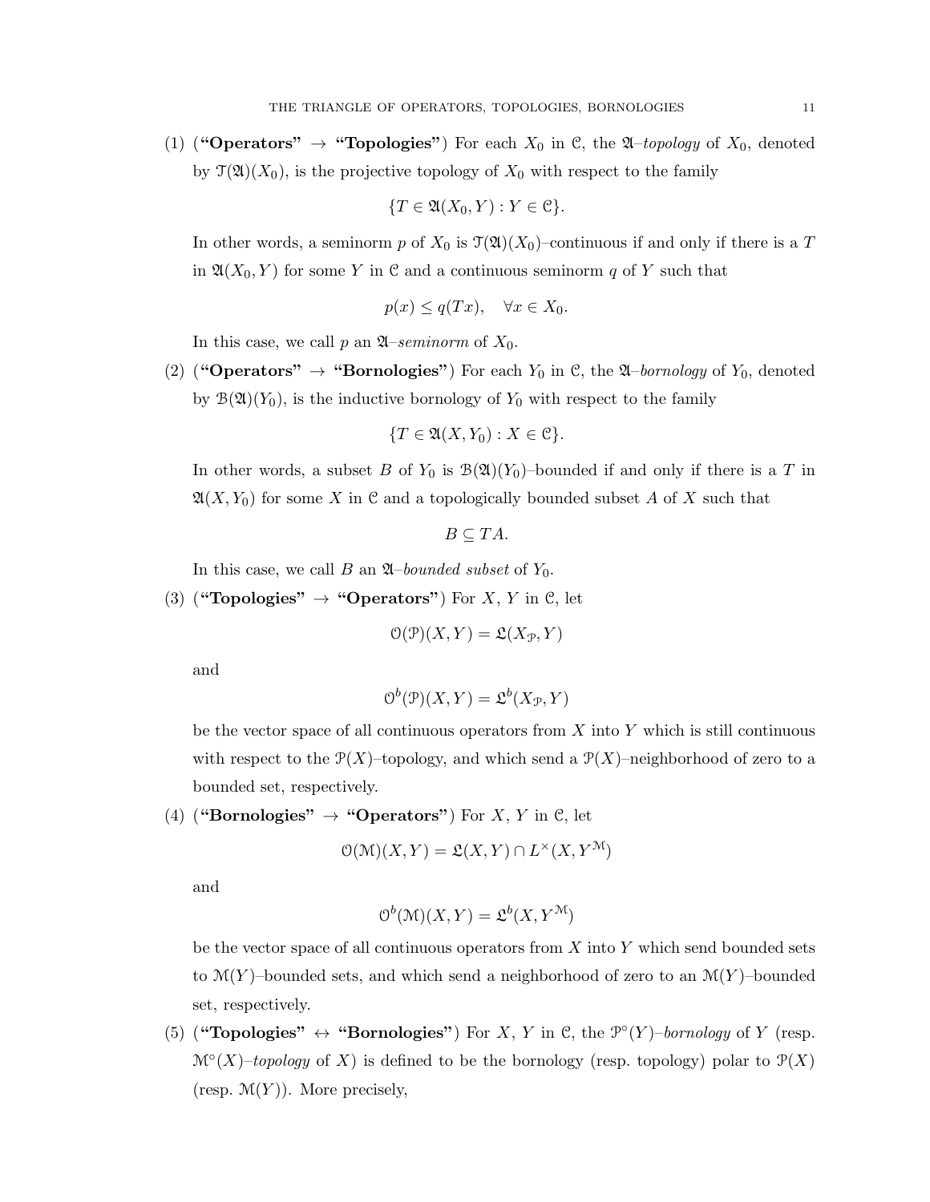(1) (**"Operators" $\to$ "Topologies"**) For each $X_0$ in $\mathcal{C}$, the $\mathfrak{A}$*–topology* of $X_0$, denoted by $\mathcal{T}(\mathfrak{A})(X_0)$, is the projective topology of $X_0$ with respect to the family

$$\{T \in \mathfrak{A}(X_0, Y) : Y \in \mathcal{C}\}.$$

In other words, a seminorm $p$ of $X_0$ is $\mathcal{T}(\mathfrak{A})(X_0)$–continuous if and only if there is a $T$ in $\mathfrak{A}(X_0, Y)$ for some $Y$ in $\mathcal{C}$ and a continuous seminorm $q$ of $Y$ such that

$$p(x) \leq q(Tx), \quad \forall x \in X_0.$$

In this case, we call $p$ an $\mathfrak{A}$*–seminorm* of $X_0$.

(2) (**"Operators" $\to$ "Bornologies"**) For each $Y_0$ in $\mathcal{C}$, the $\mathfrak{A}$*–bornology* of $Y_0$, denoted by $\mathcal{B}(\mathfrak{A})(Y_0)$, is the inductive bornology of $Y_0$ with respect to the family

$$\{T \in \mathfrak{A}(X, Y_0) : X \in \mathcal{C}\}.$$

In other words, a subset $B$ of $Y_0$ is $\mathcal{B}(\mathfrak{A})(Y_0)$–bounded if and only if there is a $T$ in $\mathfrak{A}(X, Y_0)$ for some $X$ in $\mathcal{C}$ and a topologically bounded subset $A$ of $X$ such that

$$B \subseteq TA.$$

In this case, we call $B$ an $\mathfrak{A}$*–bounded subset* of $Y_0$.

(3) (**"Topologies" $\to$ "Operators"**) For $X$, $Y$ in $\mathcal{C}$, let

$$\mathcal{O}(\mathcal{P})(X, Y) = \mathfrak{L}(X_{\mathcal{P}}, Y)$$

and

$$\mathcal{O}^b(\mathcal{P})(X, Y) = \mathfrak{L}^b(X_{\mathcal{P}}, Y)$$

be the vector space of all continuous operators from $X$ into $Y$ which is still continuous with respect to the $\mathcal{P}(X)$–topology, and which send a $\mathcal{P}(X)$–neighborhood of zero to a bounded set, respectively.

(4) (**"Bornologies" $\to$ "Operators"**) For $X$, $Y$ in $\mathcal{C}$, let

$$\mathcal{O}(\mathcal{M})(X, Y) = \mathfrak{L}(X, Y) \cap L^{\times}(X, Y^{\mathcal{M}})$$

and

$$\mathcal{O}^b(\mathcal{M})(X, Y) = \mathfrak{L}^b(X, Y^{\mathcal{M}})$$

be the vector space of all continuous operators from $X$ into $Y$ which send bounded sets to $\mathcal{M}(Y)$–bounded sets, and which send a neighborhood of zero to an $\mathcal{M}(Y)$–bounded set, respectively.

(5) (**"Topologies" $\leftrightarrow$ "Bornologies"**) For $X$, $Y$ in $\mathcal{C}$, the $\mathcal{P}^{\circ}(Y)$*–bornology* of $Y$ (resp. $\mathcal{M}^{\circ}(X)$*–topology* of $X$) is defined to be the bornology (resp. topology) polar to $\mathcal{P}(X)$ (resp. $\mathcal{M}(Y)$). More precisely,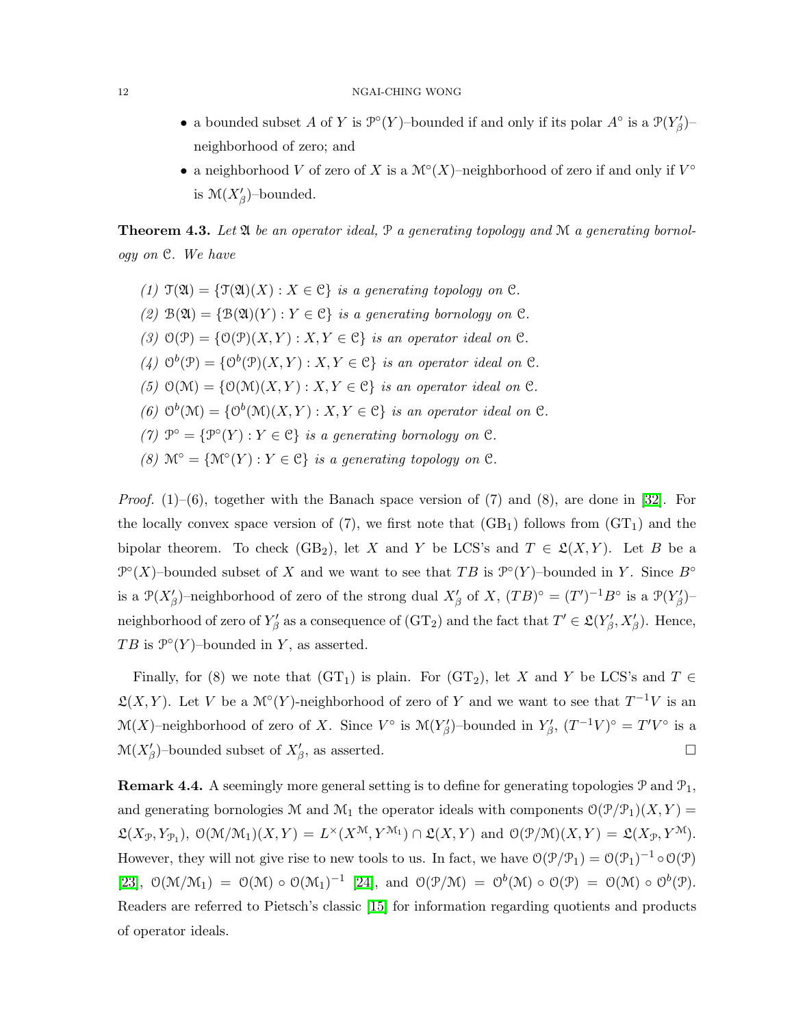- a bounded subset $A$ of $Y$ is $\mathcal{P}^\circ(Y)$–bounded if and only if its polar $A^\circ$ is a $\mathcal{P}(Y'_\beta)$–neighborhood of zero; and
- a neighborhood $V$ of zero of $X$ is a $\mathcal{M}^\circ(X)$–neighborhood of zero if and only if $V^\circ$ is $\mathcal{M}(X'_\beta)$–bounded.

**Theorem 4.3.** *Let $\mathfrak{A}$ be an operator ideal, $\mathcal{P}$ a generating topology and $\mathcal{M}$ a generating bornology on $\mathcal{C}$. We have*

*(1) $\mathcal{T}(\mathfrak{A}) = \{\mathcal{T}(\mathfrak{A})(X) : X \in \mathcal{C}\}$ is a generating topology on $\mathcal{C}$.*

*(2) $\mathcal{B}(\mathfrak{A}) = \{\mathcal{B}(\mathfrak{A})(Y) : Y \in \mathcal{C}\}$ is a generating bornology on $\mathcal{C}$.*

*(3) $\mathcal{O}(\mathcal{P}) = \{\mathcal{O}(\mathcal{P})(X, Y) : X, Y \in \mathcal{C}\}$ is an operator ideal on $\mathcal{C}$.*

*(4) $\mathcal{O}^b(\mathcal{P}) = \{\mathcal{O}^b(\mathcal{P})(X, Y) : X, Y \in \mathcal{C}\}$ is an operator ideal on $\mathcal{C}$.*

*(5) $\mathcal{O}(\mathcal{M}) = \{\mathcal{O}(\mathcal{M})(X, Y) : X, Y \in \mathcal{C}\}$ is an operator ideal on $\mathcal{C}$.*

*(6) $\mathcal{O}^b(\mathcal{M}) = \{\mathcal{O}^b(\mathcal{M})(X, Y) : X, Y \in \mathcal{C}\}$ is an operator ideal on $\mathcal{C}$.*

*(7) $\mathcal{P}^\circ = \{\mathcal{P}^\circ(Y) : Y \in \mathcal{C}\}$ is a generating bornology on $\mathcal{C}$.*

*(8) $\mathcal{M}^\circ = \{\mathcal{M}^\circ(Y) : Y \in \mathcal{C}\}$ is a generating topology on $\mathcal{C}$.*

*Proof.* (1)–(6), together with the Banach space version of (7) and (8), are done in [32]. For the locally convex space version of (7), we first note that $(\mathrm{GB}_1)$ follows from $(\mathrm{GT}_1)$ and the bipolar theorem. To check $(\mathrm{GB}_2)$, let $X$ and $Y$ be LCS's and $T \in \mathfrak{L}(X, Y)$. Let $B$ be a $\mathcal{P}^\circ(X)$–bounded subset of $X$ and we want to see that $TB$ is $\mathcal{P}^\circ(Y)$–bounded in $Y$. Since $B^\circ$ is a $\mathcal{P}(X'_\beta)$–neighborhood of zero of the strong dual $X'_\beta$ of $X$, $(TB)^\circ = (T')^{-1}B^\circ$ is a $\mathcal{P}(Y'_\beta)$–neighborhood of zero of $Y'_\beta$ as a consequence of $(\mathrm{GT}_2)$ and the fact that $T' \in \mathfrak{L}(Y'_\beta, X'_\beta)$. Hence, $TB$ is $\mathcal{P}^\circ(Y)$–bounded in $Y$, as asserted.

Finally, for (8) we note that $(\mathrm{GT}_1)$ is plain. For $(\mathrm{GT}_2)$, let $X$ and $Y$ be LCS's and $T \in \mathfrak{L}(X, Y)$. Let $V$ be a $\mathcal{M}^\circ(Y)$-neighborhood of zero of $Y$ and we want to see that $T^{-1}V$ is an $\mathcal{M}(X)$–neighborhood of zero of $X$. Since $V^\circ$ is $\mathcal{M}(Y'_\beta)$–bounded in $Y'_\beta$, $(T^{-1}V)^\circ = T'V^\circ$ is a $\mathcal{M}(X'_\beta)$–bounded subset of $X'_\beta$, as asserted. □

**Remark 4.4.** A seemingly more general setting is to define for generating topologies $\mathcal{P}$ and $\mathcal{P}_1$, and generating bornologies $\mathcal{M}$ and $\mathcal{M}_1$ the operator ideals with components $\mathcal{O}(\mathcal{P}/\mathcal{P}_1)(X, Y) = \mathfrak{L}(X_{\mathcal{P}}, Y_{\mathcal{P}_1})$, $\mathcal{O}(\mathcal{M}/\mathcal{M}_1)(X, Y) = L^\times(X^{\mathcal{M}}, Y^{\mathcal{M}_1}) \cap \mathfrak{L}(X, Y)$ and $\mathcal{O}(\mathcal{P}/\mathcal{M})(X, Y) = \mathfrak{L}(X_{\mathcal{P}}, Y^{\mathcal{M}})$. However, they will not give rise to new tools to us. In fact, we have $\mathcal{O}(\mathcal{P}/\mathcal{P}_1) = \mathcal{O}(\mathcal{P}_1)^{-1} \circ \mathcal{O}(\mathcal{P})$ [23], $\mathcal{O}(\mathcal{M}/\mathcal{M}_1) = \mathcal{O}(\mathcal{M}) \circ \mathcal{O}(\mathcal{M}_1)^{-1}$ [24], and $\mathcal{O}(\mathcal{P}/\mathcal{M}) = \mathcal{O}^b(\mathcal{M}) \circ \mathcal{O}(\mathcal{P}) = \mathcal{O}(\mathcal{M}) \circ \mathcal{O}^b(\mathcal{P})$. Readers are referred to Pietsch's classic [15] for information regarding quotients and products of operator ideals.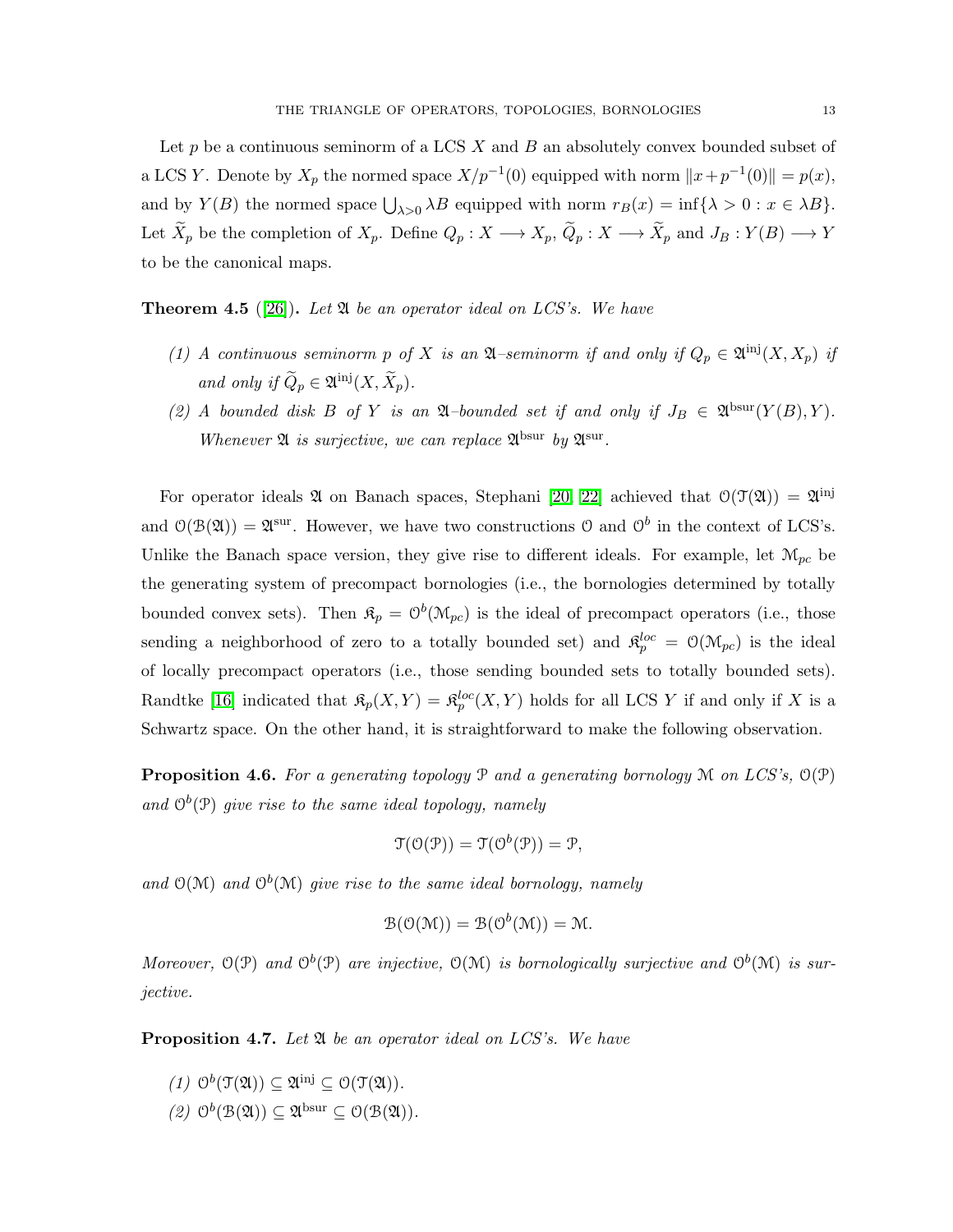Let $p$ be a continuous seminorm of a LCS $X$ and $B$ an absolutely convex bounded subset of a LCS $Y$. Denote by $X_p$ the normed space $X/p^{-1}(0)$ equipped with norm $\|x+p^{-1}(0)\| = p(x)$, and by $Y(B)$ the normed space $\bigcup_{\lambda>0} \lambda B$ equipped with norm $r_B(x) = \inf\{\lambda > 0 : x \in \lambda B\}$. Let $\widetilde{X}_p$ be the completion of $X_p$. Define $Q_p : X \longrightarrow X_p$, $\widetilde{Q}_p : X \longrightarrow \widetilde{X}_p$ and $J_B : Y(B) \longrightarrow Y$ to be the canonical maps.

**Theorem 4.5** ([26]). *Let $\mathfrak{A}$ be an operator ideal on LCS's. We have*

1. *A continuous seminorm $p$ of $X$ is an $\mathfrak{A}$–seminorm if and only if $Q_p \in \mathfrak{A}^{\mathrm{inj}}(X, X_p)$ if and only if $\widetilde{Q}_p \in \mathfrak{A}^{\mathrm{inj}}(X, \widetilde{X}_p)$.*
2. *A bounded disk $B$ of $Y$ is an $\mathfrak{A}$–bounded set if and only if $J_B \in \mathfrak{A}^{\mathrm{bsur}}(Y(B), Y)$. Whenever $\mathfrak{A}$ is surjective, we can replace $\mathfrak{A}^{\mathrm{bsur}}$ by $\mathfrak{A}^{\mathrm{sur}}$.*

For operator ideals $\mathfrak{A}$ on Banach spaces, Stephani [20, 22] achieved that $\mathcal{O}(\mathcal{T}(\mathfrak{A})) = \mathfrak{A}^{\mathrm{inj}}$ and $\mathcal{O}(\mathcal{B}(\mathfrak{A})) = \mathfrak{A}^{\mathrm{sur}}$. However, we have two constructions $\mathcal{O}$ and $\mathcal{O}^b$ in the context of LCS's. Unlike the Banach space version, they give rise to different ideals. For example, let $\mathcal{M}_{pc}$ be the generating system of precompact bornologies (i.e., the bornologies determined by totally bounded convex sets). Then $\mathfrak{K}_p = \mathcal{O}^b(\mathcal{M}_{pc})$ is the ideal of precompact operators (i.e., those sending a neighborhood of zero to a totally bounded set) and $\mathfrak{K}_p^{loc} = \mathcal{O}(\mathcal{M}_{pc})$ is the ideal of locally precompact operators (i.e., those sending bounded sets to totally bounded sets). Randtke [16] indicated that $\mathfrak{K}_p(X, Y) = \mathfrak{K}_p^{loc}(X, Y)$ holds for all LCS $Y$ if and only if $X$ is a Schwartz space. On the other hand, it is straightforward to make the following observation.

**Proposition 4.6.** *For a generating topology $\mathcal{P}$ and a generating bornology $\mathcal{M}$ on LCS's, $\mathcal{O}(\mathcal{P})$ and $\mathcal{O}^b(\mathcal{P})$ give rise to the same ideal topology, namely*

$$\mathcal{T}(\mathcal{O}(\mathcal{P})) = \mathcal{T}(\mathcal{O}^b(\mathcal{P})) = \mathcal{P},$$

*and $\mathcal{O}(\mathcal{M})$ and $\mathcal{O}^b(\mathcal{M})$ give rise to the same ideal bornology, namely*

$$\mathcal{B}(\mathcal{O}(\mathcal{M})) = \mathcal{B}(\mathcal{O}^b(\mathcal{M})) = \mathcal{M}.$$

*Moreover, $\mathcal{O}(\mathcal{P})$ and $\mathcal{O}^b(\mathcal{P})$ are injective, $\mathcal{O}(\mathcal{M})$ is bornologically surjective and $\mathcal{O}^b(\mathcal{M})$ is surjective.*

**Proposition 4.7.** *Let $\mathfrak{A}$ be an operator ideal on LCS's. We have*

1. *$\mathcal{O}^b(\mathcal{T}(\mathfrak{A})) \subseteq \mathfrak{A}^{\mathrm{inj}} \subseteq \mathcal{O}(\mathcal{T}(\mathfrak{A}))$.*
2. *$\mathcal{O}^b(\mathcal{B}(\mathfrak{A})) \subseteq \mathfrak{A}^{\mathrm{bsur}} \subseteq \mathcal{O}(\mathcal{B}(\mathfrak{A}))$.*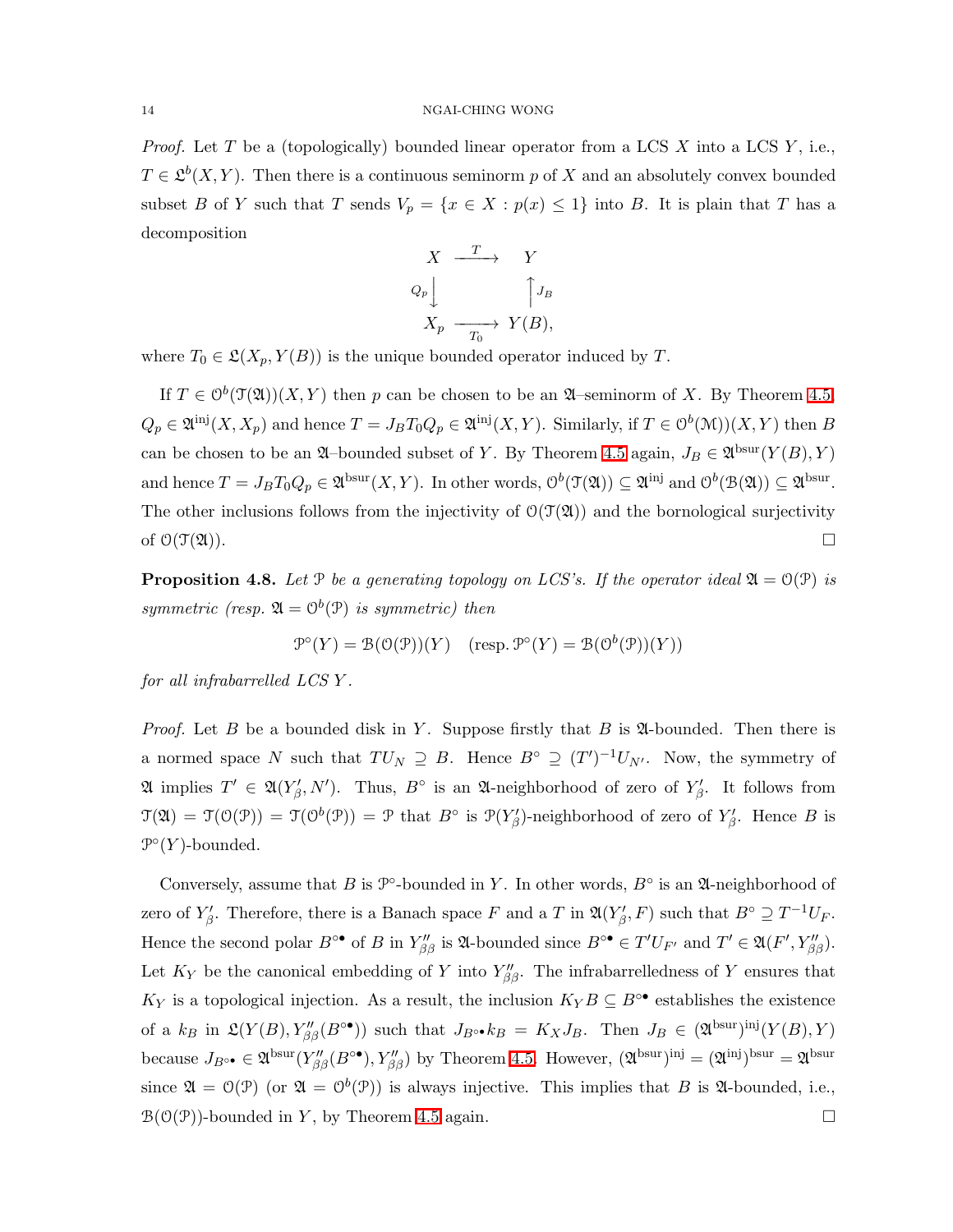*Proof.* Let $T$ be a (topologically) bounded linear operator from a LCS $X$ into a LCS $Y$, i.e., $T \in \mathfrak{L}^b(X,Y)$. Then there is a continuous seminorm $p$ of $X$ and an absolutely convex bounded subset $B$ of $Y$ such that $T$ sends $V_p = \{x \in X : p(x) \leq 1\}$ into $B$. It is plain that $T$ has a decomposition

$$\begin{array}{ccc} X & \xrightarrow{\ T\ } & Y \\ {\scriptstyle Q_p}\downarrow & & \uparrow{\scriptstyle J_B} \\ X_p & \xrightarrow[T_0]{} & Y(B), \end{array}$$

where $T_0 \in \mathfrak{L}(X_p, Y(B))$ is the unique bounded operator induced by $T$.

If $T \in \mathcal{O}^b(\mathcal{T}(\mathfrak{A}))(X,Y)$ then $p$ can be chosen to be an $\mathfrak{A}$–seminorm of $X$. By Theorem 4.5, $Q_p \in \mathfrak{A}^{\mathrm{inj}}(X, X_p)$ and hence $T = J_B T_0 Q_p \in \mathfrak{A}^{\mathrm{inj}}(X,Y)$. Similarly, if $T \in \mathcal{O}^b(\mathcal{M})(X,Y)$ then $B$ can be chosen to be an $\mathfrak{A}$–bounded subset of $Y$. By Theorem 4.5 again, $J_B \in \mathfrak{A}^{\mathrm{bsur}}(Y(B), Y)$ and hence $T = J_B T_0 Q_p \in \mathfrak{A}^{\mathrm{bsur}}(X,Y)$. In other words, $\mathcal{O}^b(\mathcal{T}(\mathfrak{A})) \subseteq \mathfrak{A}^{\mathrm{inj}}$ and $\mathcal{O}^b(\mathcal{B}(\mathfrak{A})) \subseteq \mathfrak{A}^{\mathrm{bsur}}$. The other inclusions follows from the injectivity of $\mathcal{O}(\mathcal{T}(\mathfrak{A}))$ and the bornological surjectivity of $\mathcal{O}(\mathcal{T}(\mathfrak{A}))$. $\square$

**Proposition 4.8.** *Let $\mathcal{P}$ be a generating topology on LCS's. If the operator ideal $\mathfrak{A} = \mathcal{O}(\mathcal{P})$ is symmetric (resp. $\mathfrak{A} = \mathcal{O}^b(\mathcal{P})$ is symmetric) then*

$$\mathcal{P}^\circ(Y) = \mathcal{B}(\mathcal{O}(\mathcal{P}))(Y) \quad (\text{resp. } \mathcal{P}^\circ(Y) = \mathcal{B}(\mathcal{O}^b(\mathcal{P}))(Y))$$

*for all infrabarrelled LCS $Y$.*

*Proof.* Let $B$ be a bounded disk in $Y$. Suppose firstly that $B$ is $\mathfrak{A}$-bounded. Then there is a normed space $N$ such that $TU_N \supseteq B$. Hence $B^\circ \supseteq (T')^{-1}U_{N'}$. Now, the symmetry of $\mathfrak{A}$ implies $T' \in \mathfrak{A}(Y'_\beta, N')$. Thus, $B^\circ$ is an $\mathfrak{A}$-neighborhood of zero of $Y'_\beta$. It follows from $\mathcal{T}(\mathfrak{A}) = \mathcal{T}(\mathcal{O}(\mathcal{P})) = \mathcal{T}(\mathcal{O}^b(\mathcal{P})) = \mathcal{P}$ that $B^\circ$ is $\mathcal{P}(Y'_\beta)$-neighborhood of zero of $Y'_\beta$. Hence $B$ is $\mathcal{P}^\circ(Y)$-bounded.

Conversely, assume that $B$ is $\mathcal{P}^\circ$-bounded in $Y$. In other words, $B^\circ$ is an $\mathfrak{A}$-neighborhood of zero of $Y'_\beta$. Therefore, there is a Banach space $F$ and a $T$ in $\mathfrak{A}(Y'_\beta, F)$ such that $B^\circ \supseteq T^{-1}U_F$. Hence the second polar $B^{\circ\bullet}$ of $B$ in $Y''_{\beta\beta}$ is $\mathfrak{A}$-bounded since $B^{\circ\bullet} \in T'U_{F'}$ and $T' \in \mathfrak{A}(F', Y''_{\beta\beta})$. Let $K_Y$ be the canonical embedding of $Y$ into $Y''_{\beta\beta}$. The infrabarrelledness of $Y$ ensures that $K_Y$ is a topological injection. As a result, the inclusion $K_Y B \subseteq B^{\circ\bullet}$ establishes the existence of a $k_B$ in $\mathfrak{L}(Y(B), Y''_{\beta\beta}(B^{\circ\bullet}))$ such that $J_{B^{\circ\bullet}} k_B = K_X J_B$. Then $J_B \in (\mathfrak{A}^{\mathrm{bsur}})^{\mathrm{inj}}(Y(B), Y)$ because $J_{B^{\circ\bullet}} \in \mathfrak{A}^{\mathrm{bsur}}(Y''_{\beta\beta}(B^{\circ\bullet}), Y''_{\beta\beta})$ by Theorem 4.5. However, $(\mathfrak{A}^{\mathrm{bsur}})^{\mathrm{inj}} = (\mathfrak{A}^{\mathrm{inj}})^{\mathrm{bsur}} = \mathfrak{A}^{\mathrm{bsur}}$ since $\mathfrak{A} = \mathcal{O}(\mathcal{P})$ (or $\mathfrak{A} = \mathcal{O}^b(\mathcal{P})$) is always injective. This implies that $B$ is $\mathfrak{A}$-bounded, i.e., $\mathcal{B}(\mathcal{O}(\mathcal{P}))$-bounded in $Y$, by Theorem 4.5 again. $\square$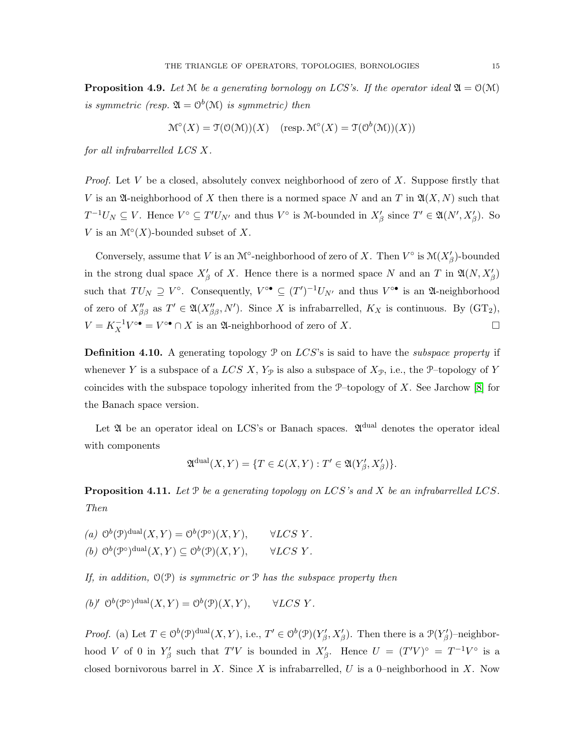**Proposition 4.9.** *Let $\mathcal{M}$ be a generating bornology on LCS's. If the operator ideal $\mathfrak{A} = \mathcal{O}(\mathcal{M})$ is symmetric (resp. $\mathfrak{A} = \mathcal{O}^b(\mathcal{M})$ is symmetric) then*

$$\mathcal{M}^\circ(X) = \mathcal{T}(\mathcal{O}(\mathcal{M}))(X) \quad (\text{resp.}\, \mathcal{M}^\circ(X) = \mathcal{T}(\mathcal{O}^b(\mathcal{M}))(X))$$

*for all infrabarrelled LCS $X$.*

*Proof.* Let $V$ be a closed, absolutely convex neighborhood of zero of $X$. Suppose firstly that $V$ is an $\mathfrak{A}$-neighborhood of $X$ then there is a normed space $N$ and an $T$ in $\mathfrak{A}(X, N)$ such that $T^{-1}U_N \subseteq V$. Hence $V^\circ \subseteq T'U_{N'}$ and thus $V^\circ$ is $\mathcal{M}$-bounded in $X'_\beta$ since $T' \in \mathfrak{A}(N', X'_\beta)$. So $V$ is an $\mathcal{M}^\circ(X)$-bounded subset of $X$.

Conversely, assume that $V$ is an $\mathcal{M}^\circ$-neighborhood of zero of $X$. Then $V^\circ$ is $\mathcal{M}(X'_\beta)$-bounded in the strong dual space $X'_\beta$ of $X$. Hence there is a normed space $N$ and an $T$ in $\mathfrak{A}(N, X'_\beta)$ such that $TU_N \supseteq V^\circ$. Consequently, $V^{\circ\bullet} \subseteq (T')^{-1}U_{N'}$ and thus $V^{\circ\bullet}$ is an $\mathfrak{A}$-neighborhood of zero of $X''_{\beta\beta}$ as $T' \in \mathfrak{A}(X''_{\beta\beta}, N')$. Since $X$ is infrabarrelled, $K_X$ is continuous. By (GT$_2$), $V = K_X^{-1}V^{\circ\bullet} = V^{\circ\bullet} \cap X$ is an $\mathfrak{A}$-neighborhood of zero of $X$. $\square$

**Definition 4.10.** A generating topology $\mathcal{P}$ on $LCS$'s is said to have the *subspace property* if whenever $Y$ is a subspace of a $LCS$ $X$, $Y_\mathcal{P}$ is also a subspace of $X_\mathcal{P}$, i.e., the $\mathcal{P}$–topology of $Y$ coincides with the subspace topology inherited from the $\mathcal{P}$–topology of $X$. See Jarchow [8] for the Banach space version.

Let $\mathfrak{A}$ be an operator ideal on LCS's or Banach spaces. $\mathfrak{A}^{\text{dual}}$ denotes the operator ideal with components

$$\mathfrak{A}^{\text{dual}}(X, Y) = \{T \in \mathcal{L}(X, Y) : T' \in \mathfrak{A}(Y'_\beta, X'_\beta)\}.$$

**Proposition 4.11.** *Let $\mathcal{P}$ be a generating topology on LCS's and $X$ be an infrabarrelled LCS. Then*

*(a)* $\mathcal{O}^b(\mathcal{P})^{\text{dual}}(X, Y) = \mathcal{O}^b(\mathcal{P}^\circ)(X, Y), \qquad \forall LCS\ Y.$

*(b)* $\mathcal{O}^b(\mathcal{P}^\circ)^{\text{dual}}(X, Y) \subseteq \mathcal{O}^b(\mathcal{P})(X, Y), \qquad \forall LCS\ Y.$

*If, in addition, $\mathcal{O}(\mathcal{P})$ is symmetric or $\mathcal{P}$ has the subspace property then*

*(b)'* $\mathcal{O}^b(\mathcal{P}^\circ)^{\text{dual}}(X, Y) = \mathcal{O}^b(\mathcal{P})(X, Y), \qquad \forall LCS\ Y.$

*Proof.* (a) Let $T \in \mathcal{O}^b(\mathcal{P})^{\text{dual}}(X, Y)$, i.e., $T' \in \mathcal{O}^b(\mathcal{P})(Y'_\beta, X'_\beta)$. Then there is a $\mathcal{P}(Y'_\beta)$–neighborhood $V$ of 0 in $Y'_\beta$ such that $T'V$ is bounded in $X'_\beta$. Hence $U = (T'V)^\circ = T^{-1}V^\circ$ is a closed bornivorous barrel in $X$. Since $X$ is infrabarrelled, $U$ is a 0–neighborhood in $X$. Now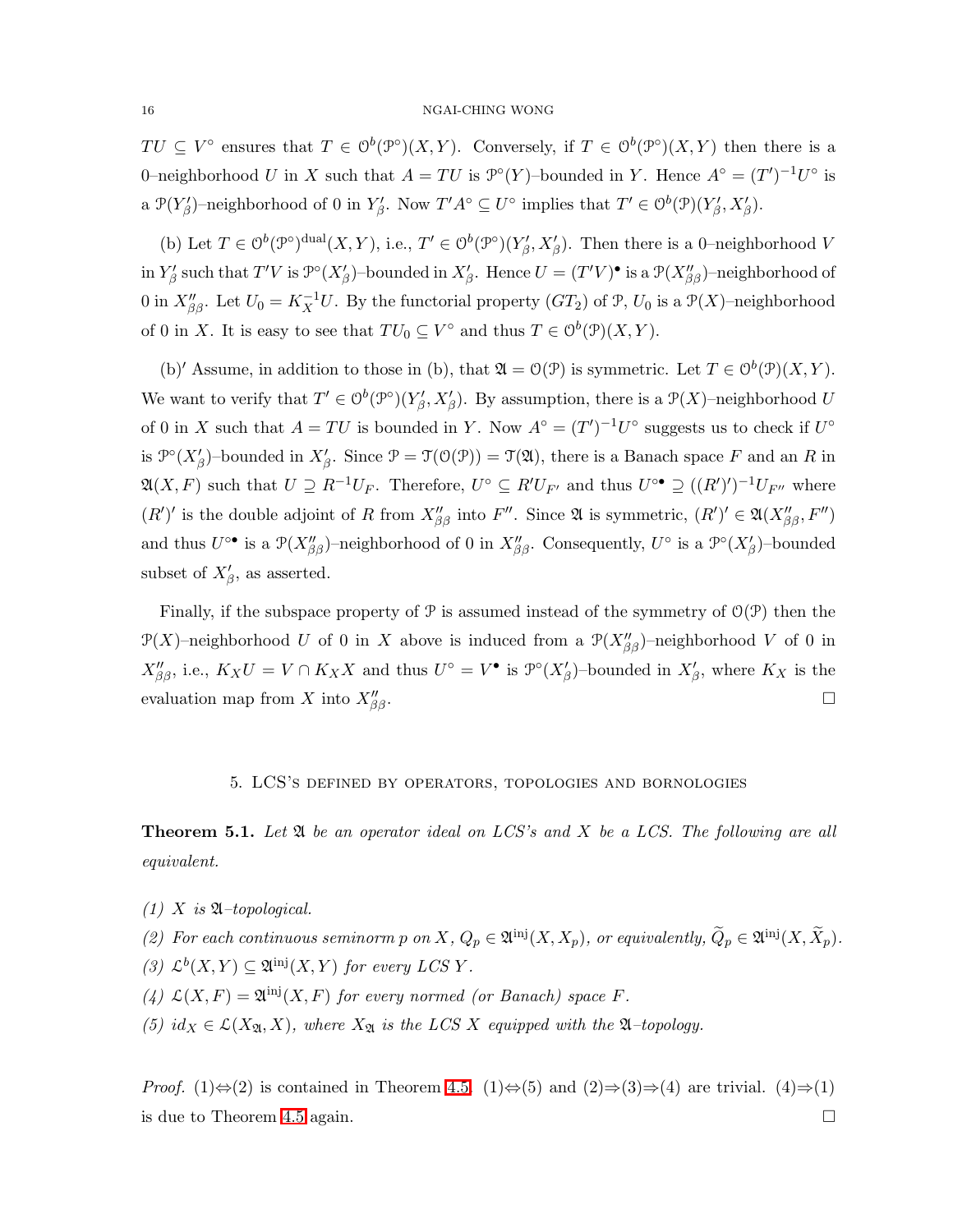$TU \subseteq V^\circ$ ensures that $T \in \mathcal{O}^b(\mathcal{P}^\circ)(X,Y)$. Conversely, if $T \in \mathcal{O}^b(\mathcal{P}^\circ)(X,Y)$ then there is a 0–neighborhood $U$ in $X$ such that $A = TU$ is $\mathcal{P}^\circ(Y)$–bounded in $Y$. Hence $A^\circ = (T')^{-1}U^\circ$ is a $\mathcal{P}(Y'_\beta)$–neighborhood of 0 in $Y'_\beta$. Now $T'A^\circ \subseteq U^\circ$ implies that $T' \in \mathcal{O}^b(\mathcal{P})(Y'_\beta, X'_\beta)$.

(b) Let $T \in \mathcal{O}^b(\mathcal{P}^\circ)^{\text{dual}}(X,Y)$, i.e., $T' \in \mathcal{O}^b(\mathcal{P}^\circ)(Y'_\beta, X'_\beta)$. Then there is a 0–neighborhood $V$ in $Y'_\beta$ such that $T'V$ is $\mathcal{P}^\circ(X'_\beta)$–bounded in $X'_\beta$. Hence $U = (T'V)^\bullet$ is a $\mathcal{P}(X''_{\beta\beta})$–neighborhood of 0 in $X''_{\beta\beta}$. Let $U_0 = K_X^{-1}U$. By the functorial property $(GT_2)$ of $\mathcal{P}$, $U_0$ is a $\mathcal{P}(X)$–neighborhood of 0 in $X$. It is easy to see that $TU_0 \subseteq V^\circ$ and thus $T \in \mathcal{O}^b(\mathcal{P})(X,Y)$.

(b)′ Assume, in addition to those in (b), that $\mathfrak{A} = \mathcal{O}(\mathcal{P})$ is symmetric. Let $T \in \mathcal{O}^b(\mathcal{P})(X,Y)$. We want to verify that $T' \in \mathcal{O}^b(\mathcal{P}^\circ)(Y'_\beta, X'_\beta)$. By assumption, there is a $\mathcal{P}(X)$–neighborhood $U$ of 0 in $X$ such that $A = TU$ is bounded in $Y$. Now $A^\circ = (T')^{-1}U^\circ$ suggests us to check if $U^\circ$ is $\mathcal{P}^\circ(X'_\beta)$–bounded in $X'_\beta$. Since $\mathcal{P} = \mathcal{T}(\mathcal{O}(\mathcal{P})) = \mathcal{T}(\mathfrak{A})$, there is a Banach space $F$ and an $R$ in $\mathfrak{A}(X,F)$ such that $U \supseteq R^{-1}U_F$. Therefore, $U^\circ \subseteq R'U_{F'}$ and thus $U^{\circ\bullet} \supseteq ((R')')^{-1}U_{F''}$ where $(R')'$ is the double adjoint of $R$ from $X''_{\beta\beta}$ into $F''$. Since $\mathfrak{A}$ is symmetric, $(R')' \in \mathfrak{A}(X''_{\beta\beta}, F'')$ and thus $U^{\circ\bullet}$ is a $\mathcal{P}(X''_{\beta\beta})$–neighborhood of 0 in $X''_{\beta\beta}$. Consequently, $U^\circ$ is a $\mathcal{P}^\circ(X'_\beta)$–bounded subset of $X'_\beta$, as asserted.

Finally, if the subspace property of $\mathcal{P}$ is assumed instead of the symmetry of $\mathcal{O}(\mathcal{P})$ then the $\mathcal{P}(X)$–neighborhood $U$ of 0 in $X$ above is induced from a $\mathcal{P}(X''_{\beta\beta})$–neighborhood $V$ of 0 in $X''_{\beta\beta}$, i.e., $K_XU = V \cap K_XX$ and thus $U^\circ = V^\bullet$ is $\mathcal{P}^\circ(X'_\beta)$–bounded in $X'_\beta$, where $K_X$ is the evaluation map from $X$ into $X''_{\beta\beta}$. □

## 5. LCS's defined by operators, topologies and bornologies

**Theorem 5.1.** *Let $\mathfrak{A}$ be an operator ideal on LCS's and $X$ be a LCS. The following are all equivalent.*

*(1) $X$ is $\mathfrak{A}$–topological.*
*(2) For each continuous seminorm $p$ on $X$, $Q_p \in \mathfrak{A}^{\text{inj}}(X, X_p)$, or equivalently, $\widetilde{Q}_p \in \mathfrak{A}^{\text{inj}}(X, \widetilde{X}_p)$.*
*(3) $\mathcal{L}^b(X,Y) \subseteq \mathfrak{A}^{\text{inj}}(X,Y)$ for every LCS $Y$.*
*(4) $\mathcal{L}(X,F) = \mathfrak{A}^{\text{inj}}(X,F)$ for every normed (or Banach) space $F$.*
*(5) $id_X \in \mathcal{L}(X_{\mathfrak{A}}, X)$, where $X_{\mathfrak{A}}$ is the LCS $X$ equipped with the $\mathfrak{A}$–topology.*

*Proof.* (1)⇔(2) is contained in Theorem 4.5. (1)⇔(5) and (2)⇒(3)⇒(4) are trivial. (4)⇒(1) is due to Theorem 4.5 again. □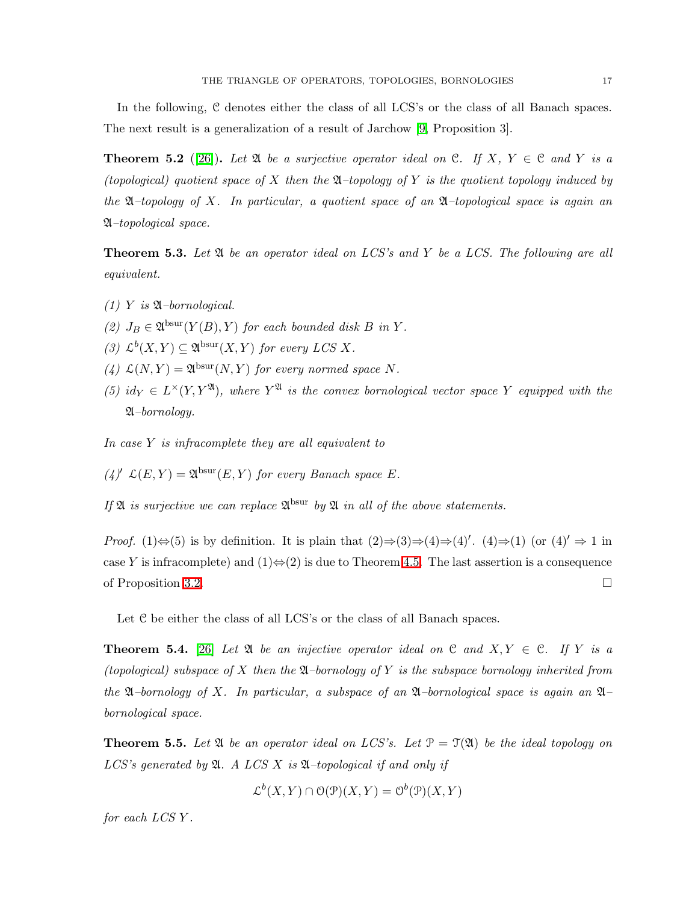In the following, $\mathcal{C}$ denotes either the class of all LCS's or the class of all Banach spaces. The next result is a generalization of a result of Jarchow [9, Proposition 3].

**Theorem 5.2** ([26])**.** *Let $\mathfrak{A}$ be a surjective operator ideal on $\mathcal{C}$. If $X$, $Y \in \mathcal{C}$ and $Y$ is a (topological) quotient space of $X$ then the $\mathfrak{A}$–topology of $Y$ is the quotient topology induced by the $\mathfrak{A}$–topology of $X$. In particular, a quotient space of an $\mathfrak{A}$–topological space is again an $\mathfrak{A}$–topological space.*

**Theorem 5.3.** *Let $\mathfrak{A}$ be an operator ideal on LCS's and $Y$ be a LCS. The following are all equivalent.*

*(1) $Y$ is $\mathfrak{A}$–bornological.*

*(2) $J_B \in \mathfrak{A}^{\mathrm{bsur}}(Y(B), Y)$ for each bounded disk $B$ in $Y$.*

*(3) $\mathcal{L}^b(X, Y) \subseteq \mathfrak{A}^{\mathrm{bsur}}(X, Y)$ for every LCS $X$.*

*(4) $\mathcal{L}(N, Y) = \mathfrak{A}^{\mathrm{bsur}}(N, Y)$ for every normed space $N$.*

*(5) $id_Y \in L^{\times}(Y, Y^{\mathfrak{A}})$, where $Y^{\mathfrak{A}}$ is the convex bornological vector space $Y$ equipped with the $\mathfrak{A}$–bornology.*

*In case $Y$ is infracomplete they are all equivalent to*

*(4)′ $\mathcal{L}(E, Y) = \mathfrak{A}^{\mathrm{bsur}}(E, Y)$ for every Banach space $E$.*

*If $\mathfrak{A}$ is surjective we can replace $\mathfrak{A}^{\mathrm{bsur}}$ by $\mathfrak{A}$ in all of the above statements.*

*Proof.* (1)⇔(5) is by definition. It is plain that (2)⇒(3)⇒(4)⇒(4)′. (4)⇒(1) (or (4)′ ⇒ 1 in case $Y$ is infracomplete) and (1)⇔(2) is due to Theorem 4.5. The last assertion is a consequence of Proposition 3.2. □

Let $\mathcal{C}$ be either the class of all LCS's or the class of all Banach spaces.

**Theorem 5.4.** [26] *Let $\mathfrak{A}$ be an injective operator ideal on $\mathcal{C}$ and $X, Y \in \mathcal{C}$. If $Y$ is a (topological) subspace of $X$ then the $\mathfrak{A}$–bornology of $Y$ is the subspace bornology inherited from the $\mathfrak{A}$–bornology of $X$. In particular, a subspace of an $\mathfrak{A}$–bornological space is again an $\mathfrak{A}$–bornological space.*

**Theorem 5.5.** *Let $\mathfrak{A}$ be an operator ideal on LCS's. Let $\mathcal{P} = \mathcal{T}(\mathfrak{A})$ be the ideal topology on LCS's generated by $\mathfrak{A}$. A LCS $X$ is $\mathfrak{A}$–topological if and only if*

$$\mathcal{L}^b(X, Y) \cap \mathcal{O}(\mathcal{P})(X, Y) = \mathcal{O}^b(\mathcal{P})(X, Y)$$

*for each LCS $Y$.*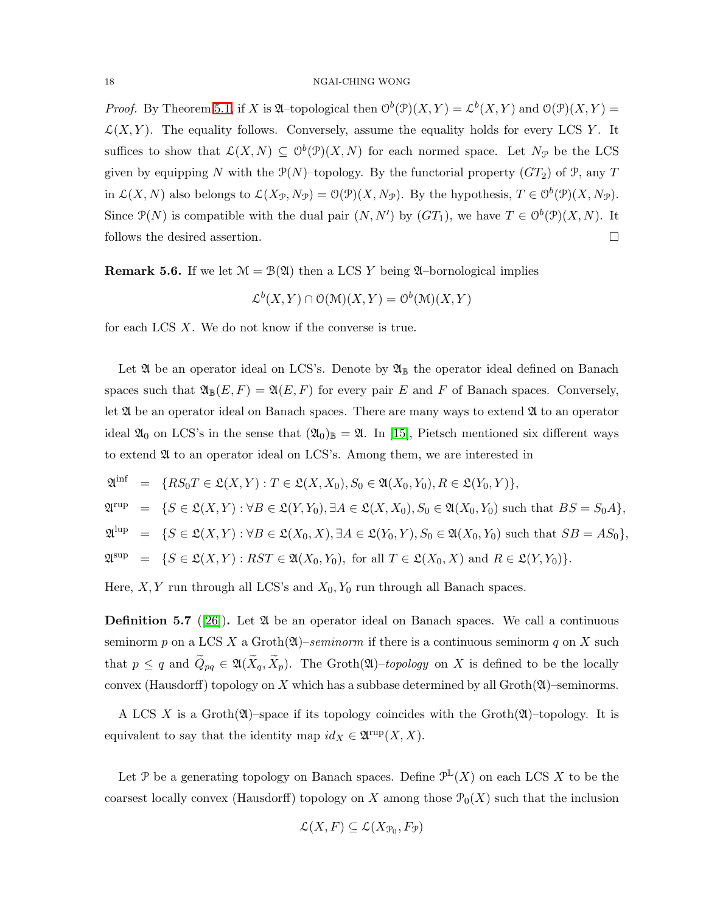*Proof.* By Theorem 5.1, if $X$ is $\mathfrak{A}$–topological then $\mathcal{O}^b(\mathcal{P})(X,Y) = \mathcal{L}^b(X,Y)$ and $\mathcal{O}(\mathcal{P})(X,Y) = \mathcal{L}(X,Y)$. The equality follows. Conversely, assume the equality holds for every LCS $Y$. It suffices to show that $\mathcal{L}(X,N) \subseteq \mathcal{O}^b(\mathcal{P})(X,N)$ for each normed space. Let $N_{\mathcal{P}}$ be the LCS given by equipping $N$ with the $\mathcal{P}(N)$–topology. By the functorial property $(GT_2)$ of $\mathcal{P}$, any $T$ in $\mathcal{L}(X,N)$ also belongs to $\mathcal{L}(X_{\mathcal{P}}, N_{\mathcal{P}}) = \mathcal{O}(\mathcal{P})(X, N_{\mathcal{P}})$. By the hypothesis, $T \in \mathcal{O}^b(\mathcal{P})(X, N_{\mathcal{P}})$. Since $\mathcal{P}(N)$ is compatible with the dual pair $(N, N')$ by $(GT_1)$, we have $T \in \mathcal{O}^b(\mathcal{P})(X,N)$. It follows the desired assertion. □

**Remark 5.6.** If we let $\mathcal{M} = \mathcal{B}(\mathfrak{A})$ then a LCS $Y$ being $\mathfrak{A}$–bornological implies

$$\mathcal{L}^b(X,Y) \cap \mathcal{O}(\mathcal{M})(X,Y) = \mathcal{O}^b(\mathcal{M})(X,Y)$$

for each LCS $X$. We do not know if the converse is true.

Let $\mathfrak{A}$ be an operator ideal on LCS's. Denote by $\mathfrak{A}_{\mathbb{B}}$ the operator ideal defined on Banach spaces such that $\mathfrak{A}_{\mathbb{B}}(E,F) = \mathfrak{A}(E,F)$ for every pair $E$ and $F$ of Banach spaces. Conversely, let $\mathfrak{A}$ be an operator ideal on Banach spaces. There are many ways to extend $\mathfrak{A}$ to an operator ideal $\mathfrak{A}_0$ on LCS's in the sense that $(\mathfrak{A}_0)_{\mathbb{B}} = \mathfrak{A}$. In [15], Pietsch mentioned six different ways to extend $\mathfrak{A}$ to an operator ideal on LCS's. Among them, we are interested in

$$\begin{aligned}
\mathfrak{A}^{\inf} &= \{RS_0T \in \mathfrak{L}(X,Y) : T \in \mathfrak{L}(X,X_0), S_0 \in \mathfrak{A}(X_0,Y_0), R \in \mathfrak{L}(Y_0,Y)\},\\
\mathfrak{A}^{\mathrm{rup}} &= \{S \in \mathfrak{L}(X,Y) : \forall B \in \mathfrak{L}(Y,Y_0), \exists A \in \mathfrak{L}(X,X_0), S_0 \in \mathfrak{A}(X_0,Y_0) \text{ such that } BS = S_0A\},\\
\mathfrak{A}^{\mathrm{lup}} &= \{S \in \mathfrak{L}(X,Y) : \forall B \in \mathfrak{L}(X_0,X), \exists A \in \mathfrak{L}(Y_0,Y), S_0 \in \mathfrak{A}(X_0,Y_0) \text{ such that } SB = AS_0\},\\
\mathfrak{A}^{\sup} &= \{S \in \mathfrak{L}(X,Y) : RST \in \mathfrak{A}(X_0,Y_0), \text{ for all } T \in \mathfrak{L}(X_0,X) \text{ and } R \in \mathfrak{L}(Y,Y_0)\}.
\end{aligned}$$

Here, $X, Y$ run through all LCS's and $X_0, Y_0$ run through all Banach spaces.

**Definition 5.7** ([26])**.** Let $\mathfrak{A}$ be an operator ideal on Banach spaces. We call a continuous seminorm $p$ on a LCS $X$ a Groth($\mathfrak{A}$)–*seminorm* if there is a continuous seminorm $q$ on $X$ such that $p \leq q$ and $\widetilde{Q}_{pq} \in \mathfrak{A}(\widetilde{X}_q, \widetilde{X}_p)$. The Groth($\mathfrak{A}$)–*topology* on $X$ is defined to be the locally convex (Hausdorff) topology on $X$ which has a subbase determined by all Groth($\mathfrak{A}$)–seminorms.

A LCS $X$ is a Groth($\mathfrak{A}$)–space if its topology coincides with the Groth($\mathfrak{A}$)–topology. It is equivalent to say that the identity map $id_X \in \mathfrak{A}^{\mathrm{rup}}(X,X)$.

Let $\mathcal{P}$ be a generating topology on Banach spaces. Define $\mathcal{P}^{\mathbb{L}}(X)$ on each LCS $X$ to be the coarsest locally convex (Hausdorff) topology on $X$ among those $\mathcal{P}_0(X)$ such that the inclusion

$$\mathcal{L}(X,F) \subseteq \mathcal{L}(X_{\mathcal{P}_0}, F_{\mathcal{P}})$$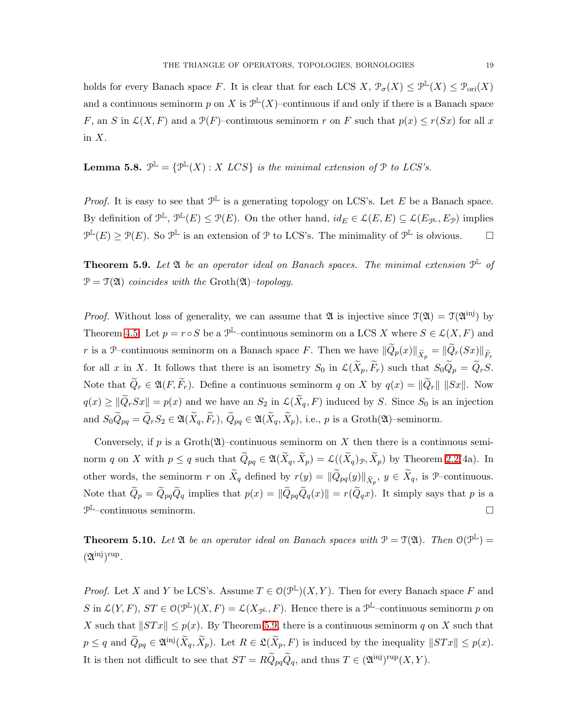holds for every Banach space $F$. It is clear that for each LCS $X$, $\mathcal{P}_\sigma(X) \le \mathcal{P}^{\mathbb{L}}(X) \le \mathcal{P}_{\rm ori}(X)$ and a continuous seminorm $p$ on $X$ is $\mathcal{P}^{\mathbb{L}}(X)$–continuous if and only if there is a Banach space $F$, an $S$ in $\mathcal{L}(X, F)$ and a $\mathcal{P}(F)$–continuous seminorm $r$ on $F$ such that $p(x) \le r(Sx)$ for all $x$ in $X$.

**Lemma 5.8.** *$\mathcal{P}^{\mathbb{L}} = \{\mathcal{P}^{\mathbb{L}}(X) : X$ LCS$\}$ is the minimal extension of $\mathcal{P}$ to LCS's.*

*Proof.* It is easy to see that $\mathcal{P}^{\mathbb{L}}$ is a generating topology on LCS's. Let $E$ be a Banach space. By definition of $\mathcal{P}^{\mathbb{L}}$, $\mathcal{P}^{\mathbb{L}}(E) \le \mathcal{P}(E)$. On the other hand, $id_E \in \mathcal{L}(E, E) \subseteq \mathcal{L}(E_{\mathcal{P}^{\mathbb{L}}}, E_{\mathcal{P}})$ implies $\mathcal{P}^{\mathbb{L}}(E) \ge \mathcal{P}(E)$. So $\mathcal{P}^{\mathbb{L}}$ is an extension of $\mathcal{P}$ to LCS's. The minimality of $\mathcal{P}^{\mathbb{L}}$ is obvious. □

**Theorem 5.9.** *Let $\mathfrak{A}$ be an operator ideal on Banach spaces. The minimal extension $\mathcal{P}^{\mathbb{L}}$ of $\mathcal{P} = \mathcal{T}(\mathfrak{A})$ coincides with the* Groth$(\mathfrak{A})$*–topology.*

*Proof.* Without loss of generality, we can assume that $\mathfrak{A}$ is injective since $\mathcal{T}(\mathfrak{A}) = \mathcal{T}(\mathfrak{A}^{\rm inj})$ by Theorem 4.5. Let $p = r \circ S$ be a $\mathcal{P}^{\mathbb{L}}$–continuous seminorm on a LCS $X$ where $S \in \mathcal{L}(X, F)$ and $r$ is a $\mathcal{P}$–continuous seminorm on a Banach space $F$. Then we have $\|\widetilde{Q}_p(x)\|_{\widetilde{X}_p} = \|\widetilde{Q}_r(Sx)\|_{\widetilde{F}_r}$ for all $x$ in $X$. It follows that there is an isometry $S_0$ in $\mathcal{L}(\widetilde{X}_p, \widetilde{F}_r)$ such that $S_0\widetilde{Q}_p = \widetilde{Q}_r S$. Note that $\widetilde{Q}_r \in \mathfrak{A}(F, \widetilde{F}_r)$. Define a continuous seminorm $q$ on $X$ by $q(x) = \|\widetilde{Q}_r\| \, \|Sx\|$. Now $q(x) \ge \|\widetilde{Q}_r Sx\| = p(x)$ and we have an $S_2$ in $\mathcal{L}(\widetilde{X}_q, F)$ induced by $S$. Since $S_0$ is an injection and $S_0\widetilde{Q}_{pq} = \widetilde{Q}_r S_2 \in \mathfrak{A}(\widetilde{X}_q, \widetilde{F}_r)$, $\widetilde{Q}_{pq} \in \mathfrak{A}(\widetilde{X}_q, \widetilde{X}_p)$, i.e., $p$ is a Groth$(\mathfrak{A})$–seminorm.

Conversely, if $p$ is a Groth$(\mathfrak{A})$–continuous seminorm on $X$ then there is a continuous seminorm $q$ on $X$ with $p \le q$ such that $\widetilde{Q}_{pq} \in \mathfrak{A}(\widetilde{X}_q, \widetilde{X}_p) = \mathcal{L}((\widetilde{X}_q)_{\mathcal{P}}, \widetilde{X}_p)$ by Theorem 2.2(4a). In other words, the seminorm $r$ on $\widetilde{X}_q$ defined by $r(y) = \|\widetilde{Q}_{pq}(y)\|_{\widetilde{X}_p}$, $y \in \widetilde{X}_q$, is $\mathcal{P}$–continuous. Note that $\widetilde{Q}_p = \widetilde{Q}_{pq}\widetilde{Q}_q$ implies that $p(x) = \|\widetilde{Q}_{pq}\widetilde{Q}_q(x)\| = r(\widetilde{Q}_q x)$. It simply says that $p$ is a $\mathcal{P}^{\mathbb{L}}$–continuous seminorm. □

**Theorem 5.10.** *Let $\mathfrak{A}$ be an operator ideal on Banach spaces with $\mathcal{P} = \mathcal{T}(\mathfrak{A})$. Then $\mathcal{O}(\mathcal{P}^{\mathbb{L}}) = (\mathfrak{A}^{\rm inj})^{\rm rup}$.*

*Proof.* Let $X$ and $Y$ be LCS's. Assume $T \in \mathcal{O}(\mathcal{P}^{\mathbb{L}})(X, Y)$. Then for every Banach space $F$ and $S$ in $\mathcal{L}(Y, F)$, $ST \in \mathcal{O}(\mathcal{P}^{\mathbb{L}})(X, F) = \mathcal{L}(X_{\mathcal{P}^{\mathbb{L}}}, F)$. Hence there is a $\mathcal{P}^{\mathbb{L}}$–continuous seminorm $p$ on $X$ such that $\|STx\| \le p(x)$. By Theorem 5.9, there is a continuous seminorm $q$ on $X$ such that $p \le q$ and $\widetilde{Q}_{pq} \in \mathfrak{A}^{\rm inj}(\widetilde{X}_q, \widetilde{X}_p)$. Let $R \in \mathfrak{L}(\widetilde{X}_p, F)$ is induced by the inequality $\|STx\| \le p(x)$. It is then not difficult to see that $ST = R\widetilde{Q}_{pq}\widetilde{Q}_q$, and thus $T \in (\mathfrak{A}^{\rm inj})^{\rm rup}(X, Y)$.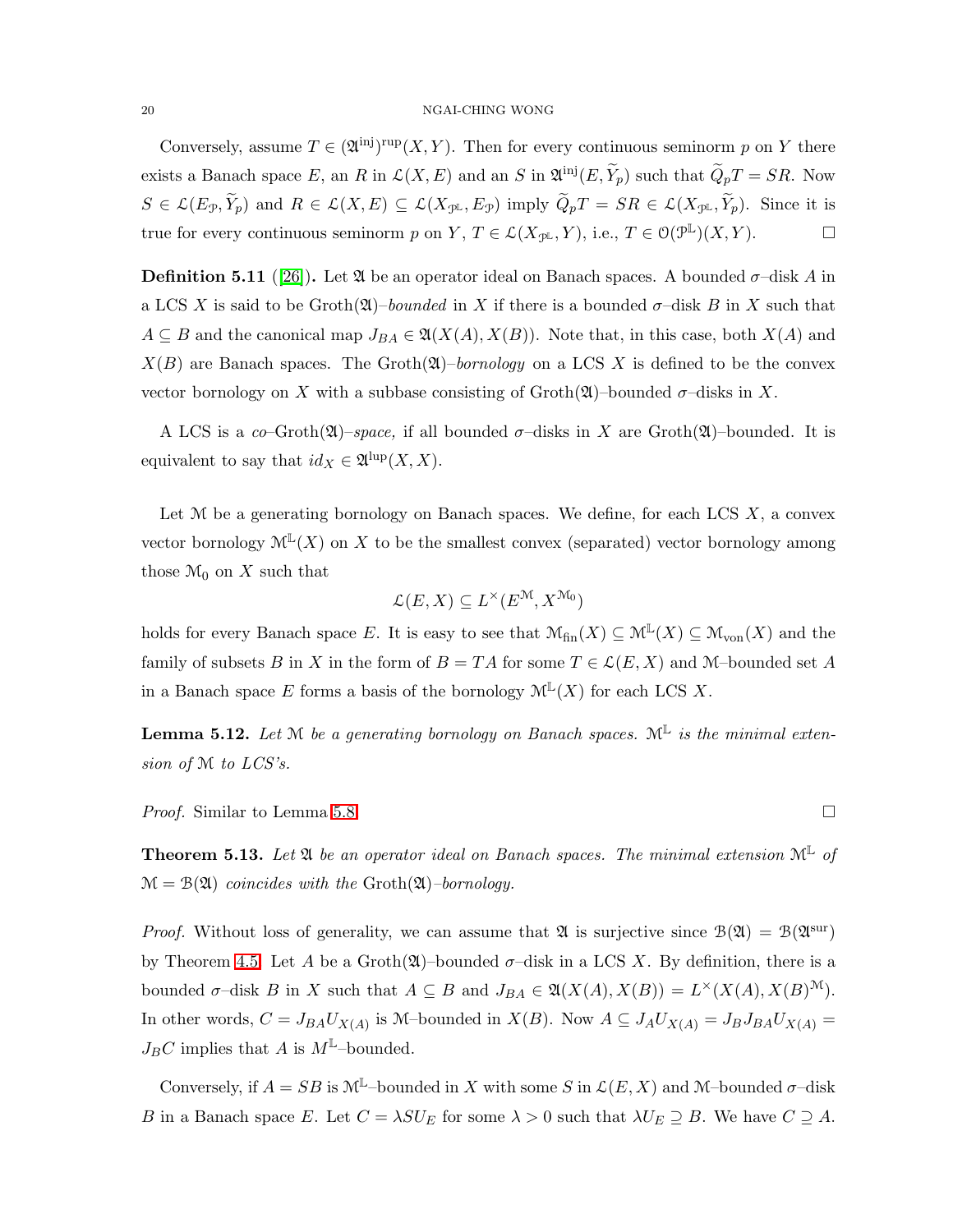Conversely, assume $T \in (\mathfrak{A}^{\text{inj}})^{\text{rup}}(X, Y)$. Then for every continuous seminorm $p$ on $Y$ there exists a Banach space $E$, an $R$ in $\mathcal{L}(X, E)$ and an $S$ in $\mathfrak{A}^{\text{inj}}(E, \widetilde{Y}_p)$ such that $\widetilde{Q}_p T = SR$. Now $S \in \mathcal{L}(E_{\mathcal{P}}, \widetilde{Y}_p)$ and $R \in \mathcal{L}(X, E) \subseteq \mathcal{L}(X_{\mathcal{P}^{\mathbb{L}}}, E_{\mathcal{P}})$ imply $\widetilde{Q}_p T = SR \in \mathcal{L}(X_{\mathcal{P}^{\mathbb{L}}}, \widetilde{Y}_p)$. Since it is true for every continuous seminorm $p$ on $Y$, $T \in \mathcal{L}(X_{\mathcal{P}^{\mathbb{L}}}, Y)$, i.e., $T \in \mathcal{O}(\mathcal{P}^{\mathbb{L}})(X, Y)$. $\square$

**Definition 5.11** ([26]). Let $\mathfrak{A}$ be an operator ideal on Banach spaces. A bounded $\sigma$–disk $A$ in a LCS $X$ is said to be Groth($\mathfrak{A}$)–*bounded* in $X$ if there is a bounded $\sigma$–disk $B$ in $X$ such that $A \subseteq B$ and the canonical map $J_{BA} \in \mathfrak{A}(X(A), X(B))$. Note that, in this case, both $X(A)$ and $X(B)$ are Banach spaces. The Groth($\mathfrak{A}$)–*bornology* on a LCS $X$ is defined to be the convex vector bornology on $X$ with a subbase consisting of Groth($\mathfrak{A}$)–bounded $\sigma$–disks in $X$.

A LCS is a *co*–Groth($\mathfrak{A}$)–*space,* if all bounded $\sigma$–disks in $X$ are Groth($\mathfrak{A}$)–bounded. It is equivalent to say that $id_X \in \mathfrak{A}^{\text{lup}}(X, X)$.

Let $\mathcal{M}$ be a generating bornology on Banach spaces. We define, for each LCS $X$, a convex vector bornology $\mathcal{M}^{\mathbb{L}}(X)$ on $X$ to be the smallest convex (separated) vector bornology among those $\mathcal{M}_0$ on $X$ such that

$$\mathcal{L}(E, X) \subseteq L^{\times}(E^{\mathcal{M}}, X^{\mathcal{M}_0})$$

holds for every Banach space $E$. It is easy to see that $\mathcal{M}_{\text{fin}}(X) \subseteq \mathcal{M}^{\mathbb{L}}(X) \subseteq \mathcal{M}_{\text{von}}(X)$ and the family of subsets $B$ in $X$ in the form of $B = TA$ for some $T \in \mathcal{L}(E, X)$ and $\mathcal{M}$–bounded set $A$ in a Banach space $E$ forms a basis of the bornology $\mathcal{M}^{\mathbb{L}}(X)$ for each LCS $X$.

**Lemma 5.12.** *Let $\mathcal{M}$ be a generating bornology on Banach spaces. $\mathcal{M}^{\mathbb{L}}$ is the minimal extension of $\mathcal{M}$ to LCS's.*

*Proof.* Similar to Lemma 5.8. $\square$

**Theorem 5.13.** *Let $\mathfrak{A}$ be an operator ideal on Banach spaces. The minimal extension $\mathcal{M}^{\mathbb{L}}$ of $\mathcal{M} = \mathcal{B}(\mathfrak{A})$ coincides with the* Groth($\mathfrak{A}$)*–bornology.*

*Proof.* Without loss of generality, we can assume that $\mathfrak{A}$ is surjective since $\mathcal{B}(\mathfrak{A}) = \mathcal{B}(\mathfrak{A}^{\text{sur}})$ by Theorem 4.5. Let $A$ be a Groth($\mathfrak{A}$)–bounded $\sigma$–disk in a LCS $X$. By definition, there is a bounded $\sigma$–disk $B$ in $X$ such that $A \subseteq B$ and $J_{BA} \in \mathfrak{A}(X(A), X(B)) = L^{\times}(X(A), X(B)^{\mathcal{M}})$. In other words, $C = J_{BA} U_{X(A)}$ is $\mathcal{M}$–bounded in $X(B)$. Now $A \subseteq J_A U_{X(A)} = J_B J_{BA} U_{X(A)} = J_B C$ implies that $A$ is $M^{\mathbb{L}}$–bounded.

Conversely, if $A = SB$ is $\mathcal{M}^{\mathbb{L}}$–bounded in $X$ with some $S$ in $\mathcal{L}(E, X)$ and $\mathcal{M}$–bounded $\sigma$–disk $B$ in a Banach space $E$. Let $C = \lambda S U_E$ for some $\lambda > 0$ such that $\lambda U_E \supseteq B$. We have $C \supseteq A$.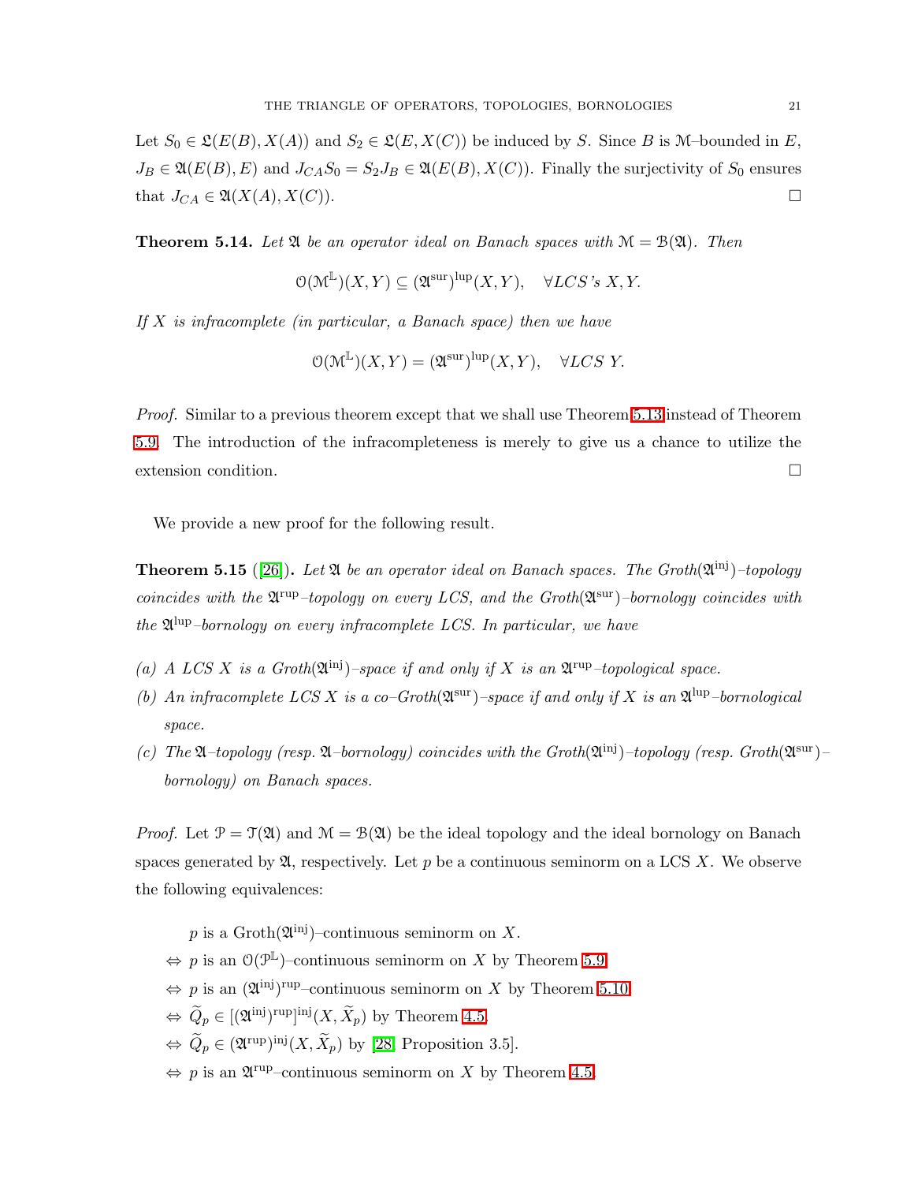Let $S_0 \in \mathfrak{L}(E(B), X(A))$ and $S_2 \in \mathfrak{L}(E, X(C))$ be induced by $S$. Since $B$ is $\mathcal{M}$–bounded in $E$, $J_B \in \mathfrak{A}(E(B), E)$ and $J_{CA}S_0 = S_2 J_B \in \mathfrak{A}(E(B), X(C))$. Finally the surjectivity of $S_0$ ensures that $J_{CA} \in \mathfrak{A}(X(A), X(C))$. $\square$

**Theorem 5.14.** *Let $\mathfrak{A}$ be an operator ideal on Banach spaces with $\mathcal{M} = \mathcal{B}(\mathfrak{A})$. Then*

$$\mathcal{O}(\mathcal{M}^{\mathbb{L}})(X, Y) \subseteq (\mathfrak{A}^{\mathrm{sur}})^{\mathrm{lup}}(X, Y), \quad \forall LCS\text{'s } X, Y.$$

*If $X$ is infracomplete (in particular, a Banach space) then we have*

$$\mathcal{O}(\mathcal{M}^{\mathbb{L}})(X, Y) = (\mathfrak{A}^{\mathrm{sur}})^{\mathrm{lup}}(X, Y), \quad \forall LCS\ Y.$$

*Proof.* Similar to a previous theorem except that we shall use Theorem 5.13 instead of Theorem 5.9. The introduction of the infracompleteness is merely to give us a chance to utilize the extension condition. $\square$

We provide a new proof for the following result.

**Theorem 5.15** ([26]). *Let $\mathfrak{A}$ be an operator ideal on Banach spaces. The Groth($\mathfrak{A}^{\mathrm{inj}}$)–topology coincides with the $\mathfrak{A}^{\mathrm{rup}}$–topology on every LCS, and the Groth($\mathfrak{A}^{\mathrm{sur}}$)–bornology coincides with the $\mathfrak{A}^{\mathrm{lup}}$–bornology on every infracomplete LCS. In particular, we have*

*(a) A LCS $X$ is a Groth($\mathfrak{A}^{\mathrm{inj}}$)–space if and only if $X$ is an $\mathfrak{A}^{\mathrm{rup}}$–topological space.*

*(b) An infracomplete LCS $X$ is a co–Groth($\mathfrak{A}^{\mathrm{sur}}$)–space if and only if $X$ is an $\mathfrak{A}^{\mathrm{lup}}$–bornological space.*

*(c) The $\mathfrak{A}$–topology (resp. $\mathfrak{A}$–bornology) coincides with the Groth($\mathfrak{A}^{\mathrm{inj}}$)–topology (resp. Groth($\mathfrak{A}^{\mathrm{sur}}$)–bornology) on Banach spaces.*

*Proof.* Let $\mathcal{P} = \mathfrak{T}(\mathfrak{A})$ and $\mathcal{M} = \mathcal{B}(\mathfrak{A})$ be the ideal topology and the ideal bornology on Banach spaces generated by $\mathfrak{A}$, respectively. Let $p$ be a continuous seminorm on a LCS $X$. We observe the following equivalences:

$p$ is a Groth($\mathfrak{A}^{\mathrm{inj}}$)–continuous seminorm on $X$.
$\Leftrightarrow$ $p$ is an $\mathcal{O}(\mathcal{P}^{\mathbb{L}})$–continuous seminorm on $X$ by Theorem 5.9.
$\Leftrightarrow$ $p$ is an $(\mathfrak{A}^{\mathrm{inj}})^{\mathrm{rup}}$–continuous seminorm on $X$ by Theorem 5.10.
$\Leftrightarrow$ $\widetilde{Q}_p \in [(\mathfrak{A}^{\mathrm{inj}})^{\mathrm{rup}}]^{\mathrm{inj}}(X, \widetilde{X}_p)$ by Theorem 4.5.
$\Leftrightarrow$ $\widetilde{Q}_p \in (\mathfrak{A}^{\mathrm{rup}})^{\mathrm{inj}}(X, \widetilde{X}_p)$ by [28, Proposition 3.5].
$\Leftrightarrow$ $p$ is an $\mathfrak{A}^{\mathrm{rup}}$–continuous seminorm on $X$ by Theorem 4.5.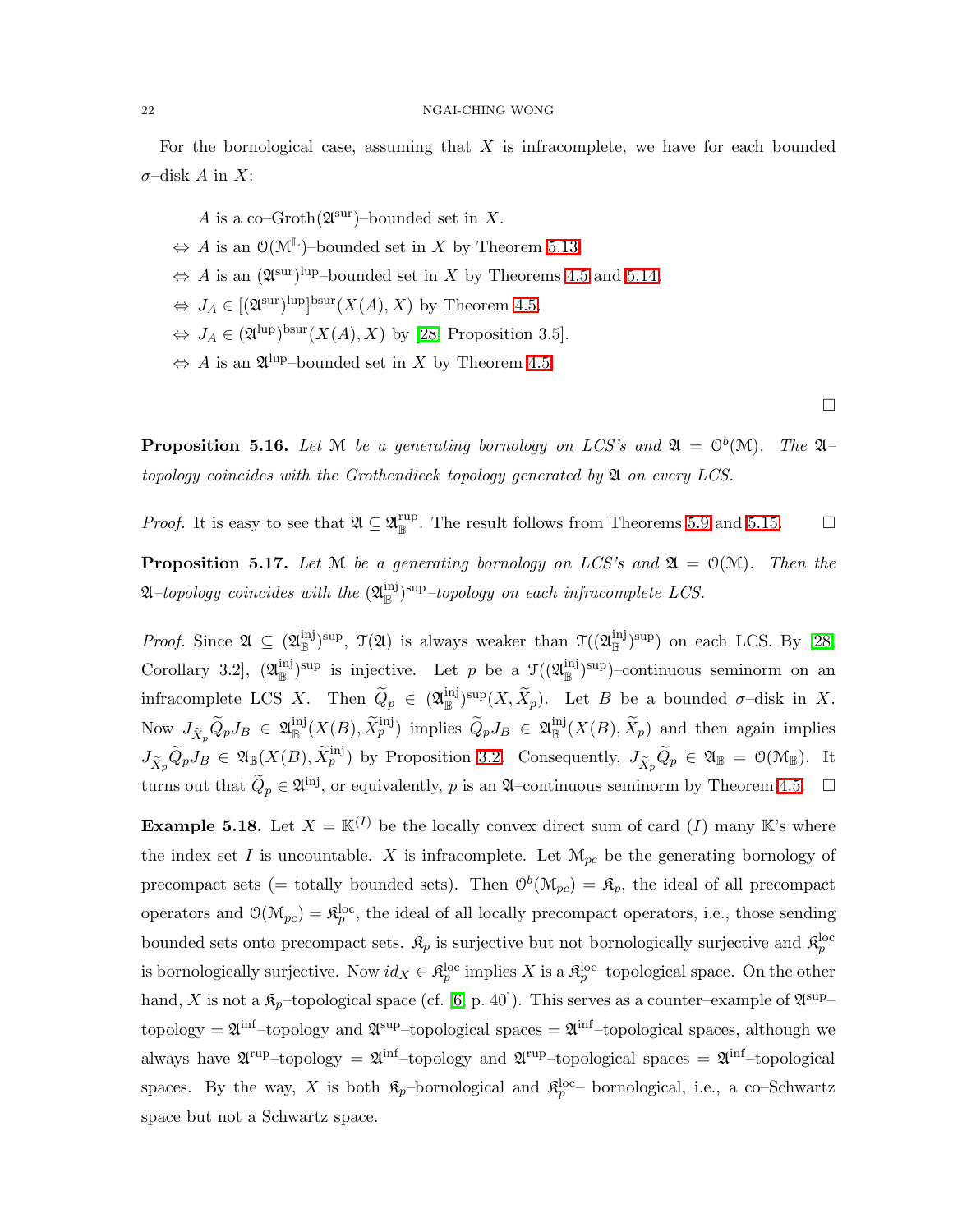For the bornological case, assuming that $X$ is infracomplete, we have for each bounded $\sigma$–disk $A$ in $X$:

$A$ is a co–Groth$(\mathfrak{A}^{\rm sur})$–bounded set in $X$.
$\Leftrightarrow$ $A$ is an $\mathcal{O}(\mathcal{M}^{\mathbb{L}})$–bounded set in $X$ by Theorem 5.13.
$\Leftrightarrow$ $A$ is an $(\mathfrak{A}^{\rm sur})^{\rm lup}$–bounded set in $X$ by Theorems 4.5 and 5.14.
$\Leftrightarrow$ $J_A \in [(\mathfrak{A}^{\rm sur})^{\rm lup}]^{\rm bsur}(X(A), X)$ by Theorem 4.5.
$\Leftrightarrow$ $J_A \in (\mathfrak{A}^{\rm lup})^{\rm bsur}(X(A), X)$ by [28, Proposition 3.5].
$\Leftrightarrow$ $A$ is an $\mathfrak{A}^{\rm lup}$–bounded set in $X$ by Theorem 4.5.

□

**Proposition 5.16.** *Let $\mathcal{M}$ be a generating bornology on LCS's and $\mathfrak{A} = \mathcal{O}^b(\mathcal{M})$. The $\mathfrak{A}$–topology coincides with the Grothendieck topology generated by $\mathfrak{A}$ on every LCS.*

*Proof.* It is easy to see that $\mathfrak{A} \subseteq \mathfrak{A}_{\mathbb{B}}^{\rm rup}$. The result follows from Theorems 5.9 and 5.15. □

**Proposition 5.17.** *Let $\mathcal{M}$ be a generating bornology on LCS's and $\mathfrak{A} = \mathcal{O}(\mathcal{M})$. Then the $\mathfrak{A}$–topology coincides with the $(\mathfrak{A}_{\mathbb{B}}^{\rm inj})^{\rm sup}$–topology on each infracomplete LCS.*

*Proof.* Since $\mathfrak{A} \subseteq (\mathfrak{A}_{\mathbb{B}}^{\rm inj})^{\rm sup}$, $\mathcal{T}(\mathfrak{A})$ is always weaker than $\mathcal{T}((\mathfrak{A}_{\mathbb{B}}^{\rm inj})^{\rm sup})$ on each LCS. By [28, Corollary 3.2], $(\mathfrak{A}_{\mathbb{B}}^{\rm inj})^{\rm sup}$ is injective. Let $p$ be a $\mathcal{T}((\mathfrak{A}_{\mathbb{B}}^{\rm inj})^{\rm sup})$–continuous seminorm on an infracomplete LCS $X$. Then $\widetilde{Q}_p \in (\mathfrak{A}_{\mathbb{B}}^{\rm inj})^{\rm sup}(X, \widetilde{X}_p)$. Let $B$ be a bounded $\sigma$–disk in $X$. Now $J_{\widetilde{X}_p}\widetilde{Q}_p J_B \in \mathfrak{A}_{\mathbb{B}}^{\rm inj}(X(B), \widetilde{X}_p^{\rm inj})$ implies $\widetilde{Q}_p J_B \in \mathfrak{A}_{\mathbb{B}}^{\rm inj}(X(B), \widetilde{X}_p)$ and then again implies $J_{\widetilde{X}_p}\widetilde{Q}_p J_B \in \mathfrak{A}_{\mathbb{B}}(X(B), \widetilde{X}_p^{\rm inj})$ by Proposition 3.2. Consequently, $J_{\widetilde{X}_p}\widetilde{Q}_p \in \mathfrak{A}_{\mathbb{B}} = \mathcal{O}(\mathcal{M}_{\mathbb{B}})$. It turns out that $\widetilde{Q}_p \in \mathfrak{A}^{\rm inj}$, or equivalently, $p$ is an $\mathfrak{A}$–continuous seminorm by Theorem 4.5. □

**Example 5.18.** Let $X = \mathbb{K}^{(I)}$ be the locally convex direct sum of card $(I)$ many $\mathbb{K}$'s where the index set $I$ is uncountable. $X$ is infracomplete. Let $\mathcal{M}_{pc}$ be the generating bornology of precompact sets (= totally bounded sets). Then $\mathcal{O}^b(\mathcal{M}_{pc}) = \mathfrak{K}_p$, the ideal of all precompact operators and $\mathcal{O}(\mathcal{M}_{pc}) = \mathfrak{K}_p^{\rm loc}$, the ideal of all locally precompact operators, i.e., those sending bounded sets onto precompact sets. $\mathfrak{K}_p$ is surjective but not bornologically surjective and $\mathfrak{K}_p^{\rm loc}$ is bornologically surjective. Now $id_X \in \mathfrak{K}_p^{\rm loc}$ implies $X$ is a $\mathfrak{K}_p^{\rm loc}$–topological space. On the other hand, $X$ is not a $\mathfrak{K}_p$–topological space (cf. [6, p. 40]). This serves as a counter–example of $\mathfrak{A}^{\rm sup}$–topology = $\mathfrak{A}^{\rm inf}$–topology and $\mathfrak{A}^{\rm sup}$–topological spaces = $\mathfrak{A}^{\rm inf}$–topological spaces, although we always have $\mathfrak{A}^{\rm rup}$–topology = $\mathfrak{A}^{\rm inf}$–topology and $\mathfrak{A}^{\rm rup}$–topological spaces = $\mathfrak{A}^{\rm inf}$–topological spaces. By the way, $X$ is both $\mathfrak{K}_p$–bornological and $\mathfrak{K}_p^{\rm loc}$– bornological, i.e., a co–Schwartz space but not a Schwartz space.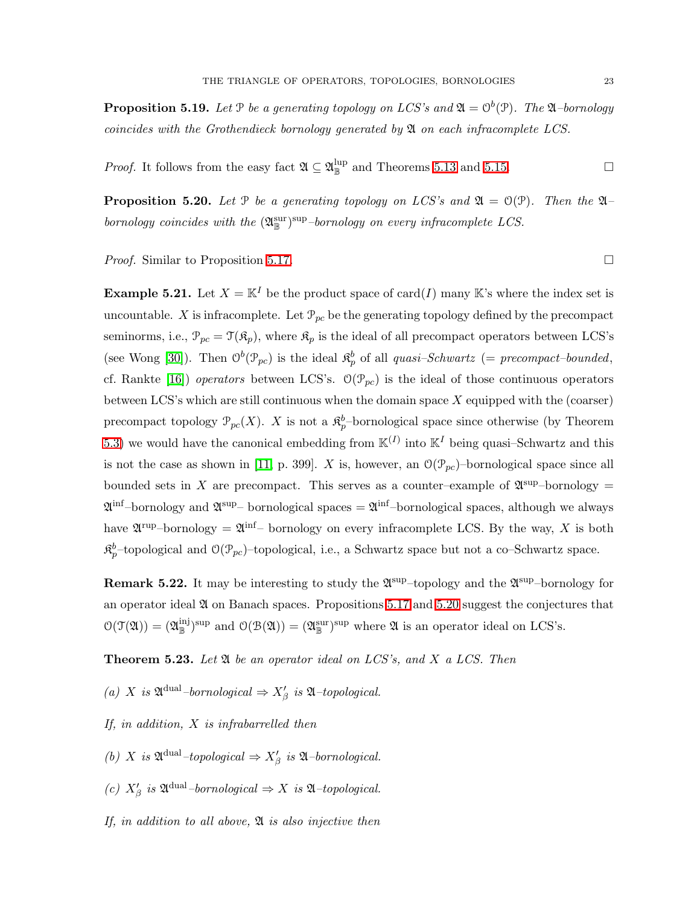**Proposition 5.19.** *Let $\mathcal{P}$ be a generating topology on LCS's and $\mathfrak{A} = \mathcal{O}^b(\mathcal{P})$. The $\mathfrak{A}$–bornology coincides with the Grothendieck bornology generated by $\mathfrak{A}$ on each infracomplete LCS.*

*Proof.* It follows from the easy fact $\mathfrak{A} \subseteq \mathfrak{A}_{\mathbb{B}}^{\text{lup}}$ and Theorems 5.13 and 5.15. □

**Proposition 5.20.** *Let $\mathcal{P}$ be a generating topology on LCS's and $\mathfrak{A} = \mathcal{O}(\mathcal{P})$. Then the $\mathfrak{A}$–bornology coincides with the $(\mathfrak{A}_{\mathbb{B}}^{\text{sur}})^{\text{sup}}$–bornology on every infracomplete LCS.*

*Proof.* Similar to Proposition 5.17. □

**Example 5.21.** Let $X = \mathbb{K}^I$ be the product space of card$(I)$ many $\mathbb{K}$'s where the index set is uncountable. $X$ is infracomplete. Let $\mathcal{P}_{pc}$ be the generating topology defined by the precompact seminorms, i.e., $\mathcal{P}_{pc} = \mathcal{T}(\mathfrak{K}_p)$, where $\mathfrak{K}_p$ is the ideal of all precompact operators between LCS's (see Wong [30]). Then $\mathcal{O}^b(\mathcal{P}_{pc})$ is the ideal $\mathfrak{K}_p^b$ of all *quasi–Schwartz* (= *precompact–bounded*, cf. Rankte [16]) *operators* between LCS's. $\mathcal{O}(\mathcal{P}_{pc})$ is the ideal of those continuous operators between LCS's which are still continuous when the domain space $X$ equipped with the (coarser) precompact topology $\mathcal{P}_{pc}(X)$. $X$ is not a $\mathfrak{K}_p^b$–bornological space since otherwise (by Theorem 5.3) we would have the canonical embedding from $\mathbb{K}^{(I)}$ into $\mathbb{K}^I$ being quasi–Schwartz and this is not the case as shown in [11, p. 399]. $X$ is, however, an $\mathcal{O}(\mathcal{P}_{pc})$–bornological space since all bounded sets in $X$ are precompact. This serves as a counter–example of $\mathfrak{A}^{\text{sup}}$–bornology = $\mathfrak{A}^{\text{inf}}$–bornology and $\mathfrak{A}^{\text{sup}}$– bornological spaces = $\mathfrak{A}^{\text{inf}}$–bornological spaces, although we always have $\mathfrak{A}^{\text{rup}}$–bornology = $\mathfrak{A}^{\text{inf}}$– bornology on every infracomplete LCS. By the way, $X$ is both $\mathfrak{K}_p^b$–topological and $\mathcal{O}(\mathcal{P}_{pc})$–topological, i.e., a Schwartz space but not a co–Schwartz space.

**Remark 5.22.** It may be interesting to study the $\mathfrak{A}^{\text{sup}}$–topology and the $\mathfrak{A}^{\text{sup}}$–bornology for an operator ideal $\mathfrak{A}$ on Banach spaces. Propositions 5.17 and 5.20 suggest the conjectures that $\mathcal{O}(\mathcal{T}(\mathfrak{A})) = (\mathfrak{A}_{\mathbb{B}}^{\text{inj}})^{\text{sup}}$ and $\mathcal{O}(\mathcal{B}(\mathfrak{A})) = (\mathfrak{A}_{\mathbb{B}}^{\text{sur}})^{\text{sup}}$ where $\mathfrak{A}$ is an operator ideal on LCS's.

**Theorem 5.23.** *Let $\mathfrak{A}$ be an operator ideal on LCS's, and $X$ a LCS. Then*

*(a) $X$ is $\mathfrak{A}^{\text{dual}}$–bornological $\Rightarrow X'_\beta$ is $\mathfrak{A}$–topological.*

*If, in addition, $X$ is infrabarrelled then*

*(b) $X$ is $\mathfrak{A}^{\text{dual}}$–topological $\Rightarrow X'_\beta$ is $\mathfrak{A}$–bornological.*

*(c) $X'_\beta$ is $\mathfrak{A}^{\text{dual}}$–bornological $\Rightarrow X$ is $\mathfrak{A}$–topological.*

*If, in addition to all above, $\mathfrak{A}$ is also injective then*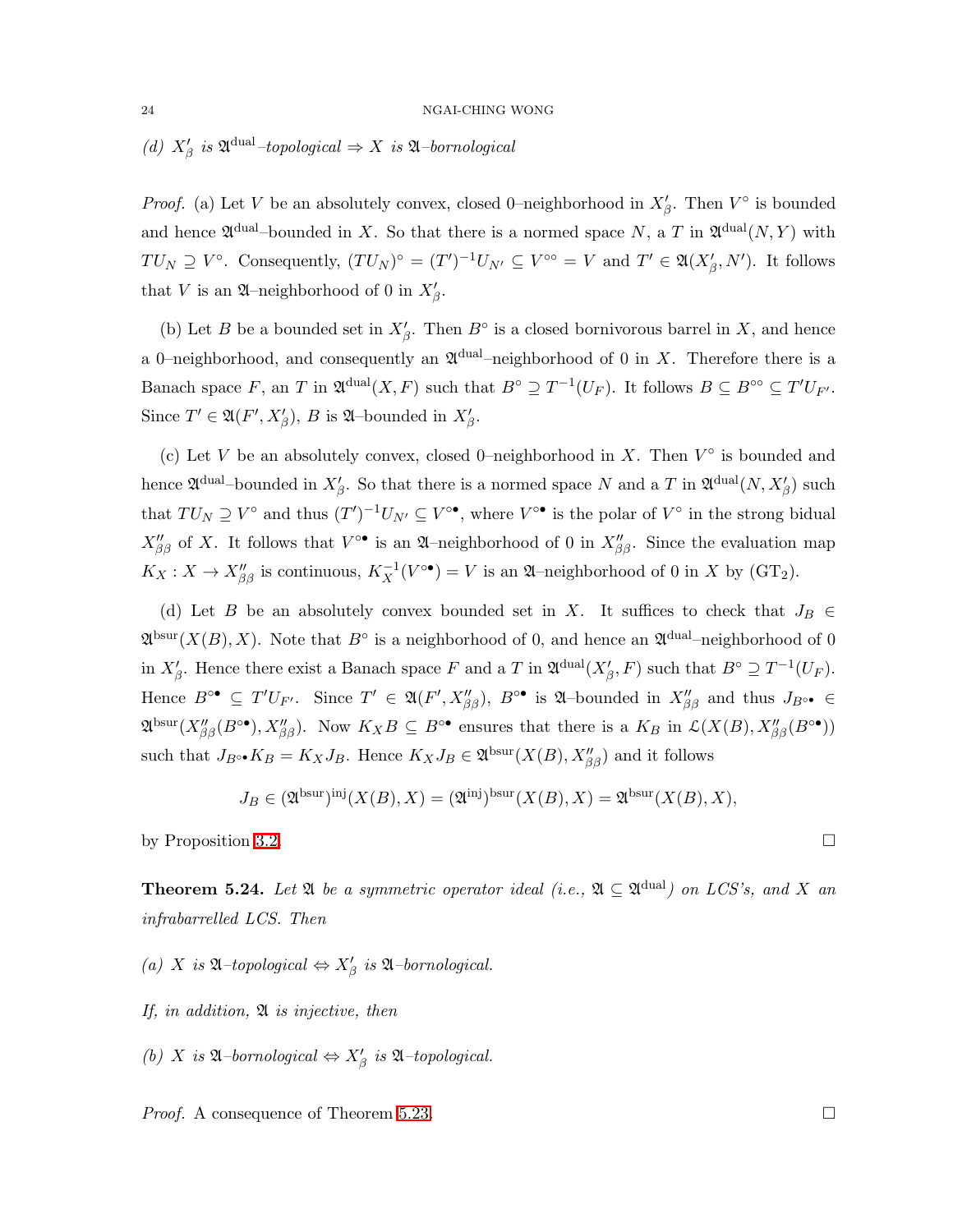*(d) $X'_\beta$ is $\mathfrak{A}^{\mathrm{dual}}$–topological $\Rightarrow$ $X$ is $\mathfrak{A}$–bornological*

*Proof.* (a) Let $V$ be an absolutely convex, closed 0–neighborhood in $X'_\beta$. Then $V^\circ$ is bounded and hence $\mathfrak{A}^{\mathrm{dual}}$–bounded in $X$. So that there is a normed space $N$, a $T$ in $\mathfrak{A}^{\mathrm{dual}}(N, Y)$ with $TU_N \supseteq V^\circ$. Consequently, $(TU_N)^\circ = (T')^{-1}U_{N'} \subseteq V^{\circ\circ} = V$ and $T' \in \mathfrak{A}(X'_\beta, N')$. It follows that $V$ is an $\mathfrak{A}$–neighborhood of 0 in $X'_\beta$.

(b) Let $B$ be a bounded set in $X'_\beta$. Then $B^\circ$ is a closed bornivorous barrel in $X$, and hence a 0–neighborhood, and consequently an $\mathfrak{A}^{\mathrm{dual}}$–neighborhood of 0 in $X$. Therefore there is a Banach space $F$, an $T$ in $\mathfrak{A}^{\mathrm{dual}}(X, F)$ such that $B^\circ \supseteq T^{-1}(U_F)$. It follows $B \subseteq B^{\circ\circ} \subseteq T'U_{F'}$. Since $T' \in \mathfrak{A}(F', X'_\beta)$, $B$ is $\mathfrak{A}$–bounded in $X'_\beta$.

(c) Let $V$ be an absolutely convex, closed 0–neighborhood in $X$. Then $V^\circ$ is bounded and hence $\mathfrak{A}^{\mathrm{dual}}$–bounded in $X'_\beta$. So that there is a normed space $N$ and a $T$ in $\mathfrak{A}^{\mathrm{dual}}(N, X'_\beta)$ such that $TU_N \supseteq V^\circ$ and thus $(T')^{-1}U_{N'} \subseteq V^{\circ\bullet}$, where $V^{\circ\bullet}$ is the polar of $V^\circ$ in the strong bidual $X''_{\beta\beta}$ of $X$. It follows that $V^{\circ\bullet}$ is an $\mathfrak{A}$–neighborhood of 0 in $X''_{\beta\beta}$. Since the evaluation map $K_X : X \to X''_{\beta\beta}$ is continuous, $K_X^{-1}(V^{\circ\bullet}) = V$ is an $\mathfrak{A}$–neighborhood of 0 in $X$ by ($\mathrm{GT}_2$).

(d) Let $B$ be an absolutely convex bounded set in $X$. It suffices to check that $J_B \in \mathfrak{A}^{\mathrm{bsur}}(X(B), X)$. Note that $B^\circ$ is a neighborhood of 0, and hence an $\mathfrak{A}^{\mathrm{dual}}$–neighborhood of 0 in $X'_\beta$. Hence there exist a Banach space $F$ and a $T$ in $\mathfrak{A}^{\mathrm{dual}}(X'_\beta, F)$ such that $B^\circ \supseteq T^{-1}(U_F)$. Hence $B^{\circ\bullet} \subseteq T'U_{F'}$. Since $T' \in \mathfrak{A}(F', X''_{\beta\beta})$, $B^{\circ\bullet}$ is $\mathfrak{A}$–bounded in $X''_{\beta\beta}$ and thus $J_{B^{\circ\bullet}} \in \mathfrak{A}^{\mathrm{bsur}}(X''_{\beta\beta}(B^{\circ\bullet}), X''_{\beta\beta})$. Now $K_X B \subseteq B^{\circ\bullet}$ ensures that there is a $K_B$ in $\mathcal{L}(X(B), X''_{\beta\beta}(B^{\circ\bullet}))$ such that $J_{B^{\circ\bullet}} K_B = K_X J_B$. Hence $K_X J_B \in \mathfrak{A}^{\mathrm{bsur}}(X(B), X''_{\beta\beta})$ and it follows

$$J_B \in (\mathfrak{A}^{\mathrm{bsur}})^{\mathrm{inj}}(X(B), X) = (\mathfrak{A}^{\mathrm{inj}})^{\mathrm{bsur}}(X(B), X) = \mathfrak{A}^{\mathrm{bsur}}(X(B), X),$$

by Proposition 3.2. $\square$

**Theorem 5.24.** *Let $\mathfrak{A}$ be a symmetric operator ideal (i.e., $\mathfrak{A} \subseteq \mathfrak{A}^{\mathrm{dual}}$) on LCS's, and $X$ an infrabarrelled LCS. Then*

*(a) $X$ is $\mathfrak{A}$–topological $\Leftrightarrow$ $X'_\beta$ is $\mathfrak{A}$–bornological.*

*If, in addition, $\mathfrak{A}$ is injective, then*

*(b) $X$ is $\mathfrak{A}$–bornological $\Leftrightarrow$ $X'_\beta$ is $\mathfrak{A}$–topological.*

*Proof.* A consequence of Theorem 5.23. $\square$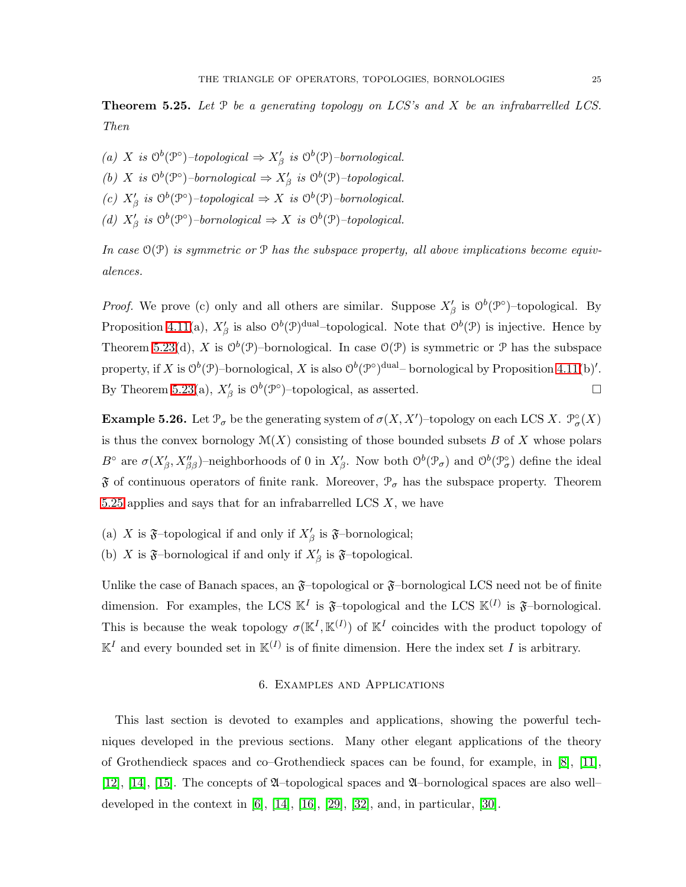**Theorem 5.25.** *Let $\mathcal{P}$ be a generating topology on LCS's and $X$ be an infrabarrelled LCS. Then*

*(a) $X$ is $\mathcal{O}^b(\mathcal{P}^\circ)$–topological $\Rightarrow X'_\beta$ is $\mathcal{O}^b(\mathcal{P})$–bornological.*
*(b) $X$ is $\mathcal{O}^b(\mathcal{P}^\circ)$–bornological $\Rightarrow X'_\beta$ is $\mathcal{O}^b(\mathcal{P})$–topological.*
*(c) $X'_\beta$ is $\mathcal{O}^b(\mathcal{P}^\circ)$–topological $\Rightarrow X$ is $\mathcal{O}^b(\mathcal{P})$–bornological.*
*(d) $X'_\beta$ is $\mathcal{O}^b(\mathcal{P}^\circ)$–bornological $\Rightarrow X$ is $\mathcal{O}^b(\mathcal{P})$–topological.*

*In case $\mathcal{O}(\mathcal{P})$ is symmetric or $\mathcal{P}$ has the subspace property, all above implications become equivalences.*

*Proof.* We prove (c) only and all others are similar. Suppose $X'_\beta$ is $\mathcal{O}^b(\mathcal{P}^\circ)$–topological. By Proposition 4.11(a), $X'_\beta$ is also $\mathcal{O}^b(\mathcal{P})^{\text{dual}}$–topological. Note that $\mathcal{O}^b(\mathcal{P})$ is injective. Hence by Theorem 5.23(d), $X$ is $\mathcal{O}^b(\mathcal{P})$–bornological. In case $\mathcal{O}(\mathcal{P})$ is symmetric or $\mathcal{P}$ has the subspace property, if $X$ is $\mathcal{O}^b(\mathcal{P})$–bornological, $X$ is also $\mathcal{O}^b(\mathcal{P}^\circ)^{\text{dual}}$– bornological by Proposition 4.11(b)$'$. By Theorem 5.23(a), $X'_\beta$ is $\mathcal{O}^b(\mathcal{P}^\circ)$–topological, as asserted. □

**Example 5.26.** Let $\mathcal{P}_\sigma$ be the generating system of $\sigma(X, X')$–topology on each LCS $X$. $\mathcal{P}^\circ_\sigma(X)$ is thus the convex bornology $\mathcal{M}(X)$ consisting of those bounded subsets $B$ of $X$ whose polars $B^\circ$ are $\sigma(X'_\beta, X''_{\beta\beta})$–neighborhoods of 0 in $X'_\beta$. Now both $\mathcal{O}^b(\mathcal{P}_\sigma)$ and $\mathcal{O}^b(\mathcal{P}^\circ_\sigma)$ define the ideal $\mathfrak{F}$ of continuous operators of finite rank. Moreover, $\mathcal{P}_\sigma$ has the subspace property. Theorem 5.25 applies and says that for an infrabarrelled LCS $X$, we have

(a) $X$ is $\mathfrak{F}$–topological if and only if $X'_\beta$ is $\mathfrak{F}$–bornological;
(b) $X$ is $\mathfrak{F}$–bornological if and only if $X'_\beta$ is $\mathfrak{F}$–topological.

Unlike the case of Banach spaces, an $\mathfrak{F}$–topological or $\mathfrak{F}$–bornological LCS need not be of finite dimension. For examples, the LCS $\mathbb{K}^I$ is $\mathfrak{F}$–topological and the LCS $\mathbb{K}^{(I)}$ is $\mathfrak{F}$–bornological. This is because the weak topology $\sigma(\mathbb{K}^I, \mathbb{K}^{(I)})$ of $\mathbb{K}^I$ coincides with the product topology of $\mathbb{K}^I$ and every bounded set in $\mathbb{K}^{(I)}$ is of finite dimension. Here the index set $I$ is arbitrary.

## 6. Examples and Applications

This last section is devoted to examples and applications, showing the powerful techniques developed in the previous sections. Many other elegant applications of the theory of Grothendieck spaces and co–Grothendieck spaces can be found, for example, in [8], [11], [12], [14], [15]. The concepts of $\mathfrak{A}$–topological spaces and $\mathfrak{A}$–bornological spaces are also well–developed in the context in [6], [14], [16], [29], [32], and, in particular, [30].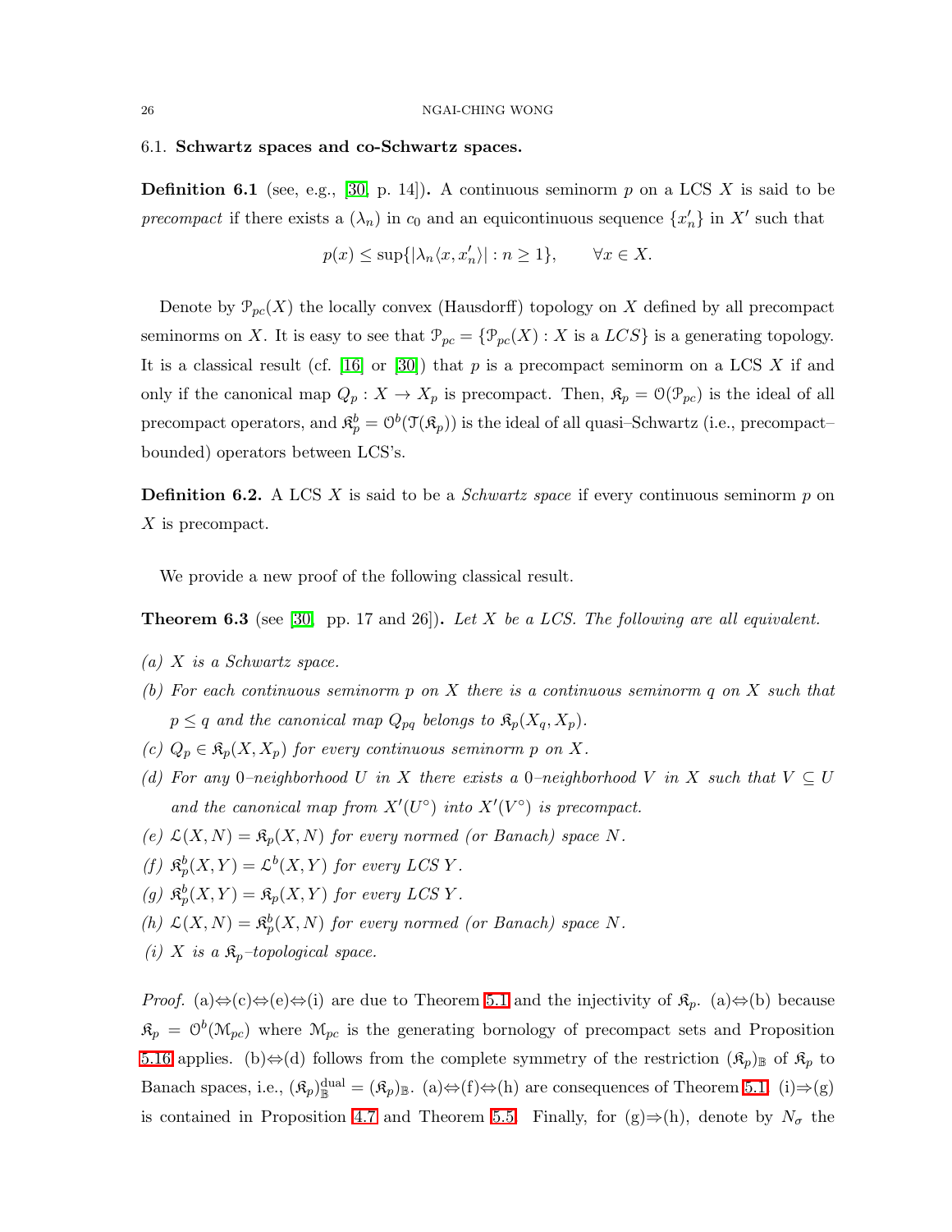### 6.1. **Schwartz spaces and co-Schwartz spaces.**

**Definition 6.1** (see, e.g., [30, p. 14])**.** A continuous seminorm $p$ on a LCS $X$ is said to be *precompact* if there exists a $(\lambda_n)$ in $c_0$ and an equicontinuous sequence $\{x'_n\}$ in $X'$ such that

$$p(x) \leq \sup\{|\lambda_n \langle x, x'_n \rangle| : n \geq 1\}, \qquad \forall x \in X.$$

Denote by $\mathcal{P}_{pc}(X)$ the locally convex (Hausdorff) topology on $X$ defined by all precompact seminorms on $X$. It is easy to see that $\mathcal{P}_{pc} = \{\mathcal{P}_{pc}(X) : X \text{ is a } LCS\}$ is a generating topology. It is a classical result (cf. [16] or [30]) that $p$ is a precompact seminorm on a LCS $X$ if and only if the canonical map $Q_p : X \to X_p$ is precompact. Then, $\mathfrak{K}_p = \mathcal{O}(\mathcal{P}_{pc})$ is the ideal of all precompact operators, and $\mathfrak{K}_p^b = \mathcal{O}^b(\mathcal{T}(\mathfrak{K}_p))$ is the ideal of all quasi–Schwartz (i.e., precompact–bounded) operators between LCS's.

**Definition 6.2.** A LCS $X$ is said to be a *Schwartz space* if every continuous seminorm $p$ on $X$ is precompact.

We provide a new proof of the following classical result.

**Theorem 6.3** (see [30, pp. 17 and 26])**.** *Let $X$ be a LCS. The following are all equivalent.*

- *(a) $X$ is a Schwartz space.*
- *(b) For each continuous seminorm $p$ on $X$ there is a continuous seminorm $q$ on $X$ such that $p \leq q$ and the canonical map $Q_{pq}$ belongs to $\mathfrak{K}_p(X_q, X_p)$.*
- *(c) $Q_p \in \mathfrak{K}_p(X, X_p)$ for every continuous seminorm $p$ on $X$.*
- *(d) For any $0$–neighborhood $U$ in $X$ there exists a $0$–neighborhood $V$ in $X$ such that $V \subseteq U$ and the canonical map from $X'(U^\circ)$ into $X'(V^\circ)$ is precompact.*
- *(e) $\mathcal{L}(X, N) = \mathfrak{K}_p(X, N)$ for every normed (or Banach) space $N$.*
- *(f) $\mathfrak{K}_p^b(X, Y) = \mathcal{L}^b(X, Y)$ for every LCS $Y$.*
- *(g) $\mathfrak{K}_p^b(X, Y) = \mathfrak{K}_p(X, Y)$ for every LCS $Y$.*
- *(h) $\mathcal{L}(X, N) = \mathfrak{K}_p^b(X, N)$ for every normed (or Banach) space $N$.*
- *(i) $X$ is a $\mathfrak{K}_p$–topological space.*

*Proof.* (a)⇔(c)⇔(e)⇔(i) are due to Theorem 5.1 and the injectivity of $\mathfrak{K}_p$. (a)⇔(b) because $\mathfrak{K}_p = \mathcal{O}^b(\mathcal{M}_{pc})$ where $\mathcal{M}_{pc}$ is the generating bornology of precompact sets and Proposition 5.16 applies. (b)⇔(d) follows from the complete symmetry of the restriction $(\mathfrak{K}_p)_{\mathbb{B}}$ of $\mathfrak{K}_p$ to Banach spaces, i.e., $(\mathfrak{K}_p)_{\mathbb{B}}^{\text{dual}} = (\mathfrak{K}_p)_{\mathbb{B}}$. (a)⇔(f)⇔(h) are consequences of Theorem 5.1. (i)⇒(g) is contained in Proposition 4.7 and Theorem 5.5. Finally, for (g)⇒(h), denote by $N_\sigma$ the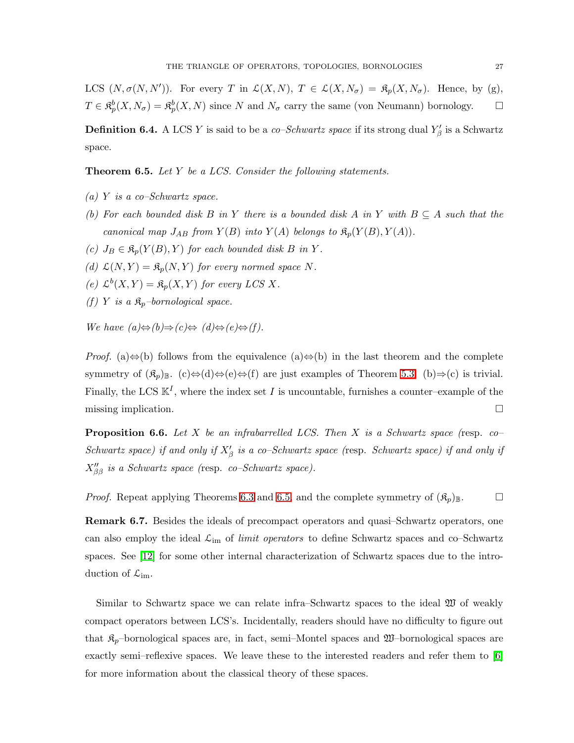LCS $(N, \sigma(N, N'))$. For every $T$ in $\mathcal{L}(X, N)$, $T \in \mathcal{L}(X, N_\sigma) = \mathfrak{K}_p(X, N_\sigma)$. Hence, by (g), $T \in \mathfrak{K}_p^b(X, N_\sigma) = \mathfrak{K}_p^b(X, N)$ since $N$ and $N_\sigma$ carry the same (von Neumann) bornology. $\square$

**Definition 6.4.** A LCS $Y$ is said to be a *co–Schwartz space* if its strong dual $Y'_\beta$ is a Schwartz space.

**Theorem 6.5.** *Let $Y$ be a LCS. Consider the following statements.*

*(a) $Y$ is a co–Schwartz space.*

*(b) For each bounded disk $B$ in $Y$ there is a bounded disk $A$ in $Y$ with $B \subseteq A$ such that the canonical map $J_{AB}$ from $Y(B)$ into $Y(A)$ belongs to $\mathfrak{K}_p(Y(B), Y(A))$.*

*(c) $J_B \in \mathfrak{K}_p(Y(B), Y)$ for each bounded disk $B$ in $Y$.*

*(d) $\mathcal{L}(N, Y) = \mathfrak{K}_p(N, Y)$ for every normed space $N$.*

*(e) $\mathcal{L}^b(X, Y) = \mathfrak{K}_p(X, Y)$ for every LCS $X$.*

*(f) $Y$ is a $\mathfrak{K}_p$–bornological space.*

*We have (a)⇔(b)⇒(c)⇔ (d)⇔(e)⇔(f).*

*Proof.* (a)⇔(b) follows from the equivalence (a)⇔(b) in the last theorem and the complete symmetry of $(\mathfrak{K}_p)_{\mathbb{B}}$. (c)⇔(d)⇔(e)⇔(f) are just examples of Theorem 5.3. (b)⇒(c) is trivial. Finally, the LCS $\mathbb{K}^I$, where the index set $I$ is uncountable, furnishes a counter–example of the missing implication. $\square$

**Proposition 6.6.** *Let $X$ be an infrabarrelled LCS. Then $X$ is a Schwartz space (*resp. *co–Schwartz space) if and only if $X'_\beta$ is a co–Schwartz space (*resp. *Schwartz space) if and only if $X''_{\beta\beta}$ is a Schwartz space (*resp. *co–Schwartz space).*

*Proof.* Repeat applying Theorems 6.3 and 6.5, and the complete symmetry of $(\mathfrak{K}_p)_{\mathbb{B}}$. $\square$

**Remark 6.7.** Besides the ideals of precompact operators and quasi–Schwartz operators, one can also employ the ideal $\mathcal{L}_{\text{im}}$ of *limit operators* to define Schwartz spaces and co–Schwartz spaces. See [12] for some other internal characterization of Schwartz spaces due to the introduction of $\mathcal{L}_{\text{im}}$.

Similar to Schwartz space we can relate infra–Schwartz spaces to the ideal $\mathfrak{W}$ of weakly compact operators between LCS's. Incidentally, readers should have no difficulty to figure out that $\mathfrak{K}_p$–bornological spaces are, in fact, semi–Montel spaces and $\mathfrak{W}$–bornological spaces are exactly semi–reflexive spaces. We leave these to the interested readers and refer them to [6] for more information about the classical theory of these spaces.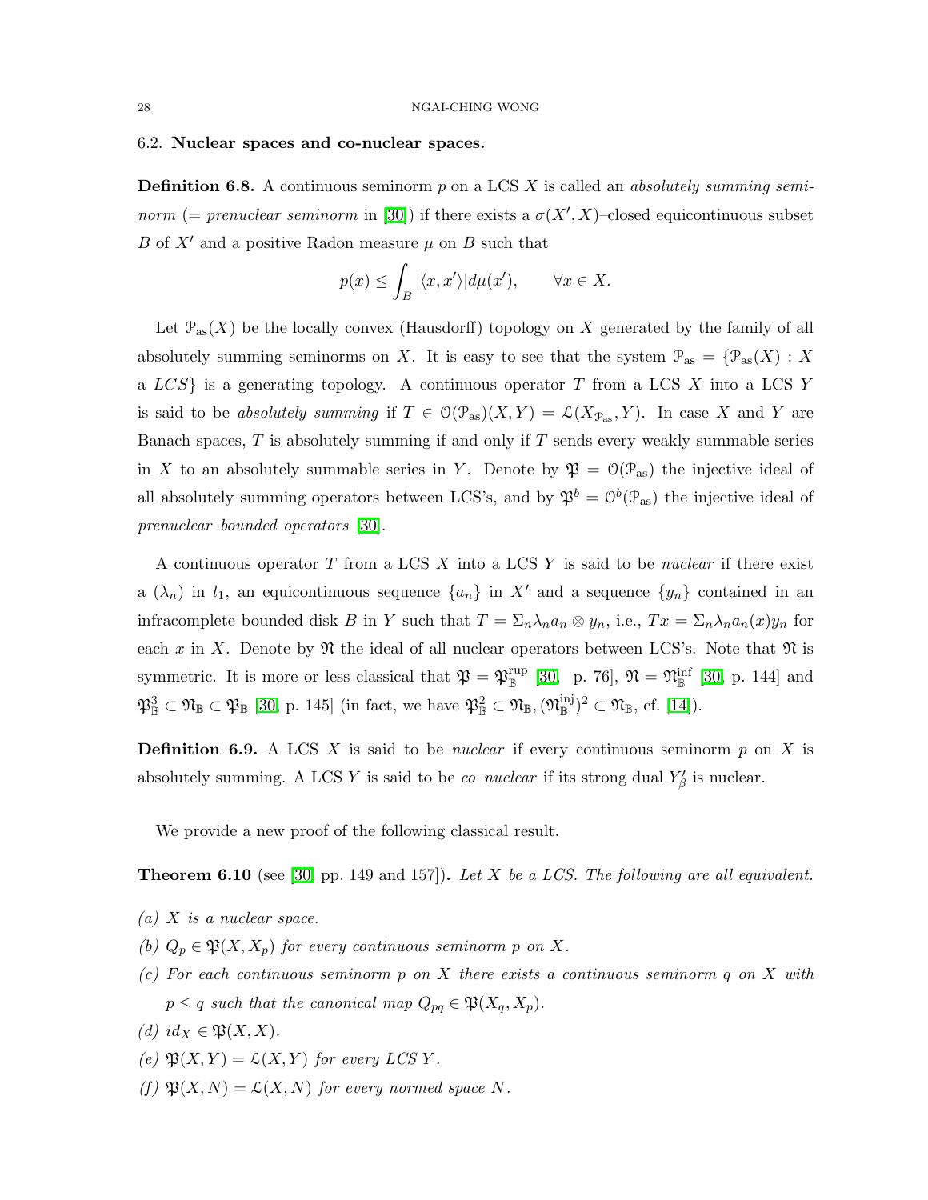### 6.2. **Nuclear spaces and co-nuclear spaces.**

**Definition 6.8.** A continuous seminorm $p$ on a LCS $X$ is called an *absolutely summing seminorm* (= *prenuclear seminorm* in [30]) if there exists a $\sigma(X', X)$–closed equicontinuous subset $B$ of $X'$ and a positive Radon measure $\mu$ on $B$ such that

$$p(x) \leq \int_B |\langle x, x' \rangle| d\mu(x'), \qquad \forall x \in X.$$

Let $\mathcal{P}_{\text{as}}(X)$ be the locally convex (Hausdorff) topology on $X$ generated by the family of all absolutely summing seminorms on $X$. It is easy to see that the system $\mathcal{P}_{\text{as}} = \{\mathcal{P}_{\text{as}}(X) : X \text{ a } LCS\}$ is a generating topology. A continuous operator $T$ from a LCS $X$ into a LCS $Y$ is said to be *absolutely summing* if $T \in \mathcal{O}(\mathcal{P}_{\text{as}})(X, Y) = \mathcal{L}(X_{\mathcal{P}_{\text{as}}}, Y)$. In case $X$ and $Y$ are Banach spaces, $T$ is absolutely summing if and only if $T$ sends every weakly summable series in $X$ to an absolutely summable series in $Y$. Denote by $\mathfrak{P} = \mathcal{O}(\mathcal{P}_{\text{as}})$ the injective ideal of all absolutely summing operators between LCS's, and by $\mathfrak{P}^b = \mathcal{O}^b(\mathcal{P}_{\text{as}})$ the injective ideal of *prenuclear–bounded operators* [30].

A continuous operator $T$ from a LCS $X$ into a LCS $Y$ is said to be *nuclear* if there exist a $(\lambda_n)$ in $l_1$, an equicontinuous sequence $\{a_n\}$ in $X'$ and a sequence $\{y_n\}$ contained in an infracomplete bounded disk $B$ in $Y$ such that $T = \Sigma_n \lambda_n a_n \otimes y_n$, i.e., $Tx = \Sigma_n \lambda_n a_n(x) y_n$ for each $x$ in $X$. Denote by $\mathfrak{N}$ the ideal of all nuclear operators between LCS's. Note that $\mathfrak{N}$ is symmetric. It is more or less classical that $\mathfrak{P} = \mathfrak{P}_{\mathbb{B}}^{\text{rup}}$ [30, p. 76], $\mathfrak{N} = \mathfrak{N}_{\mathbb{B}}^{\text{inf}}$ [30, p. 144] and $\mathfrak{P}_{\mathbb{B}}^3 \subset \mathfrak{N}_{\mathbb{B}} \subset \mathfrak{P}_{\mathbb{B}}$ [30, p. 145] (in fact, we have $\mathfrak{P}_{\mathbb{B}}^2 \subset \mathfrak{N}_{\mathbb{B}}, (\mathfrak{N}_{\mathbb{B}}^{\text{inj}})^2 \subset \mathfrak{N}_{\mathbb{B}}$, cf. [14]).

**Definition 6.9.** A LCS $X$ is said to be *nuclear* if every continuous seminorm $p$ on $X$ is absolutely summing. A LCS $Y$ is said to be *co–nuclear* if its strong dual $Y'_\beta$ is nuclear.

We provide a new proof of the following classical result.

**Theorem 6.10** (see [30, pp. 149 and 157])**.** *Let $X$ be a LCS. The following are all equivalent.*

*(a) $X$ is a nuclear space.*

*(b) $Q_p \in \mathfrak{P}(X, X_p)$ for every continuous seminorm $p$ on $X$.*

*(c) For each continuous seminorm $p$ on $X$ there exists a continuous seminorm $q$ on $X$ with $p \leq q$ such that the canonical map $Q_{pq} \in \mathfrak{P}(X_q, X_p)$.*

*(d) $id_X \in \mathfrak{P}(X, X)$.*

*(e) $\mathfrak{P}(X, Y) = \mathcal{L}(X, Y)$ for every LCS $Y$.*

*(f) $\mathfrak{P}(X, N) = \mathcal{L}(X, N)$ for every normed space $N$.*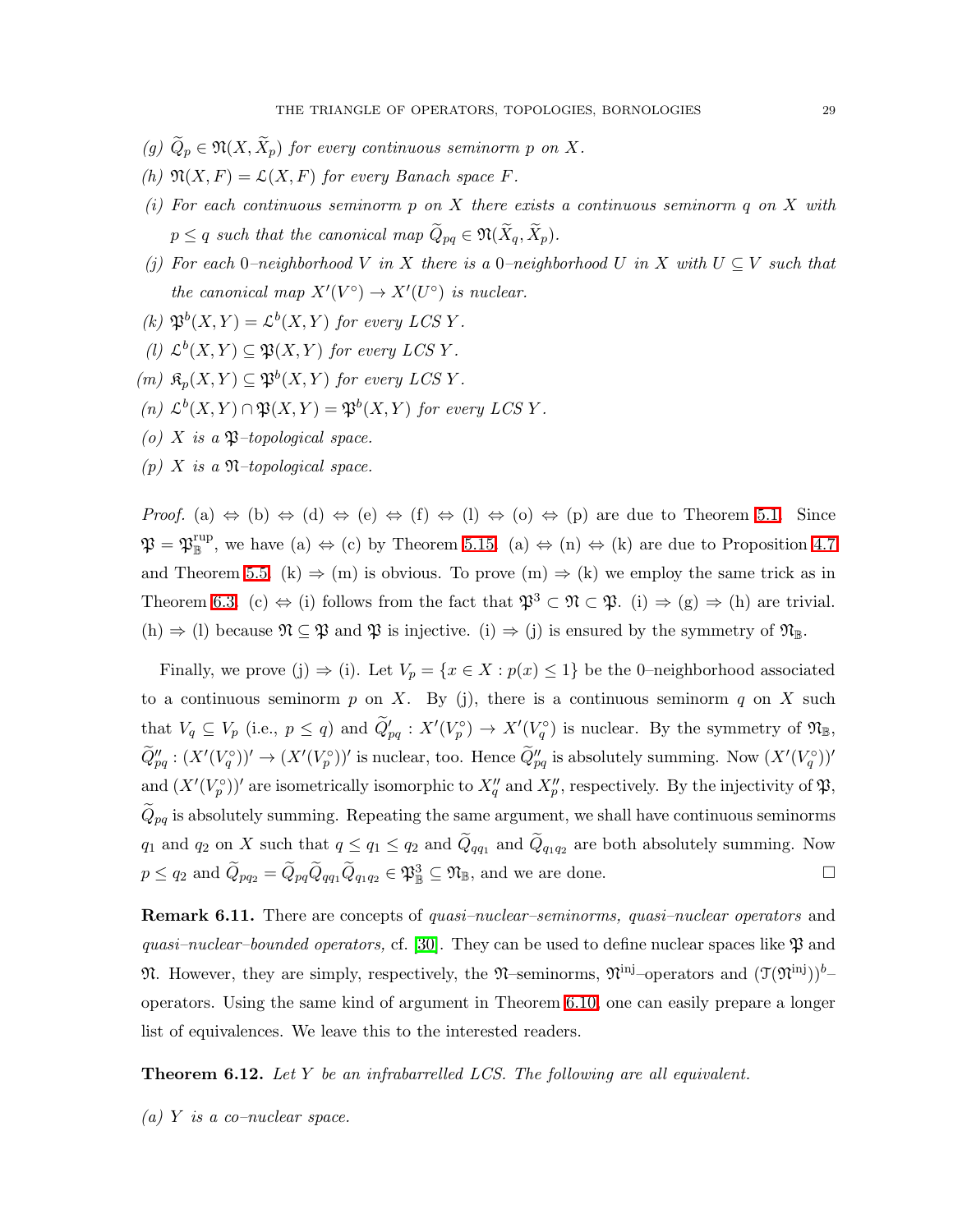*(g)* $\widetilde{Q}_p \in \mathfrak{N}(X, \widetilde{X}_p)$ *for every continuous seminorm* $p$ *on* $X$*.*

*(h)* $\mathfrak{N}(X, F) = \mathcal{L}(X, F)$ *for every Banach space* $F$*.*

*(i) For each continuous seminorm* $p$ *on* $X$ *there exists a continuous seminorm* $q$ *on* $X$ *with* $p \leq q$ *such that the canonical map* $\widetilde{Q}_{pq} \in \mathfrak{N}(\widetilde{X}_q, \widetilde{X}_p)$*.*

*(j) For each* $0$*–neighborhood* $V$ *in* $X$ *there is a* $0$*–neighborhood* $U$ *in* $X$ *with* $U \subseteq V$ *such that the canonical map* $X'(V^\circ) \to X'(U^\circ)$ *is nuclear.*

*(k)* $\mathfrak{P}^b(X, Y) = \mathcal{L}^b(X, Y)$ *for every LCS* $Y$*.*

*(l)* $\mathcal{L}^b(X, Y) \subseteq \mathfrak{P}(X, Y)$ *for every LCS* $Y$*.*

*(m)* $\mathfrak{K}_p(X, Y) \subseteq \mathfrak{P}^b(X, Y)$ *for every LCS* $Y$*.*

*(n)* $\mathcal{L}^b(X, Y) \cap \mathfrak{P}(X, Y) = \mathfrak{P}^b(X, Y)$ *for every LCS* $Y$*.*

*(o)* $X$ *is a* $\mathfrak{P}$*–topological space.*

*(p)* $X$ *is a* $\mathfrak{N}$*–topological space.*

*Proof.* (a) $\Leftrightarrow$ (b) $\Leftrightarrow$ (d) $\Leftrightarrow$ (e) $\Leftrightarrow$ (f) $\Leftrightarrow$ (l) $\Leftrightarrow$ (o) $\Leftrightarrow$ (p) are due to Theorem 5.1. Since $\mathfrak{P} = \mathfrak{P}_{\mathbb{B}}^{\text{rup}}$, we have (a) $\Leftrightarrow$ (c) by Theorem 5.15. (a) $\Leftrightarrow$ (n) $\Leftrightarrow$ (k) are due to Proposition 4.7 and Theorem 5.5. (k) $\Rightarrow$ (m) is obvious. To prove (m) $\Rightarrow$ (k) we employ the same trick as in Theorem 6.3. (c) $\Leftrightarrow$ (i) follows from the fact that $\mathfrak{P}^3 \subset \mathfrak{N} \subset \mathfrak{P}$. (i) $\Rightarrow$ (g) $\Rightarrow$ (h) are trivial. (h) $\Rightarrow$ (l) because $\mathfrak{N} \subseteq \mathfrak{P}$ and $\mathfrak{P}$ is injective. (i) $\Rightarrow$ (j) is ensured by the symmetry of $\mathfrak{N}_{\mathbb{B}}$.

Finally, we prove (j) $\Rightarrow$ (i). Let $V_p = \{x \in X : p(x) \leq 1\}$ be the $0$–neighborhood associated to a continuous seminorm $p$ on $X$. By (j), there is a continuous seminorm $q$ on $X$ such that $V_q \subseteq V_p$ (i.e., $p \leq q$) and $\widetilde{Q}'_{pq} : X'(V_p^\circ) \to X'(V_q^\circ)$ is nuclear. By the symmetry of $\mathfrak{N}_{\mathbb{B}}$, $\widetilde{Q}''_{pq} : (X'(V_q^\circ))' \to (X'(V_p^\circ))'$ is nuclear, too. Hence $\widetilde{Q}''_{pq}$ is absolutely summing. Now $(X'(V_q^\circ))'$ and $(X'(V_p^\circ))'$ are isometrically isomorphic to $X''_q$ and $X''_p$, respectively. By the injectivity of $\mathfrak{P}$, $\widetilde{Q}_{pq}$ is absolutely summing. Repeating the same argument, we shall have continuous seminorms $q_1$ and $q_2$ on $X$ such that $q \leq q_1 \leq q_2$ and $\widetilde{Q}_{qq_1}$ and $\widetilde{Q}_{q_1q_2}$ are both absolutely summing. Now $p \leq q_2$ and $\widetilde{Q}_{pq_2} = \widetilde{Q}_{pq}\widetilde{Q}_{qq_1}\widetilde{Q}_{q_1q_2} \in \mathfrak{P}_{\mathbb{B}}^3 \subseteq \mathfrak{N}_{\mathbb{B}}$, and we are done. $\square$

**Remark 6.11.** There are concepts of *quasi–nuclear–seminorms, quasi–nuclear operators* and *quasi–nuclear–bounded operators,* cf. [30]. They can be used to define nuclear spaces like $\mathfrak{P}$ and $\mathfrak{N}$. However, they are simply, respectively, the $\mathfrak{N}$–seminorms, $\mathfrak{N}^{\text{inj}}$–operators and $(\mathfrak{T}(\mathfrak{N}^{\text{inj}}))^b$–operators. Using the same kind of argument in Theorem 6.10, one can easily prepare a longer list of equivalences. We leave this to the interested readers.

**Theorem 6.12.** *Let* $Y$ *be an infrabarrelled LCS. The following are all equivalent.*

*(a)* $Y$ *is a co–nuclear space.*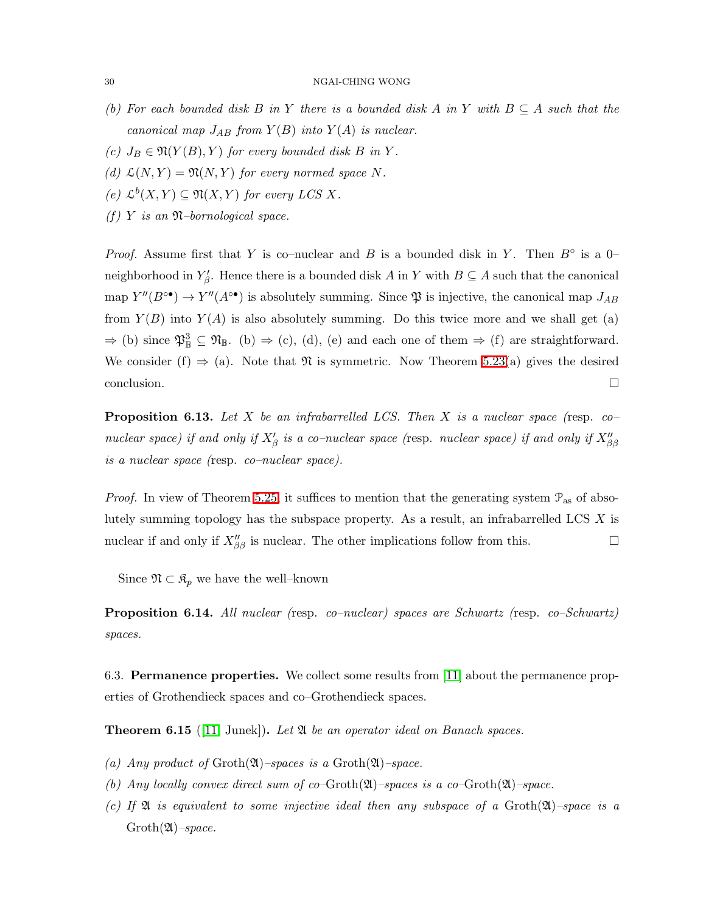*(b) For each bounded disk $B$ in $Y$ there is a bounded disk $A$ in $Y$ with $B \subseteq A$ such that the canonical map $J_{AB}$ from $Y(B)$ into $Y(A)$ is nuclear.*

*(c) $J_B \in \mathfrak{N}(Y(B), Y)$ for every bounded disk $B$ in $Y$.*

*(d) $\mathcal{L}(N, Y) = \mathfrak{N}(N, Y)$ for every normed space $N$.*

*(e) $\mathcal{L}^b(X, Y) \subseteq \mathfrak{N}(X, Y)$ for every LCS $X$.*

*(f) $Y$ is an $\mathfrak{N}$–bornological space.*

*Proof.* Assume first that $Y$ is co–nuclear and $B$ is a bounded disk in $Y$. Then $B^\circ$ is a 0–neighborhood in $Y'_\beta$. Hence there is a bounded disk $A$ in $Y$ with $B \subseteq A$ such that the canonical map $Y''(B^{\circ\bullet}) \to Y''(A^{\circ\bullet})$ is absolutely summing. Since $\mathfrak{P}$ is injective, the canonical map $J_{AB}$ from $Y(B)$ into $Y(A)$ is also absolutely summing. Do this twice more and we shall get (a) $\Rightarrow$ (b) since $\mathfrak{P}^3_{\mathbb{B}} \subseteq \mathfrak{N}_{\mathbb{B}}$. (b) $\Rightarrow$ (c), (d), (e) and each one of them $\Rightarrow$ (f) are straightforward. We consider (f) $\Rightarrow$ (a). Note that $\mathfrak{N}$ is symmetric. Now Theorem 5.23(a) gives the desired conclusion. $\square$

**Proposition 6.13.** *Let $X$ be an infrabarrelled LCS. Then $X$ is a nuclear space (*resp. *co–nuclear space) if and only if $X'_\beta$ is a co–nuclear space (*resp. *nuclear space) if and only if $X''_{\beta\beta}$ is a nuclear space (*resp. *co–nuclear space).*

*Proof.* In view of Theorem 5.25, it suffices to mention that the generating system $\mathcal{P}_{\rm as}$ of absolutely summing topology has the subspace property. As a result, an infrabarrelled LCS $X$ is nuclear if and only if $X''_{\beta\beta}$ is nuclear. The other implications follow from this. $\square$

Since $\mathfrak{N} \subset \mathfrak{K}_p$ we have the well–known

**Proposition 6.14.** *All nuclear (*resp. *co–nuclear) spaces are Schwartz (*resp. *co–Schwartz) spaces.*

6.3. **Permanence properties.** We collect some results from [11] about the permanence properties of Grothendieck spaces and co–Grothendieck spaces.

**Theorem 6.15** ([11, Junek]). *Let $\mathfrak{A}$ be an operator ideal on Banach spaces.*

*(a) Any product of $\mathrm{Groth}(\mathfrak{A})$–spaces is a $\mathrm{Groth}(\mathfrak{A})$–space.*

*(b) Any locally convex direct sum of co–$\mathrm{Groth}(\mathfrak{A})$–spaces is a co–$\mathrm{Groth}(\mathfrak{A})$–space.*

*(c) If $\mathfrak{A}$ is equivalent to some injective ideal then any subspace of a $\mathrm{Groth}(\mathfrak{A})$–space is a $\mathrm{Groth}(\mathfrak{A})$–space.*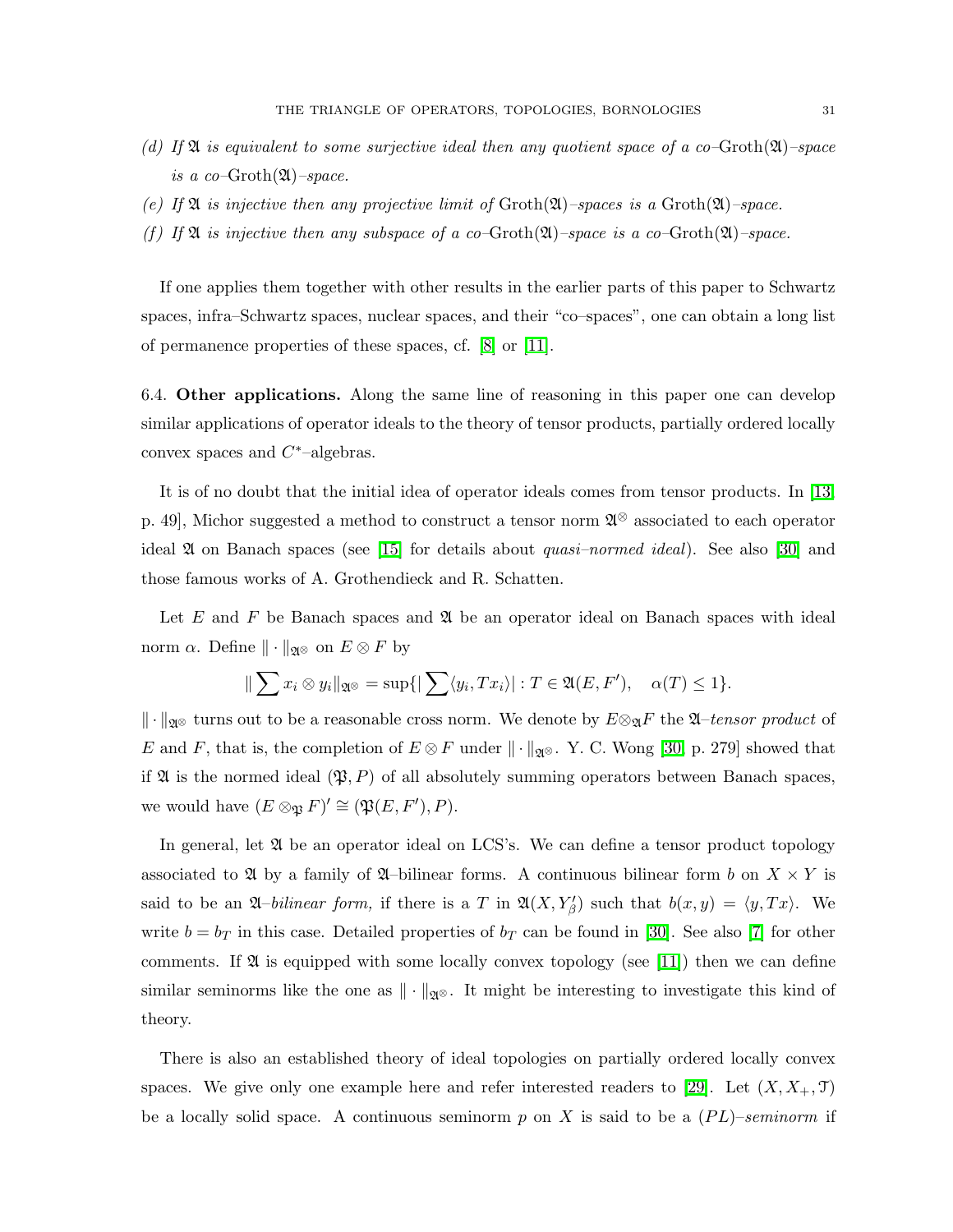*(d) If $\mathfrak{A}$ is equivalent to some surjective ideal then any quotient space of a co–*$\mathrm{Groth}(\mathfrak{A})$*–space is a co–*$\mathrm{Groth}(\mathfrak{A})$*–space.*

*(e) If $\mathfrak{A}$ is injective then any projective limit of* $\mathrm{Groth}(\mathfrak{A})$*–spaces is a* $\mathrm{Groth}(\mathfrak{A})$*–space.*

*(f) If $\mathfrak{A}$ is injective then any subspace of a co–*$\mathrm{Groth}(\mathfrak{A})$*–space is a co–*$\mathrm{Groth}(\mathfrak{A})$*–space.*

If one applies them together with other results in the earlier parts of this paper to Schwartz spaces, infra–Schwartz spaces, nuclear spaces, and their "co–spaces", one can obtain a long list of permanence properties of these spaces, cf. [8] or [11].

6.4. **Other applications.** Along the same line of reasoning in this paper one can develop similar applications of operator ideals to the theory of tensor products, partially ordered locally convex spaces and $C^*$–algebras.

It is of no doubt that the initial idea of operator ideals comes from tensor products. In [13, p. 49], Michor suggested a method to construct a tensor norm $\mathfrak{A}^{\otimes}$ associated to each operator ideal $\mathfrak{A}$ on Banach spaces (see [15] for details about *quasi–normed ideal*). See also [30] and those famous works of A. Grothendieck and R. Schatten.

Let $E$ and $F$ be Banach spaces and $\mathfrak{A}$ be an operator ideal on Banach spaces with ideal norm $\alpha$. Define $\|\cdot\|_{\mathfrak{A}^{\otimes}}$ on $E \otimes F$ by

$$\|\sum x_i \otimes y_i\|_{\mathfrak{A}^{\otimes}} = \sup\{|\sum \langle y_i, Tx_i\rangle| : T \in \mathfrak{A}(E, F'), \quad \alpha(T) \leq 1\}.$$

$\|\cdot\|_{\mathfrak{A}^{\otimes}}$ turns out to be a reasonable cross norm. We denote by $E \otimes_{\mathfrak{A}} F$ the $\mathfrak{A}$*–tensor product* of $E$ and $F$, that is, the completion of $E \otimes F$ under $\|\cdot\|_{\mathfrak{A}^{\otimes}}$. Y. C. Wong [30, p. 279] showed that if $\mathfrak{A}$ is the normed ideal $(\mathfrak{P}, P)$ of all absolutely summing operators between Banach spaces, we would have $(E \otimes_{\mathfrak{P}} F)' \cong (\mathfrak{P}(E, F'), P)$.

In general, let $\mathfrak{A}$ be an operator ideal on LCS's. We can define a tensor product topology associated to $\mathfrak{A}$ by a family of $\mathfrak{A}$–bilinear forms. A continuous bilinear form $b$ on $X \times Y$ is said to be an $\mathfrak{A}$*–bilinear form,* if there is a $T$ in $\mathfrak{A}(X, Y'_\beta)$ such that $b(x, y) = \langle y, Tx\rangle$. We write $b = b_T$ in this case. Detailed properties of $b_T$ can be found in [30]. See also [7] for other comments. If $\mathfrak{A}$ is equipped with some locally convex topology (see [11]) then we can define similar seminorms like the one as $\|\cdot\|_{\mathfrak{A}^{\otimes}}$. It might be interesting to investigate this kind of theory.

There is also an established theory of ideal topologies on partially ordered locally convex spaces. We give only one example here and refer interested readers to [29]. Let $(X, X_+, \mathfrak{T})$ be a locally solid space. A continuous seminorm $p$ on $X$ is said to be a $(PL)$*–seminorm* if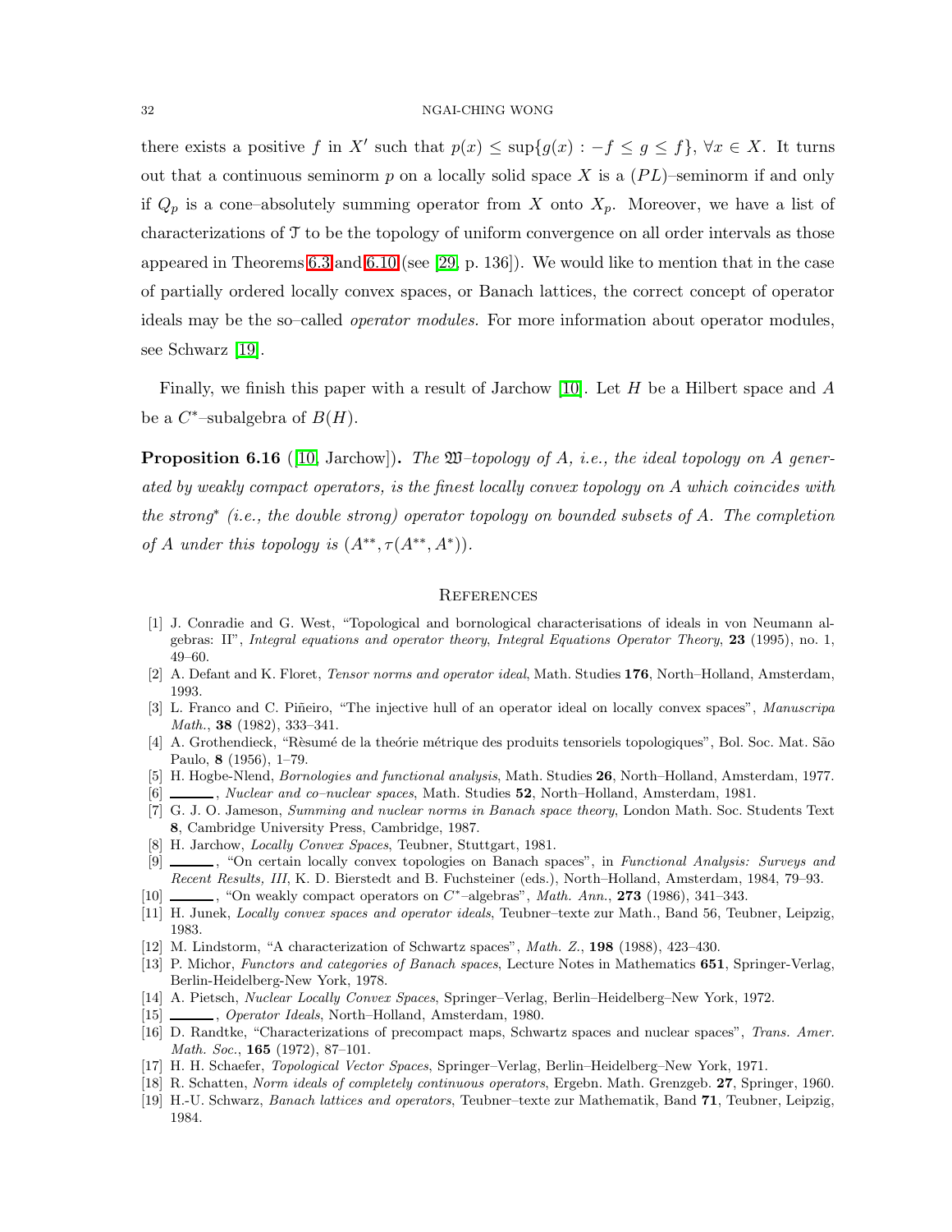there exists a positive $f$ in $X'$ such that $p(x) \leq \sup\{g(x) : -f \leq g \leq f\}$, $\forall x \in X$. It turns out that a continuous seminorm $p$ on a locally solid space $X$ is a $(PL)$–seminorm if and only if $Q_p$ is a cone–absolutely summing operator from $X$ onto $X_p$. Moreover, we have a list of characterizations of $\mathfrak{T}$ to be the topology of uniform convergence on all order intervals as those appeared in Theorems 6.3 and 6.10 (see [29, p. 136]). We would like to mention that in the case of partially ordered locally convex spaces, or Banach lattices, the correct concept of operator ideals may be the so–called *operator modules*. For more information about operator modules, see Schwarz [19].

Finally, we finish this paper with a result of Jarchow [10]. Let $H$ be a Hilbert space and $A$ be a $C^*$–subalgebra of $B(H)$.

**Proposition 6.16** ([10, Jarchow])**.** *The $\mathfrak{W}$–topology of $A$, i.e., the ideal topology on $A$ generated by weakly compact operators, is the finest locally convex topology on $A$ which coincides with the strong$^*$ (i.e., the double strong) operator topology on bounded subsets of $A$. The completion of $A$ under this topology is $(A^{**}, \tau(A^{**}, A^*))$.*

## References

[1] J. Conradie and G. West, "Topological and bornological characterisations of ideals in von Neumann algebras: II", *Integral equations and operator theory, Integral Equations Operator Theory*, **23** (1995), no. 1, 49–60.

[2] A. Defant and K. Floret, *Tensor norms and operator ideal*, Math. Studies **176**, North–Holland, Amsterdam, 1993.

[3] L. Franco and C. Piñeiro, "The injective hull of an operator ideal on locally convex spaces", *Manuscripa Math.*, **38** (1982), 333–341.

[4] A. Grothendieck, "Rèsumé de la theórie métrique des produits tensoriels topologiques", Bol. Soc. Mat. São Paulo, **8** (1956), 1–79.

[5] H. Hogbe-Nlend, *Bornologies and functional analysis*, Math. Studies **26**, North–Holland, Amsterdam, 1977.

[6] ______, *Nuclear and co–nuclear spaces*, Math. Studies **52**, North–Holland, Amsterdam, 1981.

[7] G. J. O. Jameson, *Summing and nuclear norms in Banach space theory*, London Math. Soc. Students Text **8**, Cambridge University Press, Cambridge, 1987.

[8] H. Jarchow, *Locally Convex Spaces*, Teubner, Stuttgart, 1981.

[9] ______, "On certain locally convex topologies on Banach spaces", in *Functional Analysis: Surveys and Recent Results, III*, K. D. Bierstedt and B. Fuchsteiner (eds.), North–Holland, Amsterdam, 1984, 79–93.

[10] ______, "On weakly compact operators on $C^*$–algebras", *Math. Ann.*, **273** (1986), 341–343.

[11] H. Junek, *Locally convex spaces and operator ideals*, Teubner–texte zur Math., Band 56, Teubner, Leipzig, 1983.

[12] M. Lindstorm, "A characterization of Schwartz spaces", *Math. Z.*, **198** (1988), 423–430.

[13] P. Michor, *Functors and categories of Banach spaces*, Lecture Notes in Mathematics **651**, Springer-Verlag, Berlin-Heidelberg-New York, 1978.

[14] A. Pietsch, *Nuclear Locally Convex Spaces*, Springer–Verlag, Berlin–Heidelberg–New York, 1972.

[15] ______, *Operator Ideals*, North–Holland, Amsterdam, 1980.

[16] D. Randtke, "Characterizations of precompact maps, Schwartz spaces and nuclear spaces", *Trans. Amer. Math. Soc.*, **165** (1972), 87–101.

[17] H. H. Schaefer, *Topological Vector Spaces*, Springer–Verlag, Berlin–Heidelberg–New York, 1971.

[18] R. Schatten, *Norm ideals of completely continuous operators*, Ergebn. Math. Grenzgeb. **27**, Springer, 1960.

[19] H.-U. Schwarz, *Banach lattices and operators*, Teubner–texte zur Mathematik, Band **71**, Teubner, Leipzig, 1984.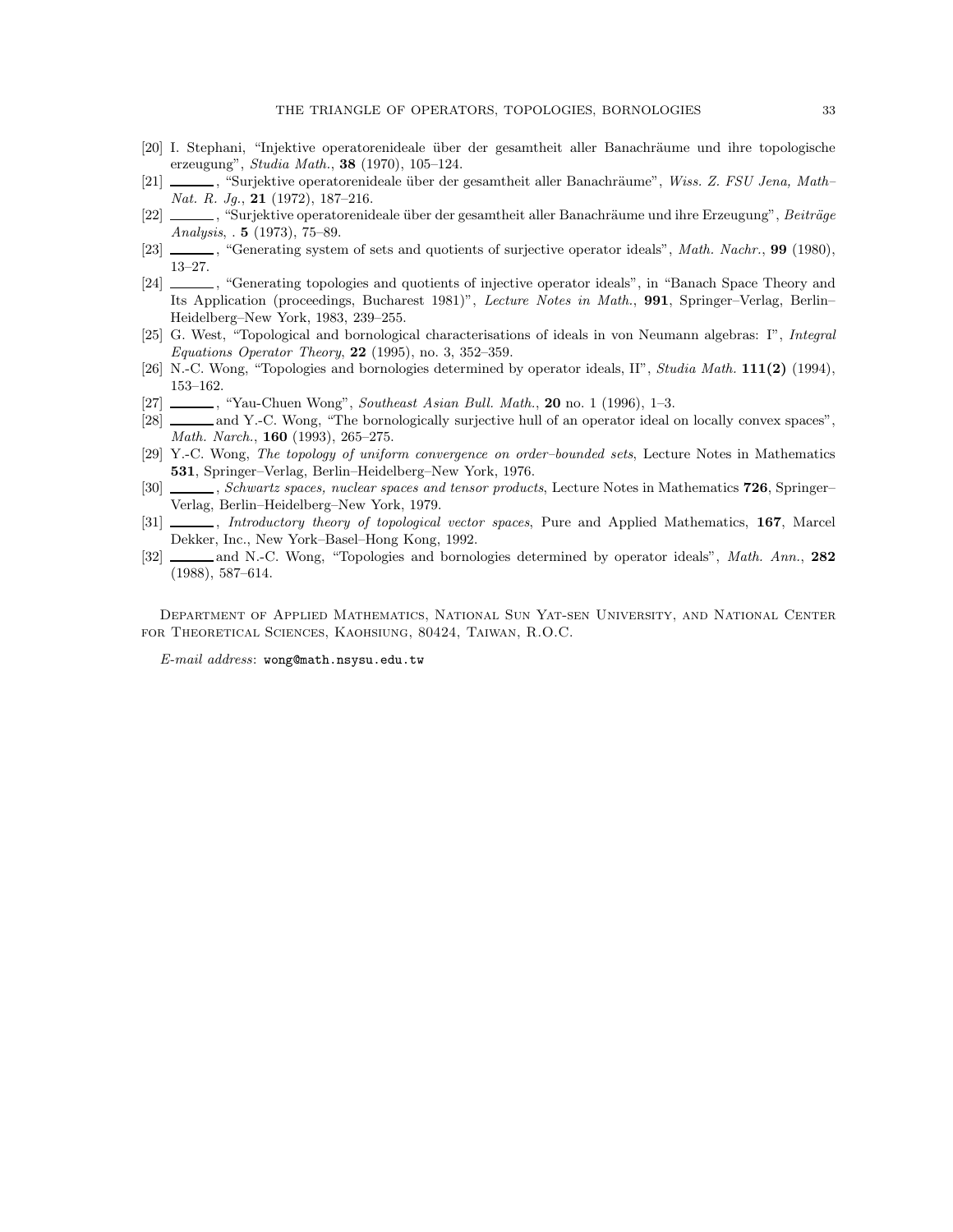[20] I. Stephani, "Injektive operatorenideale über der gesamtheit aller Banachräume und ihre topologische erzeugung", *Studia Math.*, **38** (1970), 105–124.

[21] ______, "Surjektive operatorenideale über der gesamtheit aller Banachräume", *Wiss. Z. FSU Jena, Math–Nat. R. Jg.*, **21** (1972), 187–216.

[22] ______, "Surjektive operatorenideale über der gesamtheit aller Banachräume und ihre Erzeugung", *Beiträge Analysis*, . **5** (1973), 75–89.

[23] ______, "Generating system of sets and quotients of surjective operator ideals", *Math. Nachr.*, **99** (1980), 13–27.

[24] ______, "Generating topologies and quotients of injective operator ideals", in "Banach Space Theory and Its Application (proceedings, Bucharest 1981)", *Lecture Notes in Math.*, **991**, Springer–Verlag, Berlin–Heidelberg–New York, 1983, 239–255.

[25] G. West, "Topological and bornological characterisations of ideals in von Neumann algebras: I", *Integral Equations Operator Theory*, **22** (1995), no. 3, 352–359.

[26] N.-C. Wong, "Topologies and bornologies determined by operator ideals, II", *Studia Math.* **111(2)** (1994), 153–162.

[27] ______, "Yau-Chuen Wong", *Southeast Asian Bull. Math.*, **20** no. 1 (1996), 1–3.

[28] ______ and Y.-C. Wong, "The bornologically surjective hull of an operator ideal on locally convex spaces", *Math. Narch.*, **160** (1993), 265–275.

[29] Y.-C. Wong, *The topology of uniform convergence on order–bounded sets*, Lecture Notes in Mathematics **531**, Springer–Verlag, Berlin–Heidelberg–New York, 1976.

[30] ______, *Schwartz spaces, nuclear spaces and tensor products*, Lecture Notes in Mathematics **726**, Springer–Verlag, Berlin–Heidelberg–New York, 1979.

[31] ______, *Introductory theory of topological vector spaces*, Pure and Applied Mathematics, **167**, Marcel Dekker, Inc., New York–Basel–Hong Kong, 1992.

[32] ______ and N.-C. Wong, "Topologies and bornologies determined by operator ideals", *Math. Ann.*, **282** (1988), 587–614.

Department of Applied Mathematics, National Sun Yat-sen University, and National Center for Theoretical Sciences, Kaohsiung, 80424, Taiwan, R.O.C.

*E-mail address*: wong@math.nsysu.edu.tw